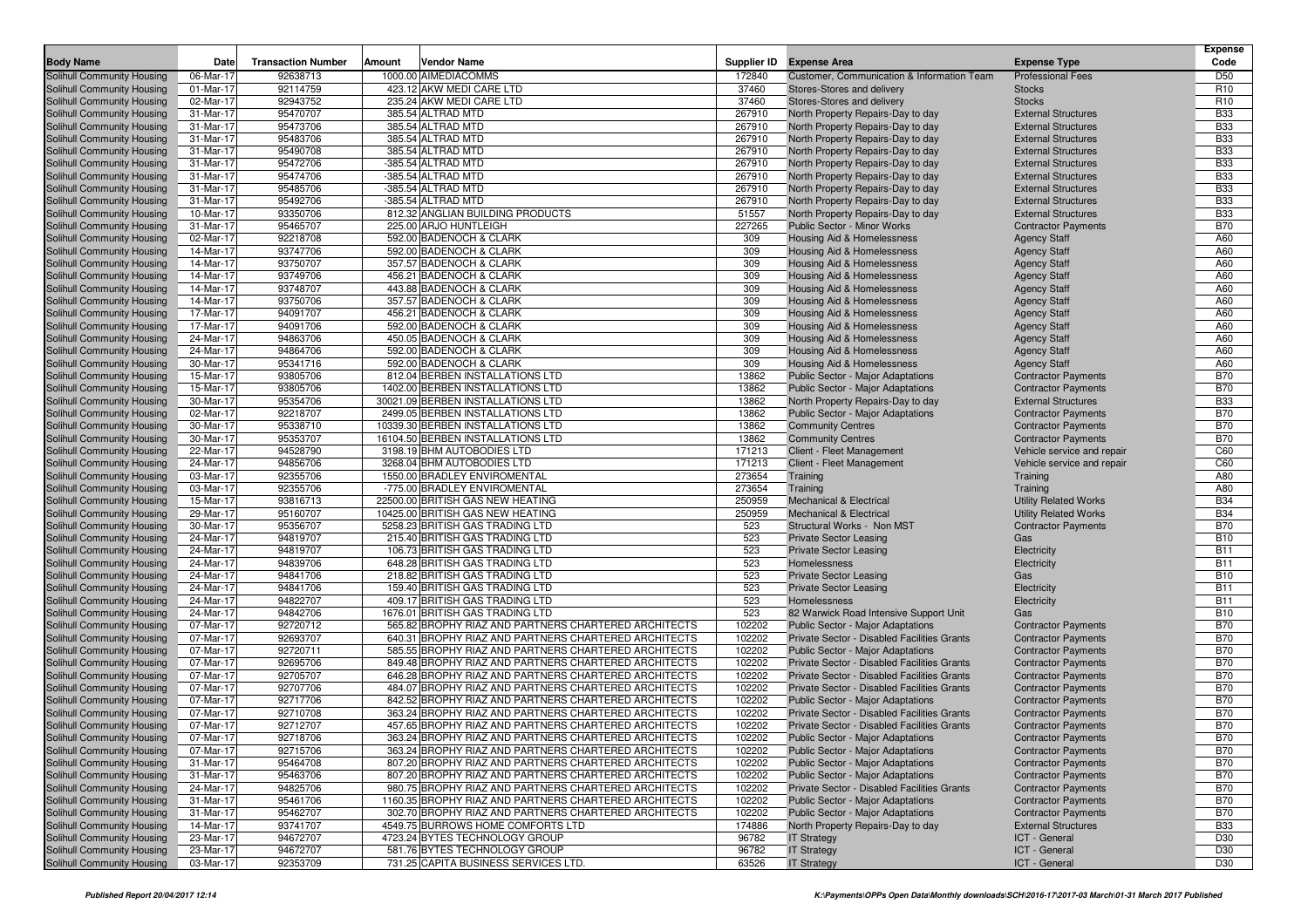| Body Name | Date | Transaction Number | Amount | Vendor Name | Supplier ID | Expense Area | Expense Type | Expense Code |
|---|---|---|---|---|---|---|---|---|
| Solihull Community Housing | 06-Mar-17 | 92638713 | 1000.00 | AIMEDIACOMMS | 172840 | Customer, Communication & Information Team | Professional Fees | D50 |
| Solihull Community Housing | 01-Mar-17 | 92114759 | 423.12 | AKW MEDI CARE LTD | 37460 | Stores-Stores and delivery | Stocks | R10 |
| Solihull Community Housing | 02-Mar-17 | 92943752 | 235.24 | AKW MEDI CARE LTD | 37460 | Stores-Stores and delivery | Stocks | R10 |
| Solihull Community Housing | 31-Mar-17 | 95470707 | 385.54 | ALTRAD MTD | 267910 | North Property Repairs-Day to day | External Structures | B33 |
| Solihull Community Housing | 31-Mar-17 | 95473706 | 385.54 | ALTRAD MTD | 267910 | North Property Repairs-Day to day | External Structures | B33 |
| Solihull Community Housing | 31-Mar-17 | 95483706 | 385.54 | ALTRAD MTD | 267910 | North Property Repairs-Day to day | External Structures | B33 |
| Solihull Community Housing | 31-Mar-17 | 95490708 | 385.54 | ALTRAD MTD | 267910 | North Property Repairs-Day to day | External Structures | B33 |
| Solihull Community Housing | 31-Mar-17 | 95472706 | -385.54 | ALTRAD MTD | 267910 | North Property Repairs-Day to day | External Structures | B33 |
| Solihull Community Housing | 31-Mar-17 | 95474706 | -385.54 | ALTRAD MTD | 267910 | North Property Repairs-Day to day | External Structures | B33 |
| Solihull Community Housing | 31-Mar-17 | 95485706 | -385.54 | ALTRAD MTD | 267910 | North Property Repairs-Day to day | External Structures | B33 |
| Solihull Community Housing | 31-Mar-17 | 95492706 | -385.54 | ALTRAD MTD | 267910 | North Property Repairs-Day to day | External Structures | B33 |
| Solihull Community Housing | 10-Mar-17 | 93350706 | 812.32 | ANGLIAN BUILDING PRODUCTS | 51557 | North Property Repairs-Day to day | External Structures | B33 |
| Solihull Community Housing | 31-Mar-17 | 95465707 | 225.00 | ARJO HUNTLEIGH | 227265 | Public Sector - Minor Works | Contractor Payments | B70 |
| Solihull Community Housing | 02-Mar-17 | 92218708 | 592.00 | BADENOCH & CLARK | 309 | Housing Aid & Homelessness | Agency Staff | A60 |
| Solihull Community Housing | 14-Mar-17 | 93747706 | 592.00 | BADENOCH & CLARK | 309 | Housing Aid & Homelessness | Agency Staff | A60 |
| Solihull Community Housing | 14-Mar-17 | 93750707 | 357.57 | BADENOCH & CLARK | 309 | Housing Aid & Homelessness | Agency Staff | A60 |
| Solihull Community Housing | 14-Mar-17 | 93749706 | 456.21 | BADENOCH & CLARK | 309 | Housing Aid & Homelessness | Agency Staff | A60 |
| Solihull Community Housing | 14-Mar-17 | 93748707 | 443.88 | BADENOCH & CLARK | 309 | Housing Aid & Homelessness | Agency Staff | A60 |
| Solihull Community Housing | 14-Mar-17 | 93750706 | 357.57 | BADENOCH & CLARK | 309 | Housing Aid & Homelessness | Agency Staff | A60 |
| Solihull Community Housing | 17-Mar-17 | 94091707 | 456.21 | BADENOCH & CLARK | 309 | Housing Aid & Homelessness | Agency Staff | A60 |
| Solihull Community Housing | 17-Mar-17 | 94091706 | 592.00 | BADENOCH & CLARK | 309 | Housing Aid & Homelessness | Agency Staff | A60 |
| Solihull Community Housing | 24-Mar-17 | 94863706 | 450.05 | BADENOCH & CLARK | 309 | Housing Aid & Homelessness | Agency Staff | A60 |
| Solihull Community Housing | 24-Mar-17 | 94864706 | 592.00 | BADENOCH & CLARK | 309 | Housing Aid & Homelessness | Agency Staff | A60 |
| Solihull Community Housing | 30-Mar-17 | 95341716 | 592.00 | BADENOCH & CLARK | 309 | Housing Aid & Homelessness | Agency Staff | A60 |
| Solihull Community Housing | 15-Mar-17 | 93805706 | 812.04 | BERBEN INSTALLATIONS LTD | 13862 | Public Sector - Major Adaptations | Contractor Payments | B70 |
| Solihull Community Housing | 15-Mar-17 | 93805706 | 1402.00 | BERBEN INSTALLATIONS LTD | 13862 | Public Sector - Major Adaptations | Contractor Payments | B70 |
| Solihull Community Housing | 30-Mar-17 | 95354706 | 30021.09 | BERBEN INSTALLATIONS LTD | 13862 | North Property Repairs-Day to day | External Structures | B33 |
| Solihull Community Housing | 02-Mar-17 | 92218707 | 2499.05 | BERBEN INSTALLATIONS LTD | 13862 | Public Sector - Major Adaptations | Contractor Payments | B70 |
| Solihull Community Housing | 30-Mar-17 | 95338710 | 10339.30 | BERBEN INSTALLATIONS LTD | 13862 | Community Centres | Contractor Payments | B70 |
| Solihull Community Housing | 30-Mar-17 | 95353707 | 16104.50 | BERBEN INSTALLATIONS LTD | 13862 | Community Centres | Contractor Payments | B70 |
| Solihull Community Housing | 22-Mar-17 | 94528790 | 3198.19 | BHM AUTOBODIES LTD | 171213 | Client - Fleet Management | Vehicle service and repair | C60 |
| Solihull Community Housing | 24-Mar-17 | 94856706 | 3268.04 | BHM AUTOBODIES LTD | 171213 | Client - Fleet Management | Vehicle service and repair | C60 |
| Solihull Community Housing | 03-Mar-17 | 92355706 | 1550.00 | BRADLEY ENVIROMENTAL | 273654 | Training | Training | A80 |
| Solihull Community Housing | 03-Mar-17 | 92355706 | -775.00 | BRADLEY ENVIROMENTAL | 273654 | Training | Training | A80 |
| Solihull Community Housing | 15-Mar-17 | 93816713 | 22500.00 | BRITISH GAS NEW HEATING | 250959 | Mechanical & Electrical | Utility Related Works | B34 |
| Solihull Community Housing | 29-Mar-17 | 95160707 | 10425.00 | BRITISH GAS NEW HEATING | 250959 | Mechanical & Electrical | Utility Related Works | B34 |
| Solihull Community Housing | 30-Mar-17 | 95356707 | 5258.23 | BRITISH GAS TRADING LTD | 523 | Structural Works - Non MST | Contractor Payments | B70 |
| Solihull Community Housing | 24-Mar-17 | 94819707 | 215.40 | BRITISH GAS TRADING LTD | 523 | Private Sector Leasing | Gas | B10 |
| Solihull Community Housing | 24-Mar-17 | 94819707 | 106.73 | BRITISH GAS TRADING LTD | 523 | Private Sector Leasing | Electricity | B11 |
| Solihull Community Housing | 24-Mar-17 | 94839706 | 648.28 | BRITISH GAS TRADING LTD | 523 | Homelessness | Electricity | B11 |
| Solihull Community Housing | 24-Mar-17 | 94841706 | 218.82 | BRITISH GAS TRADING LTD | 523 | Private Sector Leasing | Gas | B10 |
| Solihull Community Housing | 24-Mar-17 | 94841706 | 159.40 | BRITISH GAS TRADING LTD | 523 | Private Sector Leasing | Electricity | B11 |
| Solihull Community Housing | 24-Mar-17 | 94822707 | 409.17 | BRITISH GAS TRADING LTD | 523 | Homelessness | Electricity | B11 |
| Solihull Community Housing | 24-Mar-17 | 94842706 | 1676.01 | BRITISH GAS TRADING LTD | 523 | 82 Warwick Road Intensive Support Unit | Gas | B10 |
| Solihull Community Housing | 07-Mar-17 | 92720712 | 565.82 | BROPHY RIAZ AND PARTNERS CHARTERED ARCHITECTS | 102202 | Public Sector - Major Adaptations | Contractor Payments | B70 |
| Solihull Community Housing | 07-Mar-17 | 92693707 | 640.31 | BROPHY RIAZ AND PARTNERS CHARTERED ARCHITECTS | 102202 | Private Sector - Disabled Facilities Grants | Contractor Payments | B70 |
| Solihull Community Housing | 07-Mar-17 | 92720711 | 585.55 | BROPHY RIAZ AND PARTNERS CHARTERED ARCHITECTS | 102202 | Public Sector - Major Adaptations | Contractor Payments | B70 |
| Solihull Community Housing | 07-Mar-17 | 92695706 | 849.48 | BROPHY RIAZ AND PARTNERS CHARTERED ARCHITECTS | 102202 | Private Sector - Disabled Facilities Grants | Contractor Payments | B70 |
| Solihull Community Housing | 07-Mar-17 | 92705707 | 646.28 | BROPHY RIAZ AND PARTNERS CHARTERED ARCHITECTS | 102202 | Private Sector - Disabled Facilities Grants | Contractor Payments | B70 |
| Solihull Community Housing | 07-Mar-17 | 92707706 | 484.07 | BROPHY RIAZ AND PARTNERS CHARTERED ARCHITECTS | 102202 | Private Sector - Disabled Facilities Grants | Contractor Payments | B70 |
| Solihull Community Housing | 07-Mar-17 | 92717706 | 842.52 | BROPHY RIAZ AND PARTNERS CHARTERED ARCHITECTS | 102202 | Public Sector - Major Adaptations | Contractor Payments | B70 |
| Solihull Community Housing | 07-Mar-17 | 92710708 | 363.24 | BROPHY RIAZ AND PARTNERS CHARTERED ARCHITECTS | 102202 | Private Sector - Disabled Facilities Grants | Contractor Payments | B70 |
| Solihull Community Housing | 07-Mar-17 | 92712707 | 457.65 | BROPHY RIAZ AND PARTNERS CHARTERED ARCHITECTS | 102202 | Private Sector - Disabled Facilities Grants | Contractor Payments | B70 |
| Solihull Community Housing | 07-Mar-17 | 92718706 | 363.24 | BROPHY RIAZ AND PARTNERS CHARTERED ARCHITECTS | 102202 | Public Sector - Major Adaptations | Contractor Payments | B70 |
| Solihull Community Housing | 07-Mar-17 | 92715706 | 363.24 | BROPHY RIAZ AND PARTNERS CHARTERED ARCHITECTS | 102202 | Public Sector - Major Adaptations | Contractor Payments | B70 |
| Solihull Community Housing | 31-Mar-17 | 95464708 | 807.20 | BROPHY RIAZ AND PARTNERS CHARTERED ARCHITECTS | 102202 | Public Sector - Major Adaptations | Contractor Payments | B70 |
| Solihull Community Housing | 31-Mar-17 | 95463706 | 807.20 | BROPHY RIAZ AND PARTNERS CHARTERED ARCHITECTS | 102202 | Public Sector - Major Adaptations | Contractor Payments | B70 |
| Solihull Community Housing | 24-Mar-17 | 94825706 | 980.75 | BROPHY RIAZ AND PARTNERS CHARTERED ARCHITECTS | 102202 | Private Sector - Disabled Facilities Grants | Contractor Payments | B70 |
| Solihull Community Housing | 31-Mar-17 | 95461706 | 1160.35 | BROPHY RIAZ AND PARTNERS CHARTERED ARCHITECTS | 102202 | Public Sector - Major Adaptations | Contractor Payments | B70 |
| Solihull Community Housing | 31-Mar-17 | 95462707 | 302.70 | BROPHY RIAZ AND PARTNERS CHARTERED ARCHITECTS | 102202 | Public Sector - Major Adaptations | Contractor Payments | B70 |
| Solihull Community Housing | 14-Mar-17 | 93741707 | 4549.75 | BURROWS HOME COMFORTS LTD | 174886 | North Property Repairs-Day to day | External Structures | B33 |
| Solihull Community Housing | 23-Mar-17 | 94672707 | 4723.24 | BYTES TECHNOLOGY GROUP | 96782 | IT Strategy | ICT - General | D30 |
| Solihull Community Housing | 23-Mar-17 | 94672707 | 581.76 | BYTES TECHNOLOGY GROUP | 96782 | IT Strategy | ICT - General | D30 |
| Solihull Community Housing | 03-Mar-17 | 92353709 | 731.25 | CAPITA BUSINESS SERVICES LTD. | 63526 | IT Strategy | ICT - General | D30 |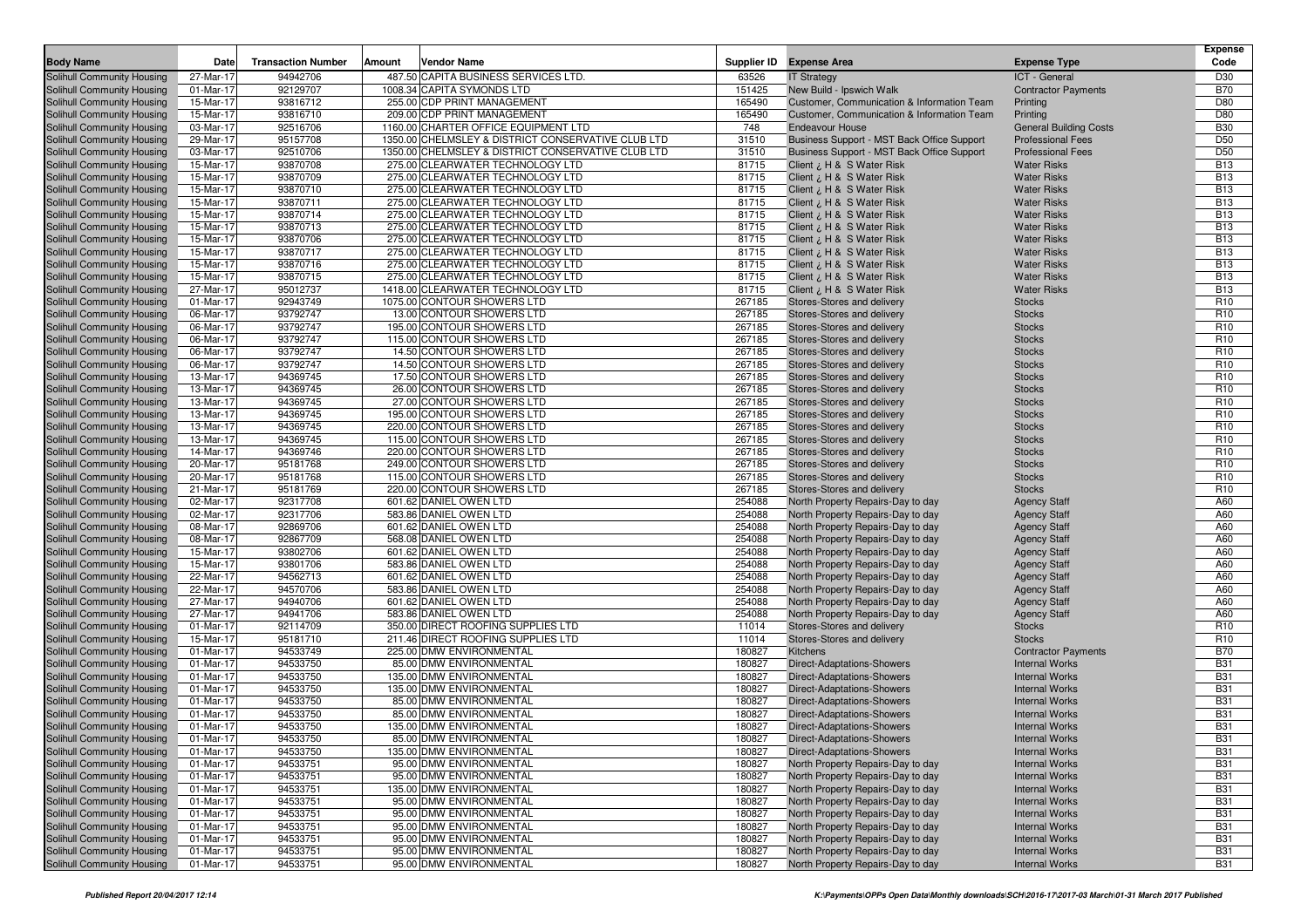| Body Name | Date | Transaction Number | Amount | Vendor Name | Supplier ID | Expense Area | Expense Type | Expense Code |
|---|---|---|---|---|---|---|---|---|
| Solihull Community Housing | 27-Mar-17 | 94942706 | 487.50 | CAPITA BUSINESS SERVICES LTD. | 63526 | IT Strategy | ICT - General | D30 |
| Solihull Community Housing | 01-Mar-17 | 92129707 | 1008.34 | CAPITA SYMONDS LTD | 151425 | New Build - Ipswich Walk | Contractor Payments | B70 |
| Solihull Community Housing | 15-Mar-17 | 93816712 | 255.00 | CDP PRINT MANAGEMENT | 165490 | Customer, Communication & Information Team | Printing | D80 |
| Solihull Community Housing | 15-Mar-17 | 93816710 | 209.00 | CDP PRINT MANAGEMENT | 165490 | Customer, Communication & Information Team | Printing | D80 |
| Solihull Community Housing | 03-Mar-17 | 92516706 | 1160.00 | CHARTER OFFICE EQUIPMENT LTD | 748 | Endeavour House | General Building Costs | B30 |
| Solihull Community Housing | 29-Mar-17 | 95157708 | 1350.00 | CHELMSLEY & DISTRICT CONSERVATIVE CLUB LTD | 31510 | Business Support - MST Back Office Support | Professional Fees | D50 |
| Solihull Community Housing | 03-Mar-17 | 92510706 | 1350.00 | CHELMSLEY & DISTRICT CONSERVATIVE CLUB LTD | 31510 | Business Support - MST Back Office Support | Professional Fees | D50 |
| Solihull Community Housing | 15-Mar-17 | 93870708 | 275.00 | CLEARWATER TECHNOLOGY LTD | 81715 | Client ¿ H & S Water Risk | Water Risks | B13 |
| Solihull Community Housing | 15-Mar-17 | 93870709 | 275.00 | CLEARWATER TECHNOLOGY LTD | 81715 | Client ¿ H & S Water Risk | Water Risks | B13 |
| Solihull Community Housing | 15-Mar-17 | 93870710 | 275.00 | CLEARWATER TECHNOLOGY LTD | 81715 | Client ¿ H & S Water Risk | Water Risks | B13 |
| Solihull Community Housing | 15-Mar-17 | 93870711 | 275.00 | CLEARWATER TECHNOLOGY LTD | 81715 | Client ¿ H & S Water Risk | Water Risks | B13 |
| Solihull Community Housing | 15-Mar-17 | 93870714 | 275.00 | CLEARWATER TECHNOLOGY LTD | 81715 | Client ¿ H & S Water Risk | Water Risks | B13 |
| Solihull Community Housing | 15-Mar-17 | 93870713 | 275.00 | CLEARWATER TECHNOLOGY LTD | 81715 | Client ¿ H & S Water Risk | Water Risks | B13 |
| Solihull Community Housing | 15-Mar-17 | 93870706 | 275.00 | CLEARWATER TECHNOLOGY LTD | 81715 | Client ¿ H & S Water Risk | Water Risks | B13 |
| Solihull Community Housing | 15-Mar-17 | 93870717 | 275.00 | CLEARWATER TECHNOLOGY LTD | 81715 | Client ¿ H & S Water Risk | Water Risks | B13 |
| Solihull Community Housing | 15-Mar-17 | 93870716 | 275.00 | CLEARWATER TECHNOLOGY LTD | 81715 | Client ¿ H & S Water Risk | Water Risks | B13 |
| Solihull Community Housing | 15-Mar-17 | 93870715 | 275.00 | CLEARWATER TECHNOLOGY LTD | 81715 | Client ¿ H & S Water Risk | Water Risks | B13 |
| Solihull Community Housing | 27-Mar-17 | 95012737 | 1418.00 | CLEARWATER TECHNOLOGY LTD | 81715 | Client ¿ H & S Water Risk | Water Risks | B13 |
| Solihull Community Housing | 01-Mar-17 | 92943749 | 1075.00 | CONTOUR SHOWERS LTD | 267185 | Stores-Stores and delivery | Stocks | R10 |
| Solihull Community Housing | 06-Mar-17 | 93792747 | 13.00 | CONTOUR SHOWERS LTD | 267185 | Stores-Stores and delivery | Stocks | R10 |
| Solihull Community Housing | 06-Mar-17 | 93792747 | 195.00 | CONTOUR SHOWERS LTD | 267185 | Stores-Stores and delivery | Stocks | R10 |
| Solihull Community Housing | 06-Mar-17 | 93792747 | 115.00 | CONTOUR SHOWERS LTD | 267185 | Stores-Stores and delivery | Stocks | R10 |
| Solihull Community Housing | 06-Mar-17 | 93792747 | 14.50 | CONTOUR SHOWERS LTD | 267185 | Stores-Stores and delivery | Stocks | R10 |
| Solihull Community Housing | 06-Mar-17 | 93792747 | 14.50 | CONTOUR SHOWERS LTD | 267185 | Stores-Stores and delivery | Stocks | R10 |
| Solihull Community Housing | 13-Mar-17 | 94369745 | 17.50 | CONTOUR SHOWERS LTD | 267185 | Stores-Stores and delivery | Stocks | R10 |
| Solihull Community Housing | 13-Mar-17 | 94369745 | 26.00 | CONTOUR SHOWERS LTD | 267185 | Stores-Stores and delivery | Stocks | R10 |
| Solihull Community Housing | 13-Mar-17 | 94369745 | 27.00 | CONTOUR SHOWERS LTD | 267185 | Stores-Stores and delivery | Stocks | R10 |
| Solihull Community Housing | 13-Mar-17 | 94369745 | 195.00 | CONTOUR SHOWERS LTD | 267185 | Stores-Stores and delivery | Stocks | R10 |
| Solihull Community Housing | 13-Mar-17 | 94369745 | 220.00 | CONTOUR SHOWERS LTD | 267185 | Stores-Stores and delivery | Stocks | R10 |
| Solihull Community Housing | 13-Mar-17 | 94369745 | 115.00 | CONTOUR SHOWERS LTD | 267185 | Stores-Stores and delivery | Stocks | R10 |
| Solihull Community Housing | 14-Mar-17 | 94369746 | 220.00 | CONTOUR SHOWERS LTD | 267185 | Stores-Stores and delivery | Stocks | R10 |
| Solihull Community Housing | 20-Mar-17 | 95181768 | 249.00 | CONTOUR SHOWERS LTD | 267185 | Stores-Stores and delivery | Stocks | R10 |
| Solihull Community Housing | 20-Mar-17 | 95181768 | 115.00 | CONTOUR SHOWERS LTD | 267185 | Stores-Stores and delivery | Stocks | R10 |
| Solihull Community Housing | 21-Mar-17 | 95181769 | 220.00 | CONTOUR SHOWERS LTD | 267185 | Stores-Stores and delivery | Stocks | R10 |
| Solihull Community Housing | 02-Mar-17 | 92317708 | 601.62 | DANIEL OWEN LTD | 254088 | North Property Repairs-Day to day | Agency Staff | A60 |
| Solihull Community Housing | 02-Mar-17 | 92317706 | 583.86 | DANIEL OWEN LTD | 254088 | North Property Repairs-Day to day | Agency Staff | A60 |
| Solihull Community Housing | 08-Mar-17 | 92869706 | 601.62 | DANIEL OWEN LTD | 254088 | North Property Repairs-Day to day | Agency Staff | A60 |
| Solihull Community Housing | 08-Mar-17 | 92867709 | 568.08 | DANIEL OWEN LTD | 254088 | North Property Repairs-Day to day | Agency Staff | A60 |
| Solihull Community Housing | 15-Mar-17 | 93802706 | 601.62 | DANIEL OWEN LTD | 254088 | North Property Repairs-Day to day | Agency Staff | A60 |
| Solihull Community Housing | 15-Mar-17 | 93801706 | 583.86 | DANIEL OWEN LTD | 254088 | North Property Repairs-Day to day | Agency Staff | A60 |
| Solihull Community Housing | 22-Mar-17 | 94562713 | 601.62 | DANIEL OWEN LTD | 254088 | North Property Repairs-Day to day | Agency Staff | A60 |
| Solihull Community Housing | 22-Mar-17 | 94570706 | 583.86 | DANIEL OWEN LTD | 254088 | North Property Repairs-Day to day | Agency Staff | A60 |
| Solihull Community Housing | 27-Mar-17 | 94940706 | 601.62 | DANIEL OWEN LTD | 254088 | North Property Repairs-Day to day | Agency Staff | A60 |
| Solihull Community Housing | 27-Mar-17 | 94941706 | 583.86 | DANIEL OWEN LTD | 254088 | North Property Repairs-Day to day | Agency Staff | A60 |
| Solihull Community Housing | 01-Mar-17 | 92114709 | 350.00 | DIRECT ROOFING SUPPLIES LTD | 11014 | Stores-Stores and delivery | Stocks | R10 |
| Solihull Community Housing | 15-Mar-17 | 95181710 | 211.46 | DIRECT ROOFING SUPPLIES LTD | 11014 | Stores-Stores and delivery | Stocks | R10 |
| Solihull Community Housing | 01-Mar-17 | 94533749 | 225.00 | DMW ENVIRONMENTAL | 180827 | Kitchens | Contractor Payments | B70 |
| Solihull Community Housing | 01-Mar-17 | 94533750 | 85.00 | DMW ENVIRONMENTAL | 180827 | Direct-Adaptations-Showers | Internal Works | B31 |
| Solihull Community Housing | 01-Mar-17 | 94533750 | 135.00 | DMW ENVIRONMENTAL | 180827 | Direct-Adaptations-Showers | Internal Works | B31 |
| Solihull Community Housing | 01-Mar-17 | 94533750 | 135.00 | DMW ENVIRONMENTAL | 180827 | Direct-Adaptations-Showers | Internal Works | B31 |
| Solihull Community Housing | 01-Mar-17 | 94533750 | 85.00 | DMW ENVIRONMENTAL | 180827 | Direct-Adaptations-Showers | Internal Works | B31 |
| Solihull Community Housing | 01-Mar-17 | 94533750 | 85.00 | DMW ENVIRONMENTAL | 180827 | Direct-Adaptations-Showers | Internal Works | B31 |
| Solihull Community Housing | 01-Mar-17 | 94533750 | 135.00 | DMW ENVIRONMENTAL | 180827 | Direct-Adaptations-Showers | Internal Works | B31 |
| Solihull Community Housing | 01-Mar-17 | 94533750 | 85.00 | DMW ENVIRONMENTAL | 180827 | Direct-Adaptations-Showers | Internal Works | B31 |
| Solihull Community Housing | 01-Mar-17 | 94533750 | 135.00 | DMW ENVIRONMENTAL | 180827 | Direct-Adaptations-Showers | Internal Works | B31 |
| Solihull Community Housing | 01-Mar-17 | 94533751 | 95.00 | DMW ENVIRONMENTAL | 180827 | North Property Repairs-Day to day | Internal Works | B31 |
| Solihull Community Housing | 01-Mar-17 | 94533751 | 95.00 | DMW ENVIRONMENTAL | 180827 | North Property Repairs-Day to day | Internal Works | B31 |
| Solihull Community Housing | 01-Mar-17 | 94533751 | 135.00 | DMW ENVIRONMENTAL | 180827 | North Property Repairs-Day to day | Internal Works | B31 |
| Solihull Community Housing | 01-Mar-17 | 94533751 | 95.00 | DMW ENVIRONMENTAL | 180827 | North Property Repairs-Day to day | Internal Works | B31 |
| Solihull Community Housing | 01-Mar-17 | 94533751 | 95.00 | DMW ENVIRONMENTAL | 180827 | North Property Repairs-Day to day | Internal Works | B31 |
| Solihull Community Housing | 01-Mar-17 | 94533751 | 95.00 | DMW ENVIRONMENTAL | 180827 | North Property Repairs-Day to day | Internal Works | B31 |
| Solihull Community Housing | 01-Mar-17 | 94533751 | 95.00 | DMW ENVIRONMENTAL | 180827 | North Property Repairs-Day to day | Internal Works | B31 |
| Solihull Community Housing | 01-Mar-17 | 94533751 | 95.00 | DMW ENVIRONMENTAL | 180827 | North Property Repairs-Day to day | Internal Works | B31 |
| Solihull Community Housing | 01-Mar-17 | 94533751 | 95.00 | DMW ENVIRONMENTAL | 180827 | North Property Repairs-Day to day | Internal Works | B31 |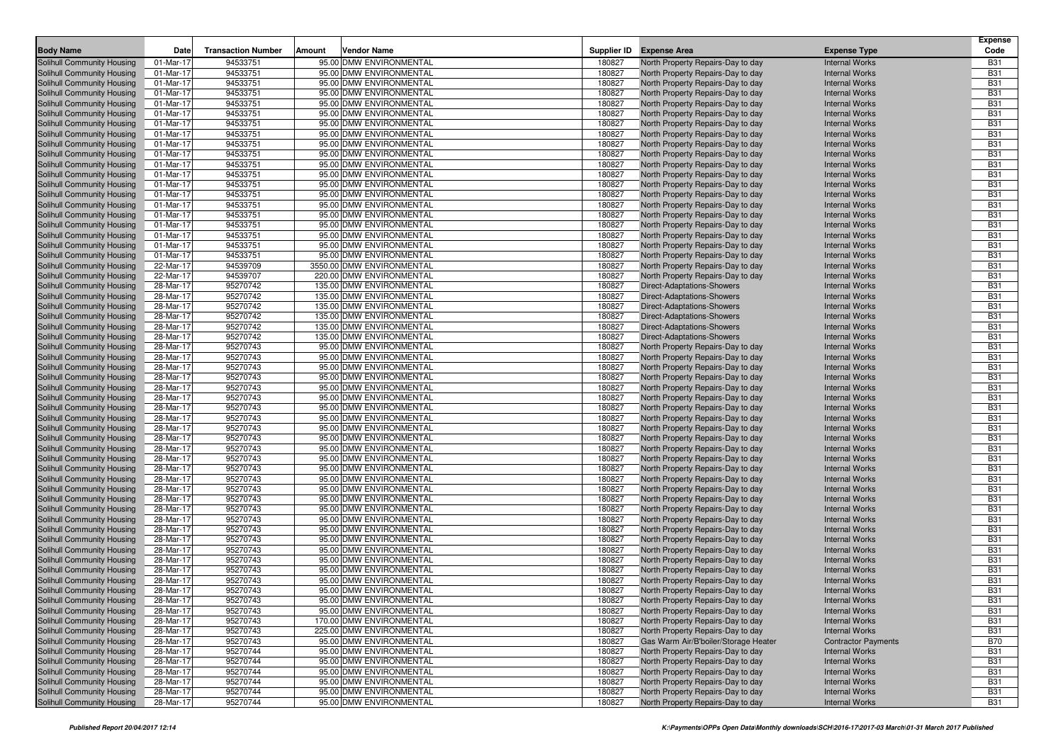| Body Name | Date | Transaction Number | Amount | Vendor Name | Supplier ID | Expense Area | Expense Type | Expense Code |
|---|---|---|---|---|---|---|---|---|
| Solihull Community Housing | 01-Mar-17 | 94533751 | 95.00 | DMW ENVIRONMENTAL | 180827 | North Property Repairs-Day to day | Internal Works | B31 |
| Solihull Community Housing | 01-Mar-17 | 94533751 | 95.00 | DMW ENVIRONMENTAL | 180827 | North Property Repairs-Day to day | Internal Works | B31 |
| Solihull Community Housing | 01-Mar-17 | 94533751 | 95.00 | DMW ENVIRONMENTAL | 180827 | North Property Repairs-Day to day | Internal Works | B31 |
| Solihull Community Housing | 01-Mar-17 | 94533751 | 95.00 | DMW ENVIRONMENTAL | 180827 | North Property Repairs-Day to day | Internal Works | B31 |
| Solihull Community Housing | 01-Mar-17 | 94533751 | 95.00 | DMW ENVIRONMENTAL | 180827 | North Property Repairs-Day to day | Internal Works | B31 |
| Solihull Community Housing | 01-Mar-17 | 94533751 | 95.00 | DMW ENVIRONMENTAL | 180827 | North Property Repairs-Day to day | Internal Works | B31 |
| Solihull Community Housing | 01-Mar-17 | 94533751 | 95.00 | DMW ENVIRONMENTAL | 180827 | North Property Repairs-Day to day | Internal Works | B31 |
| Solihull Community Housing | 01-Mar-17 | 94533751 | 95.00 | DMW ENVIRONMENTAL | 180827 | North Property Repairs-Day to day | Internal Works | B31 |
| Solihull Community Housing | 01-Mar-17 | 94533751 | 95.00 | DMW ENVIRONMENTAL | 180827 | North Property Repairs-Day to day | Internal Works | B31 |
| Solihull Community Housing | 01-Mar-17 | 94533751 | 95.00 | DMW ENVIRONMENTAL | 180827 | North Property Repairs-Day to day | Internal Works | B31 |
| Solihull Community Housing | 01-Mar-17 | 94533751 | 95.00 | DMW ENVIRONMENTAL | 180827 | North Property Repairs-Day to day | Internal Works | B31 |
| Solihull Community Housing | 01-Mar-17 | 94533751 | 95.00 | DMW ENVIRONMENTAL | 180827 | North Property Repairs-Day to day | Internal Works | B31 |
| Solihull Community Housing | 01-Mar-17 | 94533751 | 95.00 | DMW ENVIRONMENTAL | 180827 | North Property Repairs-Day to day | Internal Works | B31 |
| Solihull Community Housing | 01-Mar-17 | 94533751 | 95.00 | DMW ENVIRONMENTAL | 180827 | North Property Repairs-Day to day | Internal Works | B31 |
| Solihull Community Housing | 01-Mar-17 | 94533751 | 95.00 | DMW ENVIRONMENTAL | 180827 | North Property Repairs-Day to day | Internal Works | B31 |
| Solihull Community Housing | 01-Mar-17 | 94533751 | 95.00 | DMW ENVIRONMENTAL | 180827 | North Property Repairs-Day to day | Internal Works | B31 |
| Solihull Community Housing | 01-Mar-17 | 94533751 | 95.00 | DMW ENVIRONMENTAL | 180827 | North Property Repairs-Day to day | Internal Works | B31 |
| Solihull Community Housing | 01-Mar-17 | 94533751 | 95.00 | DMW ENVIRONMENTAL | 180827 | North Property Repairs-Day to day | Internal Works | B31 |
| Solihull Community Housing | 01-Mar-17 | 94533751 | 95.00 | DMW ENVIRONMENTAL | 180827 | North Property Repairs-Day to day | Internal Works | B31 |
| Solihull Community Housing | 01-Mar-17 | 94533751 | 95.00 | DMW ENVIRONMENTAL | 180827 | North Property Repairs-Day to day | Internal Works | B31 |
| Solihull Community Housing | 22-Mar-17 | 94539709 | 3550.00 | DMW ENVIRONMENTAL | 180827 | North Property Repairs-Day to day | Internal Works | B31 |
| Solihull Community Housing | 22-Mar-17 | 94539707 | 220.00 | DMW ENVIRONMENTAL | 180827 | North Property Repairs-Day to day | Internal Works | B31 |
| Solihull Community Housing | 28-Mar-17 | 95270742 | 135.00 | DMW ENVIRONMENTAL | 180827 | Direct-Adaptations-Showers | Internal Works | B31 |
| Solihull Community Housing | 28-Mar-17 | 95270742 | 135.00 | DMW ENVIRONMENTAL | 180827 | Direct-Adaptations-Showers | Internal Works | B31 |
| Solihull Community Housing | 28-Mar-17 | 95270742 | 135.00 | DMW ENVIRONMENTAL | 180827 | Direct-Adaptations-Showers | Internal Works | B31 |
| Solihull Community Housing | 28-Mar-17 | 95270742 | 135.00 | DMW ENVIRONMENTAL | 180827 | Direct-Adaptations-Showers | Internal Works | B31 |
| Solihull Community Housing | 28-Mar-17 | 95270742 | 135.00 | DMW ENVIRONMENTAL | 180827 | Direct-Adaptations-Showers | Internal Works | B31 |
| Solihull Community Housing | 28-Mar-17 | 95270742 | 135.00 | DMW ENVIRONMENTAL | 180827 | Direct-Adaptations-Showers | Internal Works | B31 |
| Solihull Community Housing | 28-Mar-17 | 95270743 | 95.00 | DMW ENVIRONMENTAL | 180827 | North Property Repairs-Day to day | Internal Works | B31 |
| Solihull Community Housing | 28-Mar-17 | 95270743 | 95.00 | DMW ENVIRONMENTAL | 180827 | North Property Repairs-Day to day | Internal Works | B31 |
| Solihull Community Housing | 28-Mar-17 | 95270743 | 95.00 | DMW ENVIRONMENTAL | 180827 | North Property Repairs-Day to day | Internal Works | B31 |
| Solihull Community Housing | 28-Mar-17 | 95270743 | 95.00 | DMW ENVIRONMENTAL | 180827 | North Property Repairs-Day to day | Internal Works | B31 |
| Solihull Community Housing | 28-Mar-17 | 95270743 | 95.00 | DMW ENVIRONMENTAL | 180827 | North Property Repairs-Day to day | Internal Works | B31 |
| Solihull Community Housing | 28-Mar-17 | 95270743 | 95.00 | DMW ENVIRONMENTAL | 180827 | North Property Repairs-Day to day | Internal Works | B31 |
| Solihull Community Housing | 28-Mar-17 | 95270743 | 95.00 | DMW ENVIRONMENTAL | 180827 | North Property Repairs-Day to day | Internal Works | B31 |
| Solihull Community Housing | 28-Mar-17 | 95270743 | 95.00 | DMW ENVIRONMENTAL | 180827 | North Property Repairs-Day to day | Internal Works | B31 |
| Solihull Community Housing | 28-Mar-17 | 95270743 | 95.00 | DMW ENVIRONMENTAL | 180827 | North Property Repairs-Day to day | Internal Works | B31 |
| Solihull Community Housing | 28-Mar-17 | 95270743 | 95.00 | DMW ENVIRONMENTAL | 180827 | North Property Repairs-Day to day | Internal Works | B31 |
| Solihull Community Housing | 28-Mar-17 | 95270743 | 95.00 | DMW ENVIRONMENTAL | 180827 | North Property Repairs-Day to day | Internal Works | B31 |
| Solihull Community Housing | 28-Mar-17 | 95270743 | 95.00 | DMW ENVIRONMENTAL | 180827 | North Property Repairs-Day to day | Internal Works | B31 |
| Solihull Community Housing | 28-Mar-17 | 95270743 | 95.00 | DMW ENVIRONMENTAL | 180827 | North Property Repairs-Day to day | Internal Works | B31 |
| Solihull Community Housing | 28-Mar-17 | 95270743 | 95.00 | DMW ENVIRONMENTAL | 180827 | North Property Repairs-Day to day | Internal Works | B31 |
| Solihull Community Housing | 28-Mar-17 | 95270743 | 95.00 | DMW ENVIRONMENTAL | 180827 | North Property Repairs-Day to day | Internal Works | B31 |
| Solihull Community Housing | 28-Mar-17 | 95270743 | 95.00 | DMW ENVIRONMENTAL | 180827 | North Property Repairs-Day to day | Internal Works | B31 |
| Solihull Community Housing | 28-Mar-17 | 95270743 | 95.00 | DMW ENVIRONMENTAL | 180827 | North Property Repairs-Day to day | Internal Works | B31 |
| Solihull Community Housing | 28-Mar-17 | 95270743 | 95.00 | DMW ENVIRONMENTAL | 180827 | North Property Repairs-Day to day | Internal Works | B31 |
| Solihull Community Housing | 28-Mar-17 | 95270743 | 95.00 | DMW ENVIRONMENTAL | 180827 | North Property Repairs-Day to day | Internal Works | B31 |
| Solihull Community Housing | 28-Mar-17 | 95270743 | 95.00 | DMW ENVIRONMENTAL | 180827 | North Property Repairs-Day to day | Internal Works | B31 |
| Solihull Community Housing | 28-Mar-17 | 95270743 | 95.00 | DMW ENVIRONMENTAL | 180827 | North Property Repairs-Day to day | Internal Works | B31 |
| Solihull Community Housing | 28-Mar-17 | 95270743 | 95.00 | DMW ENVIRONMENTAL | 180827 | North Property Repairs-Day to day | Internal Works | B31 |
| Solihull Community Housing | 28-Mar-17 | 95270743 | 95.00 | DMW ENVIRONMENTAL | 180827 | North Property Repairs-Day to day | Internal Works | B31 |
| Solihull Community Housing | 28-Mar-17 | 95270743 | 95.00 | DMW ENVIRONMENTAL | 180827 | North Property Repairs-Day to day | Internal Works | B31 |
| Solihull Community Housing | 28-Mar-17 | 95270743 | 95.00 | DMW ENVIRONMENTAL | 180827 | North Property Repairs-Day to day | Internal Works | B31 |
| Solihull Community Housing | 28-Mar-17 | 95270743 | 95.00 | DMW ENVIRONMENTAL | 180827 | North Property Repairs-Day to day | Internal Works | B31 |
| Solihull Community Housing | 28-Mar-17 | 95270743 | 95.00 | DMW ENVIRONMENTAL | 180827 | North Property Repairs-Day to day | Internal Works | B31 |
| Solihull Community Housing | 28-Mar-17 | 95270743 | 95.00 | DMW ENVIRONMENTAL | 180827 | North Property Repairs-Day to day | Internal Works | B31 |
| Solihull Community Housing | 28-Mar-17 | 95270743 | 95.00 | DMW ENVIRONMENTAL | 180827 | North Property Repairs-Day to day | Internal Works | B31 |
| Solihull Community Housing | 28-Mar-17 | 95270743 | 170.00 | DMW ENVIRONMENTAL | 180827 | North Property Repairs-Day to day | Internal Works | B31 |
| Solihull Community Housing | 28-Mar-17 | 95270743 | 225.00 | DMW ENVIRONMENTAL | 180827 | North Property Repairs-Day to day | Internal Works | B31 |
| Solihull Community Housing | 28-Mar-17 | 95270743 | 95.00 | DMW ENVIRONMENTAL | 180827 | Gas Warm Air/B'boiler/Storage Heater | Contractor Payments | B70 |
| Solihull Community Housing | 28-Mar-17 | 95270744 | 95.00 | DMW ENVIRONMENTAL | 180827 | North Property Repairs-Day to day | Internal Works | B31 |
| Solihull Community Housing | 28-Mar-17 | 95270744 | 95.00 | DMW ENVIRONMENTAL | 180827 | North Property Repairs-Day to day | Internal Works | B31 |
| Solihull Community Housing | 28-Mar-17 | 95270744 | 95.00 | DMW ENVIRONMENTAL | 180827 | North Property Repairs-Day to day | Internal Works | B31 |
| Solihull Community Housing | 28-Mar-17 | 95270744 | 95.00 | DMW ENVIRONMENTAL | 180827 | North Property Repairs-Day to day | Internal Works | B31 |
| Solihull Community Housing | 28-Mar-17 | 95270744 | 95.00 | DMW ENVIRONMENTAL | 180827 | North Property Repairs-Day to day | Internal Works | B31 |
| Solihull Community Housing | 28-Mar-17 | 95270744 | 95.00 | DMW ENVIRONMENTAL | 180827 | North Property Repairs-Day to day | Internal Works | B31 |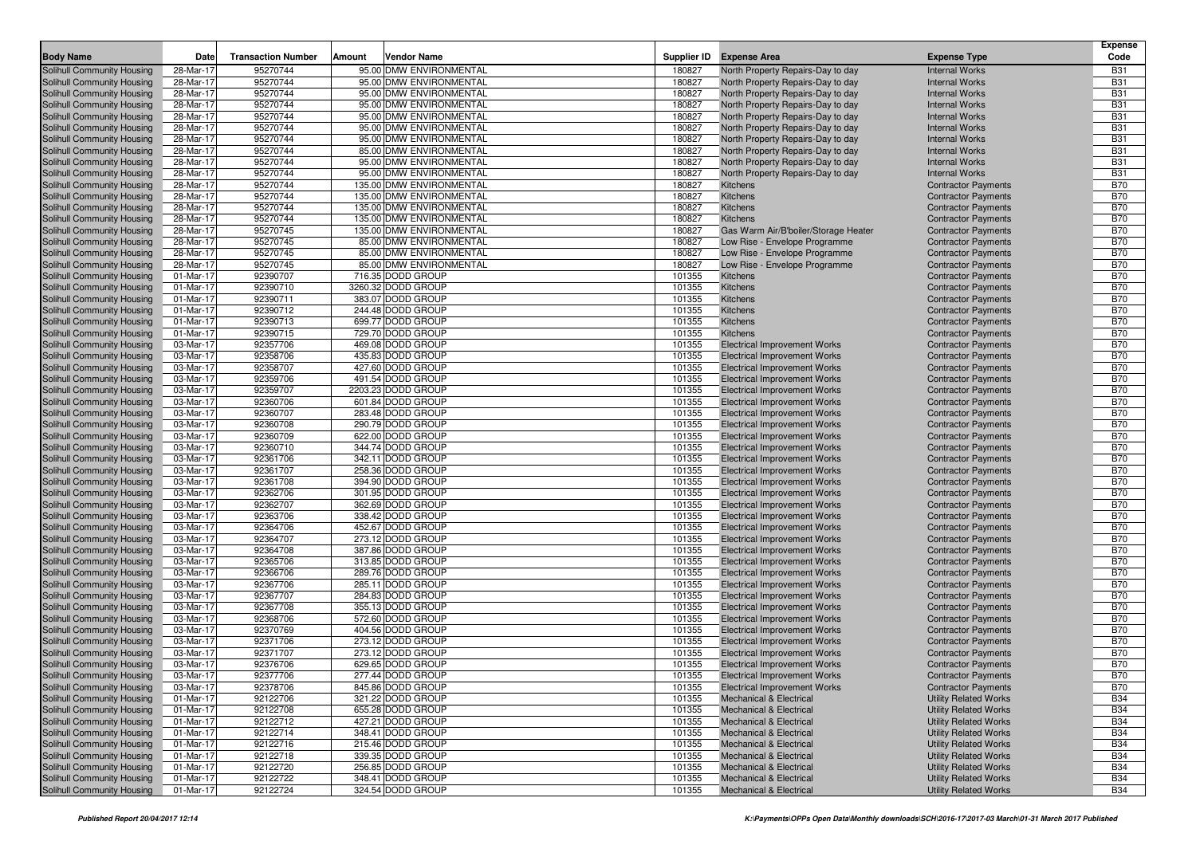| Body Name | Date | Transaction Number | Amount | Vendor Name | Supplier ID | Expense Area | Expense Type | Expense Code |
|---|---|---|---|---|---|---|---|---|
| Solihull Community Housing | 28-Mar-17 | 95270744 | 95.00 | DMW ENVIRONMENTAL | 180827 | North Property Repairs-Day to day | Internal Works | B31 |
| Solihull Community Housing | 28-Mar-17 | 95270744 | 95.00 | DMW ENVIRONMENTAL | 180827 | North Property Repairs-Day to day | Internal Works | B31 |
| Solihull Community Housing | 28-Mar-17 | 95270744 | 95.00 | DMW ENVIRONMENTAL | 180827 | North Property Repairs-Day to day | Internal Works | B31 |
| Solihull Community Housing | 28-Mar-17 | 95270744 | 95.00 | DMW ENVIRONMENTAL | 180827 | North Property Repairs-Day to day | Internal Works | B31 |
| Solihull Community Housing | 28-Mar-17 | 95270744 | 95.00 | DMW ENVIRONMENTAL | 180827 | North Property Repairs-Day to day | Internal Works | B31 |
| Solihull Community Housing | 28-Mar-17 | 95270744 | 95.00 | DMW ENVIRONMENTAL | 180827 | North Property Repairs-Day to day | Internal Works | B31 |
| Solihull Community Housing | 28-Mar-17 | 95270744 | 95.00 | DMW ENVIRONMENTAL | 180827 | North Property Repairs-Day to day | Internal Works | B31 |
| Solihull Community Housing | 28-Mar-17 | 95270744 | 85.00 | DMW ENVIRONMENTAL | 180827 | North Property Repairs-Day to day | Internal Works | B31 |
| Solihull Community Housing | 28-Mar-17 | 95270744 | 95.00 | DMW ENVIRONMENTAL | 180827 | North Property Repairs-Day to day | Internal Works | B31 |
| Solihull Community Housing | 28-Mar-17 | 95270744 | 95.00 | DMW ENVIRONMENTAL | 180827 | North Property Repairs-Day to day | Internal Works | B31 |
| Solihull Community Housing | 28-Mar-17 | 95270744 | 135.00 | DMW ENVIRONMENTAL | 180827 | Kitchens | Contractor Payments | B70 |
| Solihull Community Housing | 28-Mar-17 | 95270744 | 135.00 | DMW ENVIRONMENTAL | 180827 | Kitchens | Contractor Payments | B70 |
| Solihull Community Housing | 28-Mar-17 | 95270744 | 135.00 | DMW ENVIRONMENTAL | 180827 | Kitchens | Contractor Payments | B70 |
| Solihull Community Housing | 28-Mar-17 | 95270744 | 135.00 | DMW ENVIRONMENTAL | 180827 | Kitchens | Contractor Payments | B70 |
| Solihull Community Housing | 28-Mar-17 | 95270745 | 135.00 | DMW ENVIRONMENTAL | 180827 | Gas Warm Air/B'boiler/Storage Heater | Contractor Payments | B70 |
| Solihull Community Housing | 28-Mar-17 | 95270745 | 85.00 | DMW ENVIRONMENTAL | 180827 | Low Rise - Envelope Programme | Contractor Payments | B70 |
| Solihull Community Housing | 28-Mar-17 | 95270745 | 85.00 | DMW ENVIRONMENTAL | 180827 | Low Rise - Envelope Programme | Contractor Payments | B70 |
| Solihull Community Housing | 28-Mar-17 | 95270745 | 85.00 | DMW ENVIRONMENTAL | 180827 | Low Rise - Envelope Programme | Contractor Payments | B70 |
| Solihull Community Housing | 01-Mar-17 | 92390707 | 716.35 | DODD GROUP | 101355 | Kitchens | Contractor Payments | B70 |
| Solihull Community Housing | 01-Mar-17 | 92390710 | 3260.32 | DODD GROUP | 101355 | Kitchens | Contractor Payments | B70 |
| Solihull Community Housing | 01-Mar-17 | 92390711 | 383.07 | DODD GROUP | 101355 | Kitchens | Contractor Payments | B70 |
| Solihull Community Housing | 01-Mar-17 | 92390712 | 244.48 | DODD GROUP | 101355 | Kitchens | Contractor Payments | B70 |
| Solihull Community Housing | 01-Mar-17 | 92390713 | 699.77 | DODD GROUP | 101355 | Kitchens | Contractor Payments | B70 |
| Solihull Community Housing | 01-Mar-17 | 92390715 | 729.70 | DODD GROUP | 101355 | Kitchens | Contractor Payments | B70 |
| Solihull Community Housing | 03-Mar-17 | 92357706 | 469.08 | DODD GROUP | 101355 | Electrical Improvement Works | Contractor Payments | B70 |
| Solihull Community Housing | 03-Mar-17 | 92358706 | 435.83 | DODD GROUP | 101355 | Electrical Improvement Works | Contractor Payments | B70 |
| Solihull Community Housing | 03-Mar-17 | 92358707 | 427.60 | DODD GROUP | 101355 | Electrical Improvement Works | Contractor Payments | B70 |
| Solihull Community Housing | 03-Mar-17 | 92359706 | 491.54 | DODD GROUP | 101355 | Electrical Improvement Works | Contractor Payments | B70 |
| Solihull Community Housing | 03-Mar-17 | 92359707 | 2203.23 | DODD GROUP | 101355 | Electrical Improvement Works | Contractor Payments | B70 |
| Solihull Community Housing | 03-Mar-17 | 92360706 | 601.84 | DODD GROUP | 101355 | Electrical Improvement Works | Contractor Payments | B70 |
| Solihull Community Housing | 03-Mar-17 | 92360707 | 283.48 | DODD GROUP | 101355 | Electrical Improvement Works | Contractor Payments | B70 |
| Solihull Community Housing | 03-Mar-17 | 92360708 | 290.79 | DODD GROUP | 101355 | Electrical Improvement Works | Contractor Payments | B70 |
| Solihull Community Housing | 03-Mar-17 | 92360709 | 622.00 | DODD GROUP | 101355 | Electrical Improvement Works | Contractor Payments | B70 |
| Solihull Community Housing | 03-Mar-17 | 92360710 | 344.74 | DODD GROUP | 101355 | Electrical Improvement Works | Contractor Payments | B70 |
| Solihull Community Housing | 03-Mar-17 | 92361706 | 342.11 | DODD GROUP | 101355 | Electrical Improvement Works | Contractor Payments | B70 |
| Solihull Community Housing | 03-Mar-17 | 92361707 | 258.36 | DODD GROUP | 101355 | Electrical Improvement Works | Contractor Payments | B70 |
| Solihull Community Housing | 03-Mar-17 | 92361708 | 394.90 | DODD GROUP | 101355 | Electrical Improvement Works | Contractor Payments | B70 |
| Solihull Community Housing | 03-Mar-17 | 92362706 | 301.95 | DODD GROUP | 101355 | Electrical Improvement Works | Contractor Payments | B70 |
| Solihull Community Housing | 03-Mar-17 | 92362707 | 362.69 | DODD GROUP | 101355 | Electrical Improvement Works | Contractor Payments | B70 |
| Solihull Community Housing | 03-Mar-17 | 92363706 | 338.42 | DODD GROUP | 101355 | Electrical Improvement Works | Contractor Payments | B70 |
| Solihull Community Housing | 03-Mar-17 | 92364706 | 452.67 | DODD GROUP | 101355 | Electrical Improvement Works | Contractor Payments | B70 |
| Solihull Community Housing | 03-Mar-17 | 92364707 | 273.12 | DODD GROUP | 101355 | Electrical Improvement Works | Contractor Payments | B70 |
| Solihull Community Housing | 03-Mar-17 | 92364708 | 387.86 | DODD GROUP | 101355 | Electrical Improvement Works | Contractor Payments | B70 |
| Solihull Community Housing | 03-Mar-17 | 92365706 | 313.85 | DODD GROUP | 101355 | Electrical Improvement Works | Contractor Payments | B70 |
| Solihull Community Housing | 03-Mar-17 | 92366706 | 289.76 | DODD GROUP | 101355 | Electrical Improvement Works | Contractor Payments | B70 |
| Solihull Community Housing | 03-Mar-17 | 92367706 | 285.11 | DODD GROUP | 101355 | Electrical Improvement Works | Contractor Payments | B70 |
| Solihull Community Housing | 03-Mar-17 | 92367707 | 284.83 | DODD GROUP | 101355 | Electrical Improvement Works | Contractor Payments | B70 |
| Solihull Community Housing | 03-Mar-17 | 92367708 | 355.13 | DODD GROUP | 101355 | Electrical Improvement Works | Contractor Payments | B70 |
| Solihull Community Housing | 03-Mar-17 | 92368706 | 572.60 | DODD GROUP | 101355 | Electrical Improvement Works | Contractor Payments | B70 |
| Solihull Community Housing | 03-Mar-17 | 92370769 | 404.56 | DODD GROUP | 101355 | Electrical Improvement Works | Contractor Payments | B70 |
| Solihull Community Housing | 03-Mar-17 | 92371706 | 273.12 | DODD GROUP | 101355 | Electrical Improvement Works | Contractor Payments | B70 |
| Solihull Community Housing | 03-Mar-17 | 92371707 | 273.12 | DODD GROUP | 101355 | Electrical Improvement Works | Contractor Payments | B70 |
| Solihull Community Housing | 03-Mar-17 | 92376706 | 629.65 | DODD GROUP | 101355 | Electrical Improvement Works | Contractor Payments | B70 |
| Solihull Community Housing | 03-Mar-17 | 92377706 | 277.44 | DODD GROUP | 101355 | Electrical Improvement Works | Contractor Payments | B70 |
| Solihull Community Housing | 03-Mar-17 | 92378706 | 845.86 | DODD GROUP | 101355 | Electrical Improvement Works | Contractor Payments | B70 |
| Solihull Community Housing | 01-Mar-17 | 92122706 | 321.22 | DODD GROUP | 101355 | Mechanical & Electrical | Utility Related Works | B34 |
| Solihull Community Housing | 01-Mar-17 | 92122708 | 655.28 | DODD GROUP | 101355 | Mechanical & Electrical | Utility Related Works | B34 |
| Solihull Community Housing | 01-Mar-17 | 92122712 | 427.21 | DODD GROUP | 101355 | Mechanical & Electrical | Utility Related Works | B34 |
| Solihull Community Housing | 01-Mar-17 | 92122714 | 348.41 | DODD GROUP | 101355 | Mechanical & Electrical | Utility Related Works | B34 |
| Solihull Community Housing | 01-Mar-17 | 92122716 | 215.46 | DODD GROUP | 101355 | Mechanical & Electrical | Utility Related Works | B34 |
| Solihull Community Housing | 01-Mar-17 | 92122718 | 339.35 | DODD GROUP | 101355 | Mechanical & Electrical | Utility Related Works | B34 |
| Solihull Community Housing | 01-Mar-17 | 92122720 | 256.85 | DODD GROUP | 101355 | Mechanical & Electrical | Utility Related Works | B34 |
| Solihull Community Housing | 01-Mar-17 | 92122722 | 348.41 | DODD GROUP | 101355 | Mechanical & Electrical | Utility Related Works | B34 |
| Solihull Community Housing | 01-Mar-17 | 92122724 | 324.54 | DODD GROUP | 101355 | Mechanical & Electrical | Utility Related Works | B34 |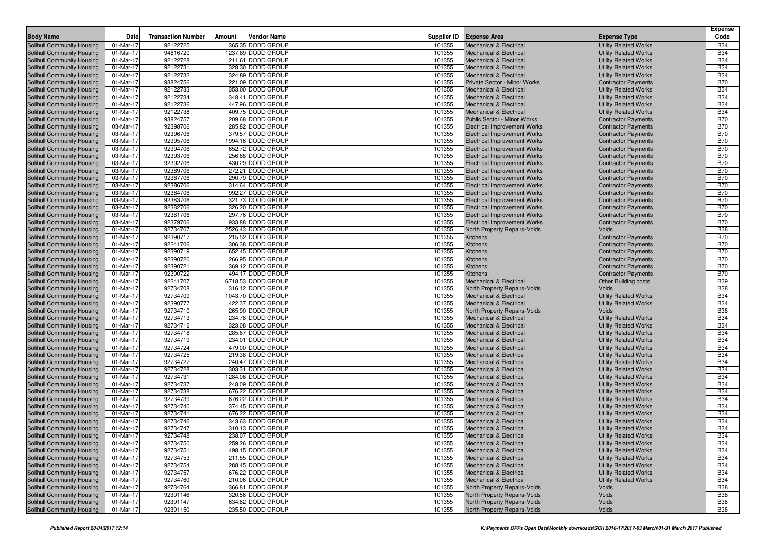| Body Name | Date | Transaction Number | Amount | Vendor Name | Supplier ID | Expense Area | Expense Type | Expense Code |
|---|---|---|---|---|---|---|---|---|
| Solihull Community Housing | 01-Mar-17 | 92122725 | 365.35 | DODD GROUP | 101355 | Mechanical & Electrical | Utility Related Works | B34 |
| Solihull Community Housing | 01-Mar-17 | 94816720 | 1237.89 | DODD GROUP | 101355 | Mechanical & Electrical | Utility Related Works | B34 |
| Solihull Community Housing | 01-Mar-17 | 92122728 | 211.61 | DODD GROUP | 101355 | Mechanical & Electrical | Utility Related Works | B34 |
| Solihull Community Housing | 01-Mar-17 | 92122731 | 328.30 | DODD GROUP | 101355 | Mechanical & Electrical | Utility Related Works | B34 |
| Solihull Community Housing | 01-Mar-17 | 92122732 | 324.89 | DODD GROUP | 101355 | Mechanical & Electrical | Utility Related Works | B34 |
| Solihull Community Housing | 01-Mar-17 | 93824756 | 221.09 | DODD GROUP | 101355 | Private Sector - Minor Works | Contractor Payments | B70 |
| Solihull Community Housing | 01-Mar-17 | 92122733 | 353.00 | DODD GROUP | 101355 | Mechanical & Electrical | Utility Related Works | B34 |
| Solihull Community Housing | 01-Mar-17 | 92122734 | 348.41 | DODD GROUP | 101355 | Mechanical & Electrical | Utility Related Works | B34 |
| Solihull Community Housing | 01-Mar-17 | 92122736 | 447.96 | DODD GROUP | 101355 | Mechanical & Electrical | Utility Related Works | B34 |
| Solihull Community Housing | 01-Mar-17 | 92122738 | 409.75 | DODD GROUP | 101355 | Mechanical & Electrical | Utility Related Works | B34 |
| Solihull Community Housing | 01-Mar-17 | 93824757 | 209.68 | DODD GROUP | 101355 | Public Sector - Minor Works | Contractor Payments | B70 |
| Solihull Community Housing | 03-Mar-17 | 92398706 | 285.82 | DODD GROUP | 101355 | Electrical Improvement Works | Contractor Payments | B70 |
| Solihull Community Housing | 03-Mar-17 | 92396706 | 379.57 | DODD GROUP | 101355 | Electrical Improvement Works | Contractor Payments | B70 |
| Solihull Community Housing | 03-Mar-17 | 92395706 | 1994.16 | DODD GROUP | 101355 | Electrical Improvement Works | Contractor Payments | B70 |
| Solihull Community Housing | 03-Mar-17 | 92394706 | 652.72 | DODD GROUP | 101355 | Electrical Improvement Works | Contractor Payments | B70 |
| Solihull Community Housing | 03-Mar-17 | 92393706 | 256.68 | DODD GROUP | 101355 | Electrical Improvement Works | Contractor Payments | B70 |
| Solihull Community Housing | 03-Mar-17 | 92392706 | 430.29 | DODD GROUP | 101355 | Electrical Improvement Works | Contractor Payments | B70 |
| Solihull Community Housing | 03-Mar-17 | 92389706 | 272.21 | DODD GROUP | 101355 | Electrical Improvement Works | Contractor Payments | B70 |
| Solihull Community Housing | 03-Mar-17 | 92387706 | 290.79 | DODD GROUP | 101355 | Electrical Improvement Works | Contractor Payments | B70 |
| Solihull Community Housing | 03-Mar-17 | 92386706 | 314.64 | DODD GROUP | 101355 | Electrical Improvement Works | Contractor Payments | B70 |
| Solihull Community Housing | 03-Mar-17 | 92384706 | 992.27 | DODD GROUP | 101355 | Electrical Improvement Works | Contractor Payments | B70 |
| Solihull Community Housing | 03-Mar-17 | 92383706 | 321.73 | DODD GROUP | 101355 | Electrical Improvement Works | Contractor Payments | B70 |
| Solihull Community Housing | 03-Mar-17 | 92382706 | 326.20 | DODD GROUP | 101355 | Electrical Improvement Works | Contractor Payments | B70 |
| Solihull Community Housing | 03-Mar-17 | 92381706 | 297.76 | DODD GROUP | 101355 | Electrical Improvement Works | Contractor Payments | B70 |
| Solihull Community Housing | 03-Mar-17 | 92379706 | 933.88 | DODD GROUP | 101355 | Electrical Improvement Works | Contractor Payments | B70 |
| Solihull Community Housing | 01-Mar-17 | 92734707 | 2526.43 | DODD GROUP | 101355 | North Property Repairs-Voids | Voids | B38 |
| Solihull Community Housing | 01-Mar-17 | 92390717 | 215.52 | DODD GROUP | 101355 | Kitchens | Contractor Payments | B70 |
| Solihull Community Housing | 01-Mar-17 | 92241706 | 306.38 | DODD GROUP | 101355 | Kitchens | Contractor Payments | B70 |
| Solihull Community Housing | 01-Mar-17 | 92390719 | 652.45 | DODD GROUP | 101355 | Kitchens | Contractor Payments | B70 |
| Solihull Community Housing | 01-Mar-17 | 92390720 | 266.95 | DODD GROUP | 101355 | Kitchens | Contractor Payments | B70 |
| Solihull Community Housing | 01-Mar-17 | 92390721 | 369.12 | DODD GROUP | 101355 | Kitchens | Contractor Payments | B70 |
| Solihull Community Housing | 01-Mar-17 | 92390722 | 494.17 | DODD GROUP | 101355 | Kitchens | Contractor Payments | B70 |
| Solihull Community Housing | 01-Mar-17 | 92241707 | 6718.53 | DODD GROUP | 101355 | Mechanical & Electrical | Other Building costs | B39 |
| Solihull Community Housing | 01-Mar-17 | 92734708 | 316.12 | DODD GROUP | 101355 | North Property Repairs-Voids | Voids | B38 |
| Solihull Community Housing | 01-Mar-17 | 92734709 | 1043.70 | DODD GROUP | 101355 | Mechanical & Electrical | Utility Related Works | B34 |
| Solihull Community Housing | 01-Mar-17 | 92390777 | 422.37 | DODD GROUP | 101355 | Mechanical & Electrical | Utility Related Works | B34 |
| Solihull Community Housing | 01-Mar-17 | 92734710 | 265.90 | DODD GROUP | 101355 | North Property Repairs-Voids | Voids | B38 |
| Solihull Community Housing | 01-Mar-17 | 92734713 | 234.78 | DODD GROUP | 101355 | Mechanical & Electrical | Utility Related Works | B34 |
| Solihull Community Housing | 01-Mar-17 | 92734716 | 323.08 | DODD GROUP | 101355 | Mechanical & Electrical | Utility Related Works | B34 |
| Solihull Community Housing | 01-Mar-17 | 92734718 | 285.67 | DODD GROUP | 101355 | Mechanical & Electrical | Utility Related Works | B34 |
| Solihull Community Housing | 01-Mar-17 | 92734719 | 234.01 | DODD GROUP | 101355 | Mechanical & Electrical | Utility Related Works | B34 |
| Solihull Community Housing | 01-Mar-17 | 92734724 | 479.00 | DODD GROUP | 101355 | Mechanical & Electrical | Utility Related Works | B34 |
| Solihull Community Housing | 01-Mar-17 | 92734725 | 219.38 | DODD GROUP | 101355 | Mechanical & Electrical | Utility Related Works | B34 |
| Solihull Community Housing | 01-Mar-17 | 92734727 | 240.47 | DODD GROUP | 101355 | Mechanical & Electrical | Utility Related Works | B34 |
| Solihull Community Housing | 01-Mar-17 | 92734728 | 303.31 | DODD GROUP | 101355 | Mechanical & Electrical | Utility Related Works | B34 |
| Solihull Community Housing | 01-Mar-17 | 92734731 | 1284.06 | DODD GROUP | 101355 | Mechanical & Electrical | Utility Related Works | B34 |
| Solihull Community Housing | 01-Mar-17 | 92734737 | 248.09 | DODD GROUP | 101355 | Mechanical & Electrical | Utility Related Works | B34 |
| Solihull Community Housing | 01-Mar-17 | 92734738 | 676.22 | DODD GROUP | 101355 | Mechanical & Electrical | Utility Related Works | B34 |
| Solihull Community Housing | 01-Mar-17 | 92734739 | 676.22 | DODD GROUP | 101355 | Mechanical & Electrical | Utility Related Works | B34 |
| Solihull Community Housing | 01-Mar-17 | 92734740 | 374.45 | DODD GROUP | 101355 | Mechanical & Electrical | Utility Related Works | B34 |
| Solihull Community Housing | 01-Mar-17 | 92734741 | 676.22 | DODD GROUP | 101355 | Mechanical & Electrical | Utility Related Works | B34 |
| Solihull Community Housing | 01-Mar-17 | 92734746 | 343.63 | DODD GROUP | 101355 | Mechanical & Electrical | Utility Related Works | B34 |
| Solihull Community Housing | 01-Mar-17 | 92734747 | 310.13 | DODD GROUP | 101355 | Mechanical & Electrical | Utility Related Works | B34 |
| Solihull Community Housing | 01-Mar-17 | 92734748 | 238.07 | DODD GROUP | 101355 | Mechanical & Electrical | Utility Related Works | B34 |
| Solihull Community Housing | 01-Mar-17 | 92734750 | 259.26 | DODD GROUP | 101355 | Mechanical & Electrical | Utility Related Works | B34 |
| Solihull Community Housing | 01-Mar-17 | 92734751 | 498.15 | DODD GROUP | 101355 | Mechanical & Electrical | Utility Related Works | B34 |
| Solihull Community Housing | 01-Mar-17 | 92734753 | 211.55 | DODD GROUP | 101355 | Mechanical & Electrical | Utility Related Works | B34 |
| Solihull Community Housing | 01-Mar-17 | 92734754 | 288.45 | DODD GROUP | 101355 | Mechanical & Electrical | Utility Related Works | B34 |
| Solihull Community Housing | 01-Mar-17 | 92734757 | 676.22 | DODD GROUP | 101355 | Mechanical & Electrical | Utility Related Works | B34 |
| Solihull Community Housing | 01-Mar-17 | 92734760 | 210.06 | DODD GROUP | 101355 | Mechanical & Electrical | Utility Related Works | B34 |
| Solihull Community Housing | 01-Mar-17 | 92734764 | 366.81 | DODD GROUP | 101355 | North Property Repairs-Voids | Voids | B38 |
| Solihull Community Housing | 01-Mar-17 | 92391146 | 320.56 | DODD GROUP | 101355 | North Property Repairs-Voids | Voids | B38 |
| Solihull Community Housing | 01-Mar-17 | 92391147 | 634.62 | DODD GROUP | 101355 | North Property Repairs-Voids | Voids | B38 |
| Solihull Community Housing | 01-Mar-17 | 92391150 | 235.50 | DODD GROUP | 101355 | North Property Repairs-Voids | Voids | B38 |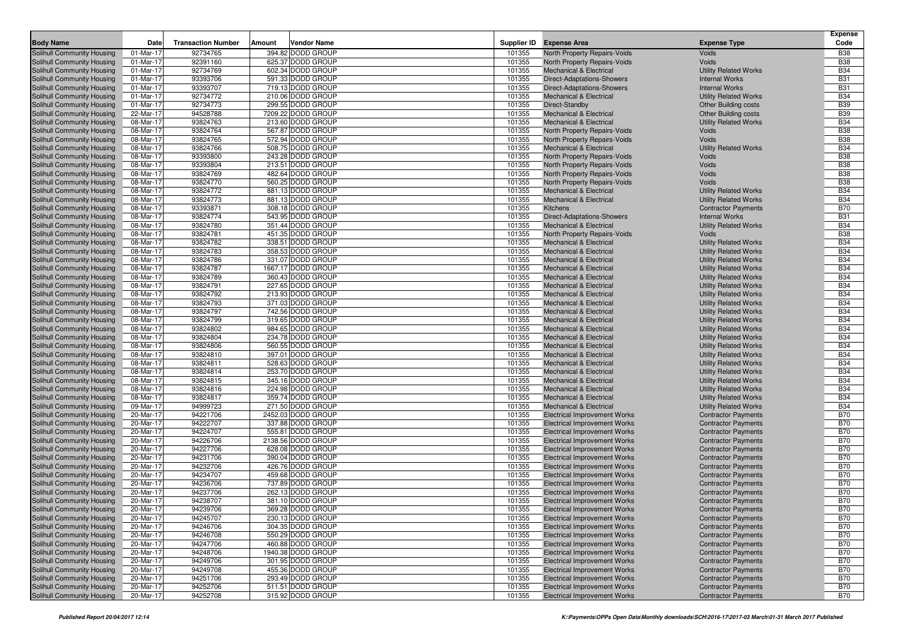| Body Name | Date | Transaction Number | Amount | Vendor Name | Supplier ID | Expense Area | Expense Type | Expense Code |
|---|---|---|---|---|---|---|---|---|
| Solihull Community Housing | 01-Mar-17 | 92734765 | 394.82 | DODD GROUP | 101355 | North Property Repairs-Voids | Voids | B38 |
| Solihull Community Housing | 01-Mar-17 | 92391160 | 625.37 | DODD GROUP | 101355 | North Property Repairs-Voids | Voids | B38 |
| Solihull Community Housing | 01-Mar-17 | 92734769 | 602.34 | DODD GROUP | 101355 | Mechanical & Electrical | Utility Related Works | B34 |
| Solihull Community Housing | 01-Mar-17 | 93393706 | 591.33 | DODD GROUP | 101355 | Direct-Adaptations-Showers | Internal Works | B31 |
| Solihull Community Housing | 01-Mar-17 | 93393707 | 719.13 | DODD GROUP | 101355 | Direct-Adaptations-Showers | Internal Works | B31 |
| Solihull Community Housing | 01-Mar-17 | 92734772 | 210.06 | DODD GROUP | 101355 | Mechanical & Electrical | Utility Related Works | B34 |
| Solihull Community Housing | 01-Mar-17 | 92734773 | 299.55 | DODD GROUP | 101355 | Direct-Standby | Other Building costs | B39 |
| Solihull Community Housing | 22-Mar-17 | 94528788 | 7209.22 | DODD GROUP | 101355 | Mechanical & Electrical | Other Building costs | B39 |
| Solihull Community Housing | 08-Mar-17 | 93824763 | 213.60 | DODD GROUP | 101355 | Mechanical & Electrical | Utility Related Works | B34 |
| Solihull Community Housing | 08-Mar-17 | 93824764 | 567.87 | DODD GROUP | 101355 | North Property Repairs-Voids | Voids | B38 |
| Solihull Community Housing | 08-Mar-17 | 93824765 | 572.94 | DODD GROUP | 101355 | North Property Repairs-Voids | Voids | B38 |
| Solihull Community Housing | 08-Mar-17 | 93824766 | 508.75 | DODD GROUP | 101355 | Mechanical & Electrical | Utility Related Works | B34 |
| Solihull Community Housing | 08-Mar-17 | 93393800 | 243.28 | DODD GROUP | 101355 | North Property Repairs-Voids | Voids | B38 |
| Solihull Community Housing | 08-Mar-17 | 93393804 | 213.51 | DODD GROUP | 101355 | North Property Repairs-Voids | Voids | B38 |
| Solihull Community Housing | 08-Mar-17 | 93824769 | 482.64 | DODD GROUP | 101355 | North Property Repairs-Voids | Voids | B38 |
| Solihull Community Housing | 08-Mar-17 | 93824770 | 560.25 | DODD GROUP | 101355 | North Property Repairs-Voids | Voids | B38 |
| Solihull Community Housing | 08-Mar-17 | 93824772 | 881.13 | DODD GROUP | 101355 | Mechanical & Electrical | Utility Related Works | B34 |
| Solihull Community Housing | 08-Mar-17 | 93824773 | 881.13 | DODD GROUP | 101355 | Mechanical & Electrical | Utility Related Works | B34 |
| Solihull Community Housing | 08-Mar-17 | 93393871 | 308.18 | DODD GROUP | 101355 | Kitchens | Contractor Payments | B70 |
| Solihull Community Housing | 08-Mar-17 | 93824774 | 543.95 | DODD GROUP | 101355 | Direct-Adaptations-Showers | Internal Works | B31 |
| Solihull Community Housing | 08-Mar-17 | 93824780 | 351.44 | DODD GROUP | 101355 | Mechanical & Electrical | Utility Related Works | B34 |
| Solihull Community Housing | 08-Mar-17 | 93824781 | 451.35 | DODD GROUP | 101355 | North Property Repairs-Voids | Voids | B38 |
| Solihull Community Housing | 08-Mar-17 | 93824782 | 338.51 | DODD GROUP | 101355 | Mechanical & Electrical | Utility Related Works | B34 |
| Solihull Community Housing | 08-Mar-17 | 93824783 | 358.53 | DODD GROUP | 101355 | Mechanical & Electrical | Utility Related Works | B34 |
| Solihull Community Housing | 08-Mar-17 | 93824786 | 331.07 | DODD GROUP | 101355 | Mechanical & Electrical | Utility Related Works | B34 |
| Solihull Community Housing | 08-Mar-17 | 93824787 | 1667.17 | DODD GROUP | 101355 | Mechanical & Electrical | Utility Related Works | B34 |
| Solihull Community Housing | 08-Mar-17 | 93824789 | 360.43 | DODD GROUP | 101355 | Mechanical & Electrical | Utility Related Works | B34 |
| Solihull Community Housing | 08-Mar-17 | 93824791 | 227.65 | DODD GROUP | 101355 | Mechanical & Electrical | Utility Related Works | B34 |
| Solihull Community Housing | 08-Mar-17 | 93824792 | 213.93 | DODD GROUP | 101355 | Mechanical & Electrical | Utility Related Works | B34 |
| Solihull Community Housing | 08-Mar-17 | 93824793 | 371.03 | DODD GROUP | 101355 | Mechanical & Electrical | Utility Related Works | B34 |
| Solihull Community Housing | 08-Mar-17 | 93824797 | 742.56 | DODD GROUP | 101355 | Mechanical & Electrical | Utility Related Works | B34 |
| Solihull Community Housing | 08-Mar-17 | 93824799 | 319.65 | DODD GROUP | 101355 | Mechanical & Electrical | Utility Related Works | B34 |
| Solihull Community Housing | 08-Mar-17 | 93824802 | 984.65 | DODD GROUP | 101355 | Mechanical & Electrical | Utility Related Works | B34 |
| Solihull Community Housing | 08-Mar-17 | 93824804 | 234.78 | DODD GROUP | 101355 | Mechanical & Electrical | Utility Related Works | B34 |
| Solihull Community Housing | 08-Mar-17 | 93824806 | 560.55 | DODD GROUP | 101355 | Mechanical & Electrical | Utility Related Works | B34 |
| Solihull Community Housing | 08-Mar-17 | 93824810 | 397.01 | DODD GROUP | 101355 | Mechanical & Electrical | Utility Related Works | B34 |
| Solihull Community Housing | 08-Mar-17 | 93824811 | 528.63 | DODD GROUP | 101355 | Mechanical & Electrical | Utility Related Works | B34 |
| Solihull Community Housing | 08-Mar-17 | 93824814 | 253.70 | DODD GROUP | 101355 | Mechanical & Electrical | Utility Related Works | B34 |
| Solihull Community Housing | 08-Mar-17 | 93824815 | 345.16 | DODD GROUP | 101355 | Mechanical & Electrical | Utility Related Works | B34 |
| Solihull Community Housing | 08-Mar-17 | 93824816 | 224.98 | DODD GROUP | 101355 | Mechanical & Electrical | Utility Related Works | B34 |
| Solihull Community Housing | 08-Mar-17 | 93824817 | 359.74 | DODD GROUP | 101355 | Mechanical & Electrical | Utility Related Works | B34 |
| Solihull Community Housing | 09-Mar-17 | 94999723 | 271.50 | DODD GROUP | 101355 | Mechanical & Electrical | Utility Related Works | B34 |
| Solihull Community Housing | 20-Mar-17 | 94221706 | 2452.03 | DODD GROUP | 101355 | Electrical Improvement Works | Contractor Payments | B70 |
| Solihull Community Housing | 20-Mar-17 | 94222707 | 337.88 | DODD GROUP | 101355 | Electrical Improvement Works | Contractor Payments | B70 |
| Solihull Community Housing | 20-Mar-17 | 94224707 | 555.81 | DODD GROUP | 101355 | Electrical Improvement Works | Contractor Payments | B70 |
| Solihull Community Housing | 20-Mar-17 | 94226706 | 2138.56 | DODD GROUP | 101355 | Electrical Improvement Works | Contractor Payments | B70 |
| Solihull Community Housing | 20-Mar-17 | 94227706 | 628.08 | DODD GROUP | 101355 | Electrical Improvement Works | Contractor Payments | B70 |
| Solihull Community Housing | 20-Mar-17 | 94231706 | 390.04 | DODD GROUP | 101355 | Electrical Improvement Works | Contractor Payments | B70 |
| Solihull Community Housing | 20-Mar-17 | 94232706 | 426.76 | DODD GROUP | 101355 | Electrical Improvement Works | Contractor Payments | B70 |
| Solihull Community Housing | 20-Mar-17 | 94234707 | 459.68 | DODD GROUP | 101355 | Electrical Improvement Works | Contractor Payments | B70 |
| Solihull Community Housing | 20-Mar-17 | 94236706 | 737.89 | DODD GROUP | 101355 | Electrical Improvement Works | Contractor Payments | B70 |
| Solihull Community Housing | 20-Mar-17 | 94237706 | 262.13 | DODD GROUP | 101355 | Electrical Improvement Works | Contractor Payments | B70 |
| Solihull Community Housing | 20-Mar-17 | 94238707 | 381.10 | DODD GROUP | 101355 | Electrical Improvement Works | Contractor Payments | B70 |
| Solihull Community Housing | 20-Mar-17 | 94239706 | 369.28 | DODD GROUP | 101355 | Electrical Improvement Works | Contractor Payments | B70 |
| Solihull Community Housing | 20-Mar-17 | 94245707 | 230.13 | DODD GROUP | 101355 | Electrical Improvement Works | Contractor Payments | B70 |
| Solihull Community Housing | 20-Mar-17 | 94246706 | 304.35 | DODD GROUP | 101355 | Electrical Improvement Works | Contractor Payments | B70 |
| Solihull Community Housing | 20-Mar-17 | 94246708 | 550.29 | DODD GROUP | 101355 | Electrical Improvement Works | Contractor Payments | B70 |
| Solihull Community Housing | 20-Mar-17 | 94247706 | 460.88 | DODD GROUP | 101355 | Electrical Improvement Works | Contractor Payments | B70 |
| Solihull Community Housing | 20-Mar-17 | 94248706 | 1940.38 | DODD GROUP | 101355 | Electrical Improvement Works | Contractor Payments | B70 |
| Solihull Community Housing | 20-Mar-17 | 94249706 | 301.95 | DODD GROUP | 101355 | Electrical Improvement Works | Contractor Payments | B70 |
| Solihull Community Housing | 20-Mar-17 | 94249708 | 455.36 | DODD GROUP | 101355 | Electrical Improvement Works | Contractor Payments | B70 |
| Solihull Community Housing | 20-Mar-17 | 94251706 | 293.49 | DODD GROUP | 101355 | Electrical Improvement Works | Contractor Payments | B70 |
| Solihull Community Housing | 20-Mar-17 | 94252706 | 511.51 | DODD GROUP | 101355 | Electrical Improvement Works | Contractor Payments | B70 |
| Solihull Community Housing | 20-Mar-17 | 94252708 | 315.92 | DODD GROUP | 101355 | Electrical Improvement Works | Contractor Payments | B70 |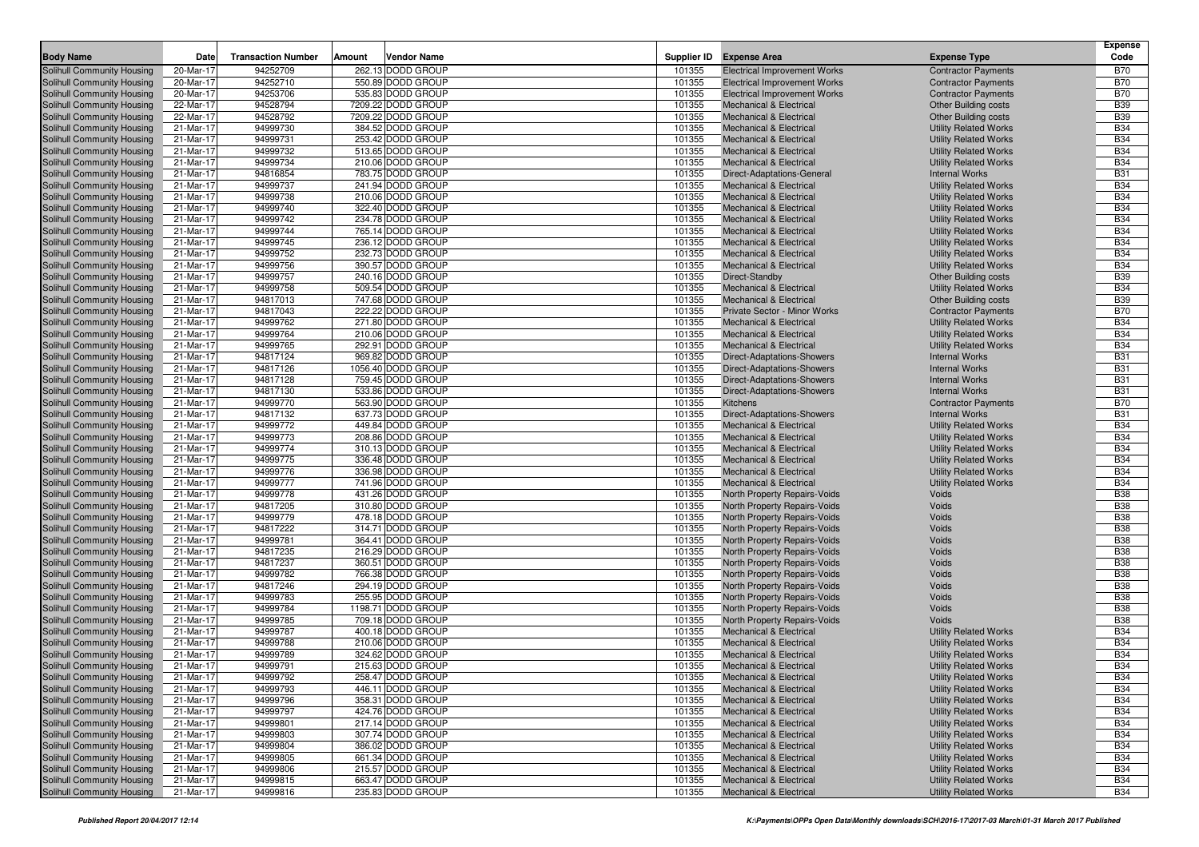| Body Name | Date | Transaction Number | Amount | Vendor Name | Supplier ID | Expense Area | Expense Type | Expense Code |
|---|---|---|---|---|---|---|---|---|
| Solihull Community Housing | 20-Mar-17 | 94252709 | 262.13 | DODD GROUP | 101355 | Electrical Improvement Works | Contractor Payments | B70 |
| Solihull Community Housing | 20-Mar-17 | 94252710 | 550.89 | DODD GROUP | 101355 | Electrical Improvement Works | Contractor Payments | B70 |
| Solihull Community Housing | 20-Mar-17 | 94253706 | 535.83 | DODD GROUP | 101355 | Electrical Improvement Works | Contractor Payments | B70 |
| Solihull Community Housing | 22-Mar-17 | 94528794 | 7209.22 | DODD GROUP | 101355 | Mechanical & Electrical | Other Building costs | B39 |
| Solihull Community Housing | 22-Mar-17 | 94528792 | 7209.22 | DODD GROUP | 101355 | Mechanical & Electrical | Other Building costs | B39 |
| Solihull Community Housing | 21-Mar-17 | 94999730 | 384.52 | DODD GROUP | 101355 | Mechanical & Electrical | Utility Related Works | B34 |
| Solihull Community Housing | 21-Mar-17 | 94999731 | 253.42 | DODD GROUP | 101355 | Mechanical & Electrical | Utility Related Works | B34 |
| Solihull Community Housing | 21-Mar-17 | 94999732 | 513.65 | DODD GROUP | 101355 | Mechanical & Electrical | Utility Related Works | B34 |
| Solihull Community Housing | 21-Mar-17 | 94999734 | 210.06 | DODD GROUP | 101355 | Mechanical & Electrical | Utility Related Works | B34 |
| Solihull Community Housing | 21-Mar-17 | 94816854 | 783.75 | DODD GROUP | 101355 | Direct-Adaptations-General | Internal Works | B31 |
| Solihull Community Housing | 21-Mar-17 | 94999737 | 241.94 | DODD GROUP | 101355 | Mechanical & Electrical | Utility Related Works | B34 |
| Solihull Community Housing | 21-Mar-17 | 94999738 | 210.06 | DODD GROUP | 101355 | Mechanical & Electrical | Utility Related Works | B34 |
| Solihull Community Housing | 21-Mar-17 | 94999740 | 322.40 | DODD GROUP | 101355 | Mechanical & Electrical | Utility Related Works | B34 |
| Solihull Community Housing | 21-Mar-17 | 94999742 | 234.78 | DODD GROUP | 101355 | Mechanical & Electrical | Utility Related Works | B34 |
| Solihull Community Housing | 21-Mar-17 | 94999744 | 765.14 | DODD GROUP | 101355 | Mechanical & Electrical | Utility Related Works | B34 |
| Solihull Community Housing | 21-Mar-17 | 94999745 | 236.12 | DODD GROUP | 101355 | Mechanical & Electrical | Utility Related Works | B34 |
| Solihull Community Housing | 21-Mar-17 | 94999752 | 232.73 | DODD GROUP | 101355 | Mechanical & Electrical | Utility Related Works | B34 |
| Solihull Community Housing | 21-Mar-17 | 94999756 | 390.57 | DODD GROUP | 101355 | Mechanical & Electrical | Utility Related Works | B34 |
| Solihull Community Housing | 21-Mar-17 | 94999757 | 240.16 | DODD GROUP | 101355 | Direct-Standby | Other Building costs | B39 |
| Solihull Community Housing | 21-Mar-17 | 94999758 | 509.54 | DODD GROUP | 101355 | Mechanical & Electrical | Utility Related Works | B34 |
| Solihull Community Housing | 21-Mar-17 | 94817013 | 747.68 | DODD GROUP | 101355 | Mechanical & Electrical | Other Building costs | B39 |
| Solihull Community Housing | 21-Mar-17 | 94817043 | 222.22 | DODD GROUP | 101355 | Private Sector - Minor Works | Contractor Payments | B70 |
| Solihull Community Housing | 21-Mar-17 | 94999762 | 271.80 | DODD GROUP | 101355 | Mechanical & Electrical | Utility Related Works | B34 |
| Solihull Community Housing | 21-Mar-17 | 94999764 | 210.06 | DODD GROUP | 101355 | Mechanical & Electrical | Utility Related Works | B34 |
| Solihull Community Housing | 21-Mar-17 | 94999765 | 292.91 | DODD GROUP | 101355 | Mechanical & Electrical | Utility Related Works | B34 |
| Solihull Community Housing | 21-Mar-17 | 94817124 | 969.82 | DODD GROUP | 101355 | Direct-Adaptations-Showers | Internal Works | B31 |
| Solihull Community Housing | 21-Mar-17 | 94817126 | 1056.40 | DODD GROUP | 101355 | Direct-Adaptations-Showers | Internal Works | B31 |
| Solihull Community Housing | 21-Mar-17 | 94817128 | 759.45 | DODD GROUP | 101355 | Direct-Adaptations-Showers | Internal Works | B31 |
| Solihull Community Housing | 21-Mar-17 | 94817130 | 533.86 | DODD GROUP | 101355 | Direct-Adaptations-Showers | Internal Works | B31 |
| Solihull Community Housing | 21-Mar-17 | 94999770 | 563.90 | DODD GROUP | 101355 | Kitchens | Contractor Payments | B70 |
| Solihull Community Housing | 21-Mar-17 | 94817132 | 637.73 | DODD GROUP | 101355 | Direct-Adaptations-Showers | Internal Works | B31 |
| Solihull Community Housing | 21-Mar-17 | 94999772 | 449.84 | DODD GROUP | 101355 | Mechanical & Electrical | Utility Related Works | B34 |
| Solihull Community Housing | 21-Mar-17 | 94999773 | 208.86 | DODD GROUP | 101355 | Mechanical & Electrical | Utility Related Works | B34 |
| Solihull Community Housing | 21-Mar-17 | 94999774 | 310.13 | DODD GROUP | 101355 | Mechanical & Electrical | Utility Related Works | B34 |
| Solihull Community Housing | 21-Mar-17 | 94999775 | 336.48 | DODD GROUP | 101355 | Mechanical & Electrical | Utility Related Works | B34 |
| Solihull Community Housing | 21-Mar-17 | 94999776 | 336.98 | DODD GROUP | 101355 | Mechanical & Electrical | Utility Related Works | B34 |
| Solihull Community Housing | 21-Mar-17 | 94999777 | 741.96 | DODD GROUP | 101355 | Mechanical & Electrical | Utility Related Works | B34 |
| Solihull Community Housing | 21-Mar-17 | 94999778 | 431.26 | DODD GROUP | 101355 | North Property Repairs-Voids | Voids | B38 |
| Solihull Community Housing | 21-Mar-17 | 94817205 | 310.80 | DODD GROUP | 101355 | North Property Repairs-Voids | Voids | B38 |
| Solihull Community Housing | 21-Mar-17 | 94999779 | 478.18 | DODD GROUP | 101355 | North Property Repairs-Voids | Voids | B38 |
| Solihull Community Housing | 21-Mar-17 | 94817222 | 314.71 | DODD GROUP | 101355 | North Property Repairs-Voids | Voids | B38 |
| Solihull Community Housing | 21-Mar-17 | 94999781 | 364.41 | DODD GROUP | 101355 | North Property Repairs-Voids | Voids | B38 |
| Solihull Community Housing | 21-Mar-17 | 94817235 | 216.29 | DODD GROUP | 101355 | North Property Repairs-Voids | Voids | B38 |
| Solihull Community Housing | 21-Mar-17 | 94817237 | 360.51 | DODD GROUP | 101355 | North Property Repairs-Voids | Voids | B38 |
| Solihull Community Housing | 21-Mar-17 | 94999782 | 766.38 | DODD GROUP | 101355 | North Property Repairs-Voids | Voids | B38 |
| Solihull Community Housing | 21-Mar-17 | 94817246 | 294.19 | DODD GROUP | 101355 | North Property Repairs-Voids | Voids | B38 |
| Solihull Community Housing | 21-Mar-17 | 94999783 | 255.95 | DODD GROUP | 101355 | North Property Repairs-Voids | Voids | B38 |
| Solihull Community Housing | 21-Mar-17 | 94999784 | 1198.71 | DODD GROUP | 101355 | North Property Repairs-Voids | Voids | B38 |
| Solihull Community Housing | 21-Mar-17 | 94999785 | 709.18 | DODD GROUP | 101355 | North Property Repairs-Voids | Voids | B38 |
| Solihull Community Housing | 21-Mar-17 | 94999787 | 400.18 | DODD GROUP | 101355 | Mechanical & Electrical | Utility Related Works | B34 |
| Solihull Community Housing | 21-Mar-17 | 94999788 | 210.06 | DODD GROUP | 101355 | Mechanical & Electrical | Utility Related Works | B34 |
| Solihull Community Housing | 21-Mar-17 | 94999789 | 324.62 | DODD GROUP | 101355 | Mechanical & Electrical | Utility Related Works | B34 |
| Solihull Community Housing | 21-Mar-17 | 94999791 | 215.63 | DODD GROUP | 101355 | Mechanical & Electrical | Utility Related Works | B34 |
| Solihull Community Housing | 21-Mar-17 | 94999792 | 258.47 | DODD GROUP | 101355 | Mechanical & Electrical | Utility Related Works | B34 |
| Solihull Community Housing | 21-Mar-17 | 94999793 | 446.11 | DODD GROUP | 101355 | Mechanical & Electrical | Utility Related Works | B34 |
| Solihull Community Housing | 21-Mar-17 | 94999796 | 358.31 | DODD GROUP | 101355 | Mechanical & Electrical | Utility Related Works | B34 |
| Solihull Community Housing | 21-Mar-17 | 94999797 | 424.76 | DODD GROUP | 101355 | Mechanical & Electrical | Utility Related Works | B34 |
| Solihull Community Housing | 21-Mar-17 | 94999801 | 217.14 | DODD GROUP | 101355 | Mechanical & Electrical | Utility Related Works | B34 |
| Solihull Community Housing | 21-Mar-17 | 94999803 | 307.74 | DODD GROUP | 101355 | Mechanical & Electrical | Utility Related Works | B34 |
| Solihull Community Housing | 21-Mar-17 | 94999804 | 386.02 | DODD GROUP | 101355 | Mechanical & Electrical | Utility Related Works | B34 |
| Solihull Community Housing | 21-Mar-17 | 94999805 | 661.34 | DODD GROUP | 101355 | Mechanical & Electrical | Utility Related Works | B34 |
| Solihull Community Housing | 21-Mar-17 | 94999806 | 215.57 | DODD GROUP | 101355 | Mechanical & Electrical | Utility Related Works | B34 |
| Solihull Community Housing | 21-Mar-17 | 94999815 | 663.47 | DODD GROUP | 101355 | Mechanical & Electrical | Utility Related Works | B34 |
| Solihull Community Housing | 21-Mar-17 | 94999816 | 235.83 | DODD GROUP | 101355 | Mechanical & Electrical | Utility Related Works | B34 |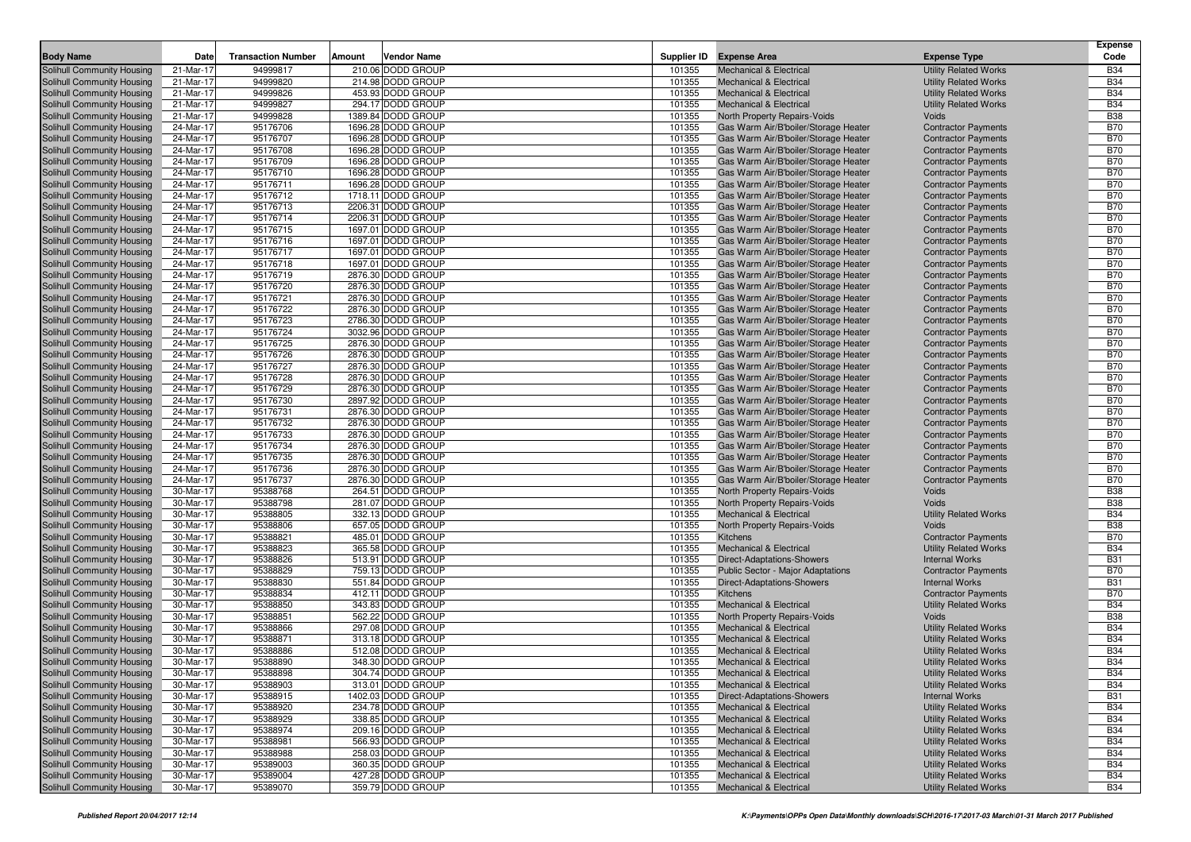| Body Name | Date | Transaction Number | Amount | Vendor Name | Supplier ID | Expense Area | Expense Type | Expense Code |
|---|---|---|---|---|---|---|---|---|
| Solihull Community Housing | 21-Mar-17 | 94999817 | 210.06 | DODD GROUP | 101355 | Mechanical & Electrical | Utility Related Works | B34 |
| Solihull Community Housing | 21-Mar-17 | 94999820 | 214.98 | DODD GROUP | 101355 | Mechanical & Electrical | Utility Related Works | B34 |
| Solihull Community Housing | 21-Mar-17 | 94999826 | 453.93 | DODD GROUP | 101355 | Mechanical & Electrical | Utility Related Works | B34 |
| Solihull Community Housing | 21-Mar-17 | 94999827 | 294.17 | DODD GROUP | 101355 | Mechanical & Electrical | Utility Related Works | B34 |
| Solihull Community Housing | 21-Mar-17 | 94999828 | 1389.84 | DODD GROUP | 101355 | North Property Repairs-Voids | Voids | B38 |
| Solihull Community Housing | 24-Mar-17 | 95176706 | 1696.28 | DODD GROUP | 101355 | Gas Warm Air/B'boiler/Storage Heater | Contractor Payments | B70 |
| Solihull Community Housing | 24-Mar-17 | 95176707 | 1696.28 | DODD GROUP | 101355 | Gas Warm Air/B'boiler/Storage Heater | Contractor Payments | B70 |
| Solihull Community Housing | 24-Mar-17 | 95176708 | 1696.28 | DODD GROUP | 101355 | Gas Warm Air/B'boiler/Storage Heater | Contractor Payments | B70 |
| Solihull Community Housing | 24-Mar-17 | 95176709 | 1696.28 | DODD GROUP | 101355 | Gas Warm Air/B'boiler/Storage Heater | Contractor Payments | B70 |
| Solihull Community Housing | 24-Mar-17 | 95176710 | 1696.28 | DODD GROUP | 101355 | Gas Warm Air/B'boiler/Storage Heater | Contractor Payments | B70 |
| Solihull Community Housing | 24-Mar-17 | 95176711 | 1696.28 | DODD GROUP | 101355 | Gas Warm Air/B'boiler/Storage Heater | Contractor Payments | B70 |
| Solihull Community Housing | 24-Mar-17 | 95176712 | 1718.11 | DODD GROUP | 101355 | Gas Warm Air/B'boiler/Storage Heater | Contractor Payments | B70 |
| Solihull Community Housing | 24-Mar-17 | 95176713 | 2206.31 | DODD GROUP | 101355 | Gas Warm Air/B'boiler/Storage Heater | Contractor Payments | B70 |
| Solihull Community Housing | 24-Mar-17 | 95176714 | 2206.31 | DODD GROUP | 101355 | Gas Warm Air/B'boiler/Storage Heater | Contractor Payments | B70 |
| Solihull Community Housing | 24-Mar-17 | 95176715 | 1697.01 | DODD GROUP | 101355 | Gas Warm Air/B'boiler/Storage Heater | Contractor Payments | B70 |
| Solihull Community Housing | 24-Mar-17 | 95176716 | 1697.01 | DODD GROUP | 101355 | Gas Warm Air/B'boiler/Storage Heater | Contractor Payments | B70 |
| Solihull Community Housing | 24-Mar-17 | 95176717 | 1697.01 | DODD GROUP | 101355 | Gas Warm Air/B'boiler/Storage Heater | Contractor Payments | B70 |
| Solihull Community Housing | 24-Mar-17 | 95176718 | 1697.01 | DODD GROUP | 101355 | Gas Warm Air/B'boiler/Storage Heater | Contractor Payments | B70 |
| Solihull Community Housing | 24-Mar-17 | 95176719 | 2876.30 | DODD GROUP | 101355 | Gas Warm Air/B'boiler/Storage Heater | Contractor Payments | B70 |
| Solihull Community Housing | 24-Mar-17 | 95176720 | 2876.30 | DODD GROUP | 101355 | Gas Warm Air/B'boiler/Storage Heater | Contractor Payments | B70 |
| Solihull Community Housing | 24-Mar-17 | 95176721 | 2876.30 | DODD GROUP | 101355 | Gas Warm Air/B'boiler/Storage Heater | Contractor Payments | B70 |
| Solihull Community Housing | 24-Mar-17 | 95176722 | 2876.30 | DODD GROUP | 101355 | Gas Warm Air/B'boiler/Storage Heater | Contractor Payments | B70 |
| Solihull Community Housing | 24-Mar-17 | 95176723 | 2786.30 | DODD GROUP | 101355 | Gas Warm Air/B'boiler/Storage Heater | Contractor Payments | B70 |
| Solihull Community Housing | 24-Mar-17 | 95176724 | 3032.96 | DODD GROUP | 101355 | Gas Warm Air/B'boiler/Storage Heater | Contractor Payments | B70 |
| Solihull Community Housing | 24-Mar-17 | 95176725 | 2876.30 | DODD GROUP | 101355 | Gas Warm Air/B'boiler/Storage Heater | Contractor Payments | B70 |
| Solihull Community Housing | 24-Mar-17 | 95176726 | 2876.30 | DODD GROUP | 101355 | Gas Warm Air/B'boiler/Storage Heater | Contractor Payments | B70 |
| Solihull Community Housing | 24-Mar-17 | 95176727 | 2876.30 | DODD GROUP | 101355 | Gas Warm Air/B'boiler/Storage Heater | Contractor Payments | B70 |
| Solihull Community Housing | 24-Mar-17 | 95176728 | 2876.30 | DODD GROUP | 101355 | Gas Warm Air/B'boiler/Storage Heater | Contractor Payments | B70 |
| Solihull Community Housing | 24-Mar-17 | 95176729 | 2876.30 | DODD GROUP | 101355 | Gas Warm Air/B'boiler/Storage Heater | Contractor Payments | B70 |
| Solihull Community Housing | 24-Mar-17 | 95176730 | 2897.92 | DODD GROUP | 101355 | Gas Warm Air/B'boiler/Storage Heater | Contractor Payments | B70 |
| Solihull Community Housing | 24-Mar-17 | 95176731 | 2876.30 | DODD GROUP | 101355 | Gas Warm Air/B'boiler/Storage Heater | Contractor Payments | B70 |
| Solihull Community Housing | 24-Mar-17 | 95176732 | 2876.30 | DODD GROUP | 101355 | Gas Warm Air/B'boiler/Storage Heater | Contractor Payments | B70 |
| Solihull Community Housing | 24-Mar-17 | 95176733 | 2876.30 | DODD GROUP | 101355 | Gas Warm Air/B'boiler/Storage Heater | Contractor Payments | B70 |
| Solihull Community Housing | 24-Mar-17 | 95176734 | 2876.30 | DODD GROUP | 101355 | Gas Warm Air/B'boiler/Storage Heater | Contractor Payments | B70 |
| Solihull Community Housing | 24-Mar-17 | 95176735 | 2876.30 | DODD GROUP | 101355 | Gas Warm Air/B'boiler/Storage Heater | Contractor Payments | B70 |
| Solihull Community Housing | 24-Mar-17 | 95176736 | 2876.30 | DODD GROUP | 101355 | Gas Warm Air/B'boiler/Storage Heater | Contractor Payments | B70 |
| Solihull Community Housing | 24-Mar-17 | 95176737 | 2876.30 | DODD GROUP | 101355 | Gas Warm Air/B'boiler/Storage Heater | Contractor Payments | B70 |
| Solihull Community Housing | 30-Mar-17 | 95388768 | 264.51 | DODD GROUP | 101355 | North Property Repairs-Voids | Voids | B38 |
| Solihull Community Housing | 30-Mar-17 | 95388798 | 281.07 | DODD GROUP | 101355 | North Property Repairs-Voids | Voids | B38 |
| Solihull Community Housing | 30-Mar-17 | 95388805 | 332.13 | DODD GROUP | 101355 | Mechanical & Electrical | Utility Related Works | B34 |
| Solihull Community Housing | 30-Mar-17 | 95388806 | 657.05 | DODD GROUP | 101355 | North Property Repairs-Voids | Voids | B38 |
| Solihull Community Housing | 30-Mar-17 | 95388821 | 485.01 | DODD GROUP | 101355 | Kitchens | Contractor Payments | B70 |
| Solihull Community Housing | 30-Mar-17 | 95388823 | 365.58 | DODD GROUP | 101355 | Mechanical & Electrical | Utility Related Works | B34 |
| Solihull Community Housing | 30-Mar-17 | 95388826 | 513.91 | DODD GROUP | 101355 | Direct-Adaptations-Showers | Internal Works | B31 |
| Solihull Community Housing | 30-Mar-17 | 95388829 | 759.13 | DODD GROUP | 101355 | Public Sector - Major Adaptations | Contractor Payments | B70 |
| Solihull Community Housing | 30-Mar-17 | 95388830 | 551.84 | DODD GROUP | 101355 | Direct-Adaptations-Showers | Internal Works | B31 |
| Solihull Community Housing | 30-Mar-17 | 95388834 | 412.11 | DODD GROUP | 101355 | Kitchens | Contractor Payments | B70 |
| Solihull Community Housing | 30-Mar-17 | 95388850 | 343.83 | DODD GROUP | 101355 | Mechanical & Electrical | Utility Related Works | B34 |
| Solihull Community Housing | 30-Mar-17 | 95388851 | 562.22 | DODD GROUP | 101355 | North Property Repairs-Voids | Voids | B38 |
| Solihull Community Housing | 30-Mar-17 | 95388866 | 297.08 | DODD GROUP | 101355 | Mechanical & Electrical | Utility Related Works | B34 |
| Solihull Community Housing | 30-Mar-17 | 95388871 | 313.18 | DODD GROUP | 101355 | Mechanical & Electrical | Utility Related Works | B34 |
| Solihull Community Housing | 30-Mar-17 | 95388886 | 512.08 | DODD GROUP | 101355 | Mechanical & Electrical | Utility Related Works | B34 |
| Solihull Community Housing | 30-Mar-17 | 95388890 | 348.30 | DODD GROUP | 101355 | Mechanical & Electrical | Utility Related Works | B34 |
| Solihull Community Housing | 30-Mar-17 | 95388898 | 304.74 | DODD GROUP | 101355 | Mechanical & Electrical | Utility Related Works | B34 |
| Solihull Community Housing | 30-Mar-17 | 95388903 | 313.01 | DODD GROUP | 101355 | Mechanical & Electrical | Utility Related Works | B34 |
| Solihull Community Housing | 30-Mar-17 | 95388915 | 1402.03 | DODD GROUP | 101355 | Direct-Adaptations-Showers | Internal Works | B31 |
| Solihull Community Housing | 30-Mar-17 | 95388920 | 234.78 | DODD GROUP | 101355 | Mechanical & Electrical | Utility Related Works | B34 |
| Solihull Community Housing | 30-Mar-17 | 95388929 | 338.85 | DODD GROUP | 101355 | Mechanical & Electrical | Utility Related Works | B34 |
| Solihull Community Housing | 30-Mar-17 | 95388974 | 209.16 | DODD GROUP | 101355 | Mechanical & Electrical | Utility Related Works | B34 |
| Solihull Community Housing | 30-Mar-17 | 95388981 | 566.93 | DODD GROUP | 101355 | Mechanical & Electrical | Utility Related Works | B34 |
| Solihull Community Housing | 30-Mar-17 | 95388988 | 258.03 | DODD GROUP | 101355 | Mechanical & Electrical | Utility Related Works | B34 |
| Solihull Community Housing | 30-Mar-17 | 95389003 | 360.35 | DODD GROUP | 101355 | Mechanical & Electrical | Utility Related Works | B34 |
| Solihull Community Housing | 30-Mar-17 | 95389004 | 427.28 | DODD GROUP | 101355 | Mechanical & Electrical | Utility Related Works | B34 |
| Solihull Community Housing | 30-Mar-17 | 95389070 | 359.79 | DODD GROUP | 101355 | Mechanical & Electrical | Utility Related Works | B34 |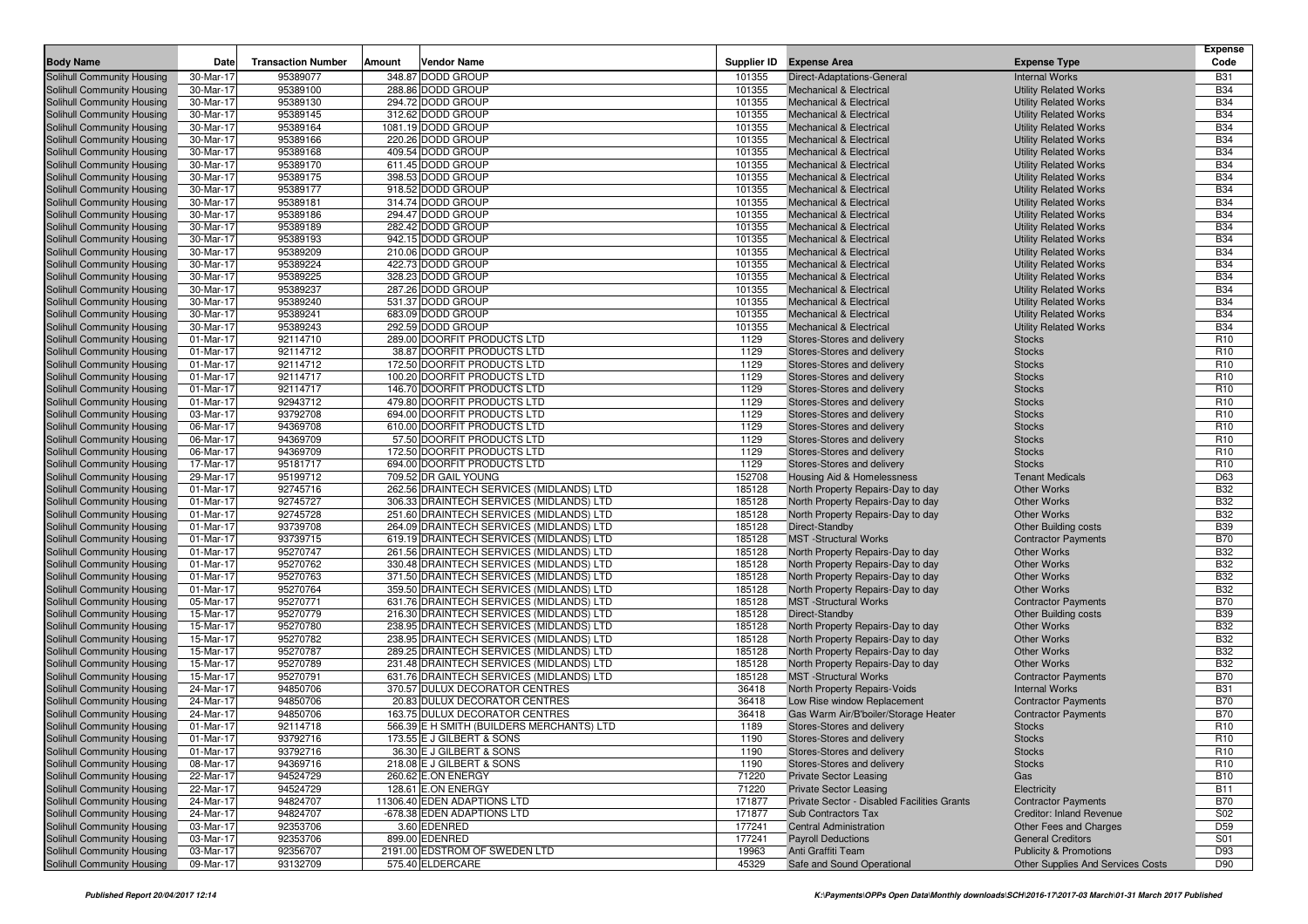| Body Name | Date | Transaction Number | Amount | Vendor Name | Supplier ID | Expense Area | Expense Type | Expense Code |
|---|---|---|---|---|---|---|---|---|
| Solihull Community Housing | 30-Mar-17 | 95389077 | 348.87 | DODD GROUP | 101355 | Direct-Adaptations-General | Internal Works | B31 |
| Solihull Community Housing | 30-Mar-17 | 95389100 | 288.86 | DODD GROUP | 101355 | Mechanical & Electrical | Utility Related Works | B34 |
| Solihull Community Housing | 30-Mar-17 | 95389130 | 294.72 | DODD GROUP | 101355 | Mechanical & Electrical | Utility Related Works | B34 |
| Solihull Community Housing | 30-Mar-17 | 95389145 | 312.62 | DODD GROUP | 101355 | Mechanical & Electrical | Utility Related Works | B34 |
| Solihull Community Housing | 30-Mar-17 | 95389164 | 1081.19 | DODD GROUP | 101355 | Mechanical & Electrical | Utility Related Works | B34 |
| Solihull Community Housing | 30-Mar-17 | 95389166 | 220.26 | DODD GROUP | 101355 | Mechanical & Electrical | Utility Related Works | B34 |
| Solihull Community Housing | 30-Mar-17 | 95389168 | 409.54 | DODD GROUP | 101355 | Mechanical & Electrical | Utility Related Works | B34 |
| Solihull Community Housing | 30-Mar-17 | 95389170 | 611.45 | DODD GROUP | 101355 | Mechanical & Electrical | Utility Related Works | B34 |
| Solihull Community Housing | 30-Mar-17 | 95389175 | 398.53 | DODD GROUP | 101355 | Mechanical & Electrical | Utility Related Works | B34 |
| Solihull Community Housing | 30-Mar-17 | 95389177 | 918.52 | DODD GROUP | 101355 | Mechanical & Electrical | Utility Related Works | B34 |
| Solihull Community Housing | 30-Mar-17 | 95389181 | 314.74 | DODD GROUP | 101355 | Mechanical & Electrical | Utility Related Works | B34 |
| Solihull Community Housing | 30-Mar-17 | 95389186 | 294.47 | DODD GROUP | 101355 | Mechanical & Electrical | Utility Related Works | B34 |
| Solihull Community Housing | 30-Mar-17 | 95389189 | 282.42 | DODD GROUP | 101355 | Mechanical & Electrical | Utility Related Works | B34 |
| Solihull Community Housing | 30-Mar-17 | 95389193 | 942.15 | DODD GROUP | 101355 | Mechanical & Electrical | Utility Related Works | B34 |
| Solihull Community Housing | 30-Mar-17 | 95389209 | 210.06 | DODD GROUP | 101355 | Mechanical & Electrical | Utility Related Works | B34 |
| Solihull Community Housing | 30-Mar-17 | 95389224 | 422.73 | DODD GROUP | 101355 | Mechanical & Electrical | Utility Related Works | B34 |
| Solihull Community Housing | 30-Mar-17 | 95389225 | 328.23 | DODD GROUP | 101355 | Mechanical & Electrical | Utility Related Works | B34 |
| Solihull Community Housing | 30-Mar-17 | 95389237 | 287.26 | DODD GROUP | 101355 | Mechanical & Electrical | Utility Related Works | B34 |
| Solihull Community Housing | 30-Mar-17 | 95389240 | 531.37 | DODD GROUP | 101355 | Mechanical & Electrical | Utility Related Works | B34 |
| Solihull Community Housing | 30-Mar-17 | 95389241 | 683.09 | DODD GROUP | 101355 | Mechanical & Electrical | Utility Related Works | B34 |
| Solihull Community Housing | 30-Mar-17 | 95389243 | 292.59 | DODD GROUP | 101355 | Mechanical & Electrical | Utility Related Works | B34 |
| Solihull Community Housing | 01-Mar-17 | 92114710 | 289.00 | DOORFIT PRODUCTS LTD | 1129 | Stores-Stores and delivery | Stocks | R10 |
| Solihull Community Housing | 01-Mar-17 | 92114712 | 38.87 | DOORFIT PRODUCTS LTD | 1129 | Stores-Stores and delivery | Stocks | R10 |
| Solihull Community Housing | 01-Mar-17 | 92114712 | 172.50 | DOORFIT PRODUCTS LTD | 1129 | Stores-Stores and delivery | Stocks | R10 |
| Solihull Community Housing | 01-Mar-17 | 92114717 | 100.20 | DOORFIT PRODUCTS LTD | 1129 | Stores-Stores and delivery | Stocks | R10 |
| Solihull Community Housing | 01-Mar-17 | 92114717 | 146.70 | DOORFIT PRODUCTS LTD | 1129 | Stores-Stores and delivery | Stocks | R10 |
| Solihull Community Housing | 01-Mar-17 | 92943712 | 479.80 | DOORFIT PRODUCTS LTD | 1129 | Stores-Stores and delivery | Stocks | R10 |
| Solihull Community Housing | 03-Mar-17 | 93792708 | 694.00 | DOORFIT PRODUCTS LTD | 1129 | Stores-Stores and delivery | Stocks | R10 |
| Solihull Community Housing | 06-Mar-17 | 94369708 | 610.00 | DOORFIT PRODUCTS LTD | 1129 | Stores-Stores and delivery | Stocks | R10 |
| Solihull Community Housing | 06-Mar-17 | 94369709 | 57.50 | DOORFIT PRODUCTS LTD | 1129 | Stores-Stores and delivery | Stocks | R10 |
| Solihull Community Housing | 06-Mar-17 | 94369709 | 172.50 | DOORFIT PRODUCTS LTD | 1129 | Stores-Stores and delivery | Stocks | R10 |
| Solihull Community Housing | 17-Mar-17 | 95181717 | 694.00 | DOORFIT PRODUCTS LTD | 1129 | Stores-Stores and delivery | Stocks | R10 |
| Solihull Community Housing | 29-Mar-17 | 95199712 | 709.52 | DR GAIL YOUNG | 152708 | Housing Aid & Homelessness | Tenant Medicals | D63 |
| Solihull Community Housing | 01-Mar-17 | 92745716 | 262.56 | DRAINTECH SERVICES (MIDLANDS) LTD | 185128 | North Property Repairs-Day to day | Other Works | B32 |
| Solihull Community Housing | 01-Mar-17 | 92745727 | 306.33 | DRAINTECH SERVICES (MIDLANDS) LTD | 185128 | North Property Repairs-Day to day | Other Works | B32 |
| Solihull Community Housing | 01-Mar-17 | 92745728 | 251.60 | DRAINTECH SERVICES (MIDLANDS) LTD | 185128 | North Property Repairs-Day to day | Other Works | B32 |
| Solihull Community Housing | 01-Mar-17 | 93739708 | 264.09 | DRAINTECH SERVICES (MIDLANDS) LTD | 185128 | Direct-Standby | Other Building costs | B39 |
| Solihull Community Housing | 01-Mar-17 | 93739715 | 619.19 | DRAINTECH SERVICES (MIDLANDS) LTD | 185128 | MST -Structural Works | Contractor Payments | B70 |
| Solihull Community Housing | 01-Mar-17 | 95270747 | 261.56 | DRAINTECH SERVICES (MIDLANDS) LTD | 185128 | North Property Repairs-Day to day | Other Works | B32 |
| Solihull Community Housing | 01-Mar-17 | 95270762 | 330.48 | DRAINTECH SERVICES (MIDLANDS) LTD | 185128 | North Property Repairs-Day to day | Other Works | B32 |
| Solihull Community Housing | 01-Mar-17 | 95270763 | 371.50 | DRAINTECH SERVICES (MIDLANDS) LTD | 185128 | North Property Repairs-Day to day | Other Works | B32 |
| Solihull Community Housing | 01-Mar-17 | 95270764 | 359.50 | DRAINTECH SERVICES (MIDLANDS) LTD | 185128 | North Property Repairs-Day to day | Other Works | B32 |
| Solihull Community Housing | 05-Mar-17 | 95270771 | 631.76 | DRAINTECH SERVICES (MIDLANDS) LTD | 185128 | MST -Structural Works | Contractor Payments | B70 |
| Solihull Community Housing | 15-Mar-17 | 95270779 | 216.30 | DRAINTECH SERVICES (MIDLANDS) LTD | 185128 | Direct-Standby | Other Building costs | B39 |
| Solihull Community Housing | 15-Mar-17 | 95270780 | 238.95 | DRAINTECH SERVICES (MIDLANDS) LTD | 185128 | North Property Repairs-Day to day | Other Works | B32 |
| Solihull Community Housing | 15-Mar-17 | 95270782 | 238.95 | DRAINTECH SERVICES (MIDLANDS) LTD | 185128 | North Property Repairs-Day to day | Other Works | B32 |
| Solihull Community Housing | 15-Mar-17 | 95270787 | 289.25 | DRAINTECH SERVICES (MIDLANDS) LTD | 185128 | North Property Repairs-Day to day | Other Works | B32 |
| Solihull Community Housing | 15-Mar-17 | 95270789 | 231.48 | DRAINTECH SERVICES (MIDLANDS) LTD | 185128 | North Property Repairs-Day to day | Other Works | B32 |
| Solihull Community Housing | 15-Mar-17 | 95270791 | 631.76 | DRAINTECH SERVICES (MIDLANDS) LTD | 185128 | MST -Structural Works | Contractor Payments | B70 |
| Solihull Community Housing | 24-Mar-17 | 94850706 | 370.57 | DULUX DECORATOR CENTRES | 36418 | North Property Repairs-Voids | Internal Works | B31 |
| Solihull Community Housing | 24-Mar-17 | 94850706 | 20.83 | DULUX DECORATOR CENTRES | 36418 | Low Rise window Replacement | Contractor Payments | B70 |
| Solihull Community Housing | 24-Mar-17 | 94850706 | 163.75 | DULUX DECORATOR CENTRES | 36418 | Gas Warm Air/B'boiler/Storage Heater | Contractor Payments | B70 |
| Solihull Community Housing | 01-Mar-17 | 92114718 | 566.39 | E H SMITH (BUILDERS MERCHANTS) LTD | 1189 | Stores-Stores and delivery | Stocks | R10 |
| Solihull Community Housing | 01-Mar-17 | 93792716 | 173.55 | E J GILBERT & SONS | 1190 | Stores-Stores and delivery | Stocks | R10 |
| Solihull Community Housing | 01-Mar-17 | 93792716 | 36.30 | E J GILBERT & SONS | 1190 | Stores-Stores and delivery | Stocks | R10 |
| Solihull Community Housing | 08-Mar-17 | 94369716 | 218.08 | E J GILBERT & SONS | 1190 | Stores-Stores and delivery | Stocks | R10 |
| Solihull Community Housing | 22-Mar-17 | 94524729 | 260.62 | E.ON ENERGY | 71220 | Private Sector Leasing | Gas | B10 |
| Solihull Community Housing | 22-Mar-17 | 94524729 | 128.61 | E.ON ENERGY | 71220 | Private Sector Leasing | Electricity | B11 |
| Solihull Community Housing | 24-Mar-17 | 94824707 | 11306.40 | EDEN ADAPTIONS LTD | 171877 | Private Sector - Disabled Facilities Grants | Contractor Payments | B70 |
| Solihull Community Housing | 24-Mar-17 | 94824707 | -678.38 | EDEN ADAPTIONS LTD | 171877 | Sub Contractors Tax | Creditor: Inland Revenue | S02 |
| Solihull Community Housing | 03-Mar-17 | 92353706 | 3.60 | EDENRED | 177241 | Central Administration | Other Fees and Charges | D59 |
| Solihull Community Housing | 03-Mar-17 | 92353706 | 899.00 | EDENRED | 177241 | Payroll Deductions | General Creditors | S01 |
| Solihull Community Housing | 03-Mar-17 | 92356707 | 2191.00 | EDSTROM OF SWEDEN LTD | 19963 | Anti Graffiti Team | Publicity & Promotions | D93 |
| Solihull Community Housing | 09-Mar-17 | 93132709 | 575.40 | ELDERCARE | 45329 | Safe and Sound Operational | Other Supplies And Services Costs | D90 |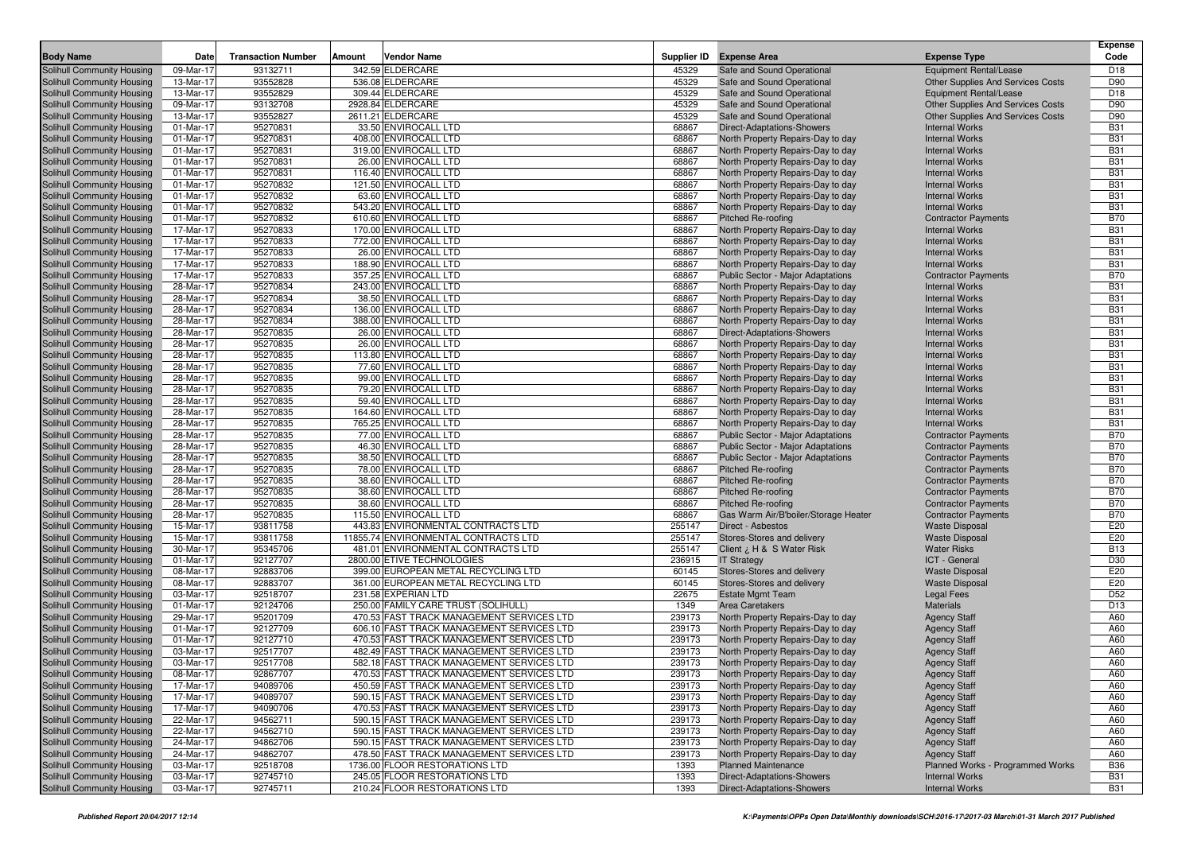| Body Name | Date | Transaction Number | Amount | Vendor Name | Supplier ID | Expense Area | Expense Type | Expense Code |
|---|---|---|---|---|---|---|---|---|
| Solihull Community Housing | 09-Mar-17 | 93132711 | 342.59 | ELDERCARE | 45329 | Safe and Sound Operational | Equipment Rental/Lease | D18 |
| Solihull Community Housing | 13-Mar-17 | 93552828 | 536.08 | ELDERCARE | 45329 | Safe and Sound Operational | Other Supplies And Services Costs | D90 |
| Solihull Community Housing | 13-Mar-17 | 93552829 | 309.44 | ELDERCARE | 45329 | Safe and Sound Operational | Equipment Rental/Lease | D18 |
| Solihull Community Housing | 09-Mar-17 | 93132708 | 2928.84 | ELDERCARE | 45329 | Safe and Sound Operational | Other Supplies And Services Costs | D90 |
| Solihull Community Housing | 13-Mar-17 | 93552827 | 2611.21 | ELDERCARE | 45329 | Safe and Sound Operational | Other Supplies And Services Costs | D90 |
| Solihull Community Housing | 01-Mar-17 | 95270831 | 33.50 | ENVIROCALL LTD | 68867 | Direct-Adaptations-Showers | Internal Works | B31 |
| Solihull Community Housing | 01-Mar-17 | 95270831 | 408.00 | ENVIROCALL LTD | 68867 | North Property Repairs-Day to day | Internal Works | B31 |
| Solihull Community Housing | 01-Mar-17 | 95270831 | 319.00 | ENVIROCALL LTD | 68867 | North Property Repairs-Day to day | Internal Works | B31 |
| Solihull Community Housing | 01-Mar-17 | 95270831 | 26.00 | ENVIROCALL LTD | 68867 | North Property Repairs-Day to day | Internal Works | B31 |
| Solihull Community Housing | 01-Mar-17 | 95270831 | 116.40 | ENVIROCALL LTD | 68867 | North Property Repairs-Day to day | Internal Works | B31 |
| Solihull Community Housing | 01-Mar-17 | 95270832 | 121.50 | ENVIROCALL LTD | 68867 | North Property Repairs-Day to day | Internal Works | B31 |
| Solihull Community Housing | 01-Mar-17 | 95270832 | 63.60 | ENVIROCALL LTD | 68867 | North Property Repairs-Day to day | Internal Works | B31 |
| Solihull Community Housing | 01-Mar-17 | 95270832 | 543.20 | ENVIROCALL LTD | 68867 | North Property Repairs-Day to day | Internal Works | B31 |
| Solihull Community Housing | 01-Mar-17 | 95270832 | 610.60 | ENVIROCALL LTD | 68867 | Pitched Re-roofing | Contractor Payments | B70 |
| Solihull Community Housing | 17-Mar-17 | 95270833 | 170.00 | ENVIROCALL LTD | 68867 | North Property Repairs-Day to day | Internal Works | B31 |
| Solihull Community Housing | 17-Mar-17 | 95270833 | 772.00 | ENVIROCALL LTD | 68867 | North Property Repairs-Day to day | Internal Works | B31 |
| Solihull Community Housing | 17-Mar-17 | 95270833 | 26.00 | ENVIROCALL LTD | 68867 | North Property Repairs-Day to day | Internal Works | B31 |
| Solihull Community Housing | 17-Mar-17 | 95270833 | 188.90 | ENVIROCALL LTD | 68867 | North Property Repairs-Day to day | Internal Works | B31 |
| Solihull Community Housing | 17-Mar-17 | 95270833 | 357.25 | ENVIROCALL LTD | 68867 | Public Sector - Major Adaptations | Contractor Payments | B70 |
| Solihull Community Housing | 28-Mar-17 | 95270834 | 243.00 | ENVIROCALL LTD | 68867 | North Property Repairs-Day to day | Internal Works | B31 |
| Solihull Community Housing | 28-Mar-17 | 95270834 | 38.50 | ENVIROCALL LTD | 68867 | North Property Repairs-Day to day | Internal Works | B31 |
| Solihull Community Housing | 28-Mar-17 | 95270834 | 136.00 | ENVIROCALL LTD | 68867 | North Property Repairs-Day to day | Internal Works | B31 |
| Solihull Community Housing | 28-Mar-17 | 95270834 | 388.00 | ENVIROCALL LTD | 68867 | North Property Repairs-Day to day | Internal Works | B31 |
| Solihull Community Housing | 28-Mar-17 | 95270835 | 26.00 | ENVIROCALL LTD | 68867 | Direct-Adaptations-Showers | Internal Works | B31 |
| Solihull Community Housing | 28-Mar-17 | 95270835 | 26.00 | ENVIROCALL LTD | 68867 | North Property Repairs-Day to day | Internal Works | B31 |
| Solihull Community Housing | 28-Mar-17 | 95270835 | 113.80 | ENVIROCALL LTD | 68867 | North Property Repairs-Day to day | Internal Works | B31 |
| Solihull Community Housing | 28-Mar-17 | 95270835 | 77.60 | ENVIROCALL LTD | 68867 | North Property Repairs-Day to day | Internal Works | B31 |
| Solihull Community Housing | 28-Mar-17 | 95270835 | 99.00 | ENVIROCALL LTD | 68867 | North Property Repairs-Day to day | Internal Works | B31 |
| Solihull Community Housing | 28-Mar-17 | 95270835 | 79.20 | ENVIROCALL LTD | 68867 | North Property Repairs-Day to day | Internal Works | B31 |
| Solihull Community Housing | 28-Mar-17 | 95270835 | 59.40 | ENVIROCALL LTD | 68867 | North Property Repairs-Day to day | Internal Works | B31 |
| Solihull Community Housing | 28-Mar-17 | 95270835 | 164.60 | ENVIROCALL LTD | 68867 | North Property Repairs-Day to day | Internal Works | B31 |
| Solihull Community Housing | 28-Mar-17 | 95270835 | 765.25 | ENVIROCALL LTD | 68867 | North Property Repairs-Day to day | Internal Works | B31 |
| Solihull Community Housing | 28-Mar-17 | 95270835 | 77.00 | ENVIROCALL LTD | 68867 | Public Sector - Major Adaptations | Contractor Payments | B70 |
| Solihull Community Housing | 28-Mar-17 | 95270835 | 46.30 | ENVIROCALL LTD | 68867 | Public Sector - Major Adaptations | Contractor Payments | B70 |
| Solihull Community Housing | 28-Mar-17 | 95270835 | 38.50 | ENVIROCALL LTD | 68867 | Public Sector - Major Adaptations | Contractor Payments | B70 |
| Solihull Community Housing | 28-Mar-17 | 95270835 | 78.00 | ENVIROCALL LTD | 68867 | Pitched Re-roofing | Contractor Payments | B70 |
| Solihull Community Housing | 28-Mar-17 | 95270835 | 38.60 | ENVIROCALL LTD | 68867 | Pitched Re-roofing | Contractor Payments | B70 |
| Solihull Community Housing | 28-Mar-17 | 95270835 | 38.60 | ENVIROCALL LTD | 68867 | Pitched Re-roofing | Contractor Payments | B70 |
| Solihull Community Housing | 28-Mar-17 | 95270835 | 38.60 | ENVIROCALL LTD | 68867 | Pitched Re-roofing | Contractor Payments | B70 |
| Solihull Community Housing | 28-Mar-17 | 95270835 | 115.50 | ENVIROCALL LTD | 68867 | Gas Warm Air/B'boiler/Storage Heater | Contractor Payments | B70 |
| Solihull Community Housing | 15-Mar-17 | 93811758 | 443.83 | ENVIRONMENTAL CONTRACTS LTD | 255147 | Direct - Asbestos | Waste Disposal | E20 |
| Solihull Community Housing | 15-Mar-17 | 93811758 | 11855.74 | ENVIRONMENTAL CONTRACTS LTD | 255147 | Stores-Stores and delivery | Waste Disposal | E20 |
| Solihull Community Housing | 30-Mar-17 | 95345706 | 481.01 | ENVIRONMENTAL CONTRACTS LTD | 255147 | Client ¿ H & S Water Risk | Water Risks | B13 |
| Solihull Community Housing | 01-Mar-17 | 92127707 | 2800.00 | ETIVE TECHNOLOGIES | 236915 | IT Strategy | ICT - General | D30 |
| Solihull Community Housing | 08-Mar-17 | 92883706 | 399.00 | EUROPEAN METAL RECYCLING LTD | 60145 | Stores-Stores and delivery | Waste Disposal | E20 |
| Solihull Community Housing | 08-Mar-17 | 92883707 | 361.00 | EUROPEAN METAL RECYCLING LTD | 60145 | Stores-Stores and delivery | Waste Disposal | E20 |
| Solihull Community Housing | 03-Mar-17 | 92518707 | 231.58 | EXPERIAN LTD | 22675 | Estate Mgmt Team | Legal Fees | D52 |
| Solihull Community Housing | 01-Mar-17 | 92124706 | 250.00 | FAMILY CARE TRUST (SOLIHULL) | 1349 | Area Caretakers | Materials | D13 |
| Solihull Community Housing | 29-Mar-17 | 95201709 | 470.53 | FAST TRACK MANAGEMENT SERVICES LTD | 239173 | North Property Repairs-Day to day | Agency Staff | A60 |
| Solihull Community Housing | 01-Mar-17 | 92127709 | 606.10 | FAST TRACK MANAGEMENT SERVICES LTD | 239173 | North Property Repairs-Day to day | Agency Staff | A60 |
| Solihull Community Housing | 01-Mar-17 | 92127710 | 470.53 | FAST TRACK MANAGEMENT SERVICES LTD | 239173 | North Property Repairs-Day to day | Agency Staff | A60 |
| Solihull Community Housing | 03-Mar-17 | 92517707 | 482.49 | FAST TRACK MANAGEMENT SERVICES LTD | 239173 | North Property Repairs-Day to day | Agency Staff | A60 |
| Solihull Community Housing | 03-Mar-17 | 92517708 | 582.18 | FAST TRACK MANAGEMENT SERVICES LTD | 239173 | North Property Repairs-Day to day | Agency Staff | A60 |
| Solihull Community Housing | 08-Mar-17 | 92867707 | 470.53 | FAST TRACK MANAGEMENT SERVICES LTD | 239173 | North Property Repairs-Day to day | Agency Staff | A60 |
| Solihull Community Housing | 17-Mar-17 | 94089706 | 450.59 | FAST TRACK MANAGEMENT SERVICES LTD | 239173 | North Property Repairs-Day to day | Agency Staff | A60 |
| Solihull Community Housing | 17-Mar-17 | 94089707 | 590.15 | FAST TRACK MANAGEMENT SERVICES LTD | 239173 | North Property Repairs-Day to day | Agency Staff | A60 |
| Solihull Community Housing | 17-Mar-17 | 94090706 | 470.53 | FAST TRACK MANAGEMENT SERVICES LTD | 239173 | North Property Repairs-Day to day | Agency Staff | A60 |
| Solihull Community Housing | 22-Mar-17 | 94562711 | 590.15 | FAST TRACK MANAGEMENT SERVICES LTD | 239173 | North Property Repairs-Day to day | Agency Staff | A60 |
| Solihull Community Housing | 22-Mar-17 | 94562710 | 590.15 | FAST TRACK MANAGEMENT SERVICES LTD | 239173 | North Property Repairs-Day to day | Agency Staff | A60 |
| Solihull Community Housing | 24-Mar-17 | 94862706 | 590.15 | FAST TRACK MANAGEMENT SERVICES LTD | 239173 | North Property Repairs-Day to day | Agency Staff | A60 |
| Solihull Community Housing | 24-Mar-17 | 94862707 | 478.50 | FAST TRACK MANAGEMENT SERVICES LTD | 239173 | North Property Repairs-Day to day | Agency Staff | A60 |
| Solihull Community Housing | 03-Mar-17 | 92518708 | 1736.00 | FLOOR RESTORATIONS LTD | 1393 | Planned Maintenance | Planned Works - Programmed Works | B36 |
| Solihull Community Housing | 03-Mar-17 | 92745710 | 245.05 | FLOOR RESTORATIONS LTD | 1393 | Direct-Adaptations-Showers | Internal Works | B31 |
| Solihull Community Housing | 03-Mar-17 | 92745711 | 210.24 | FLOOR RESTORATIONS LTD | 1393 | Direct-Adaptations-Showers | Internal Works | B31 |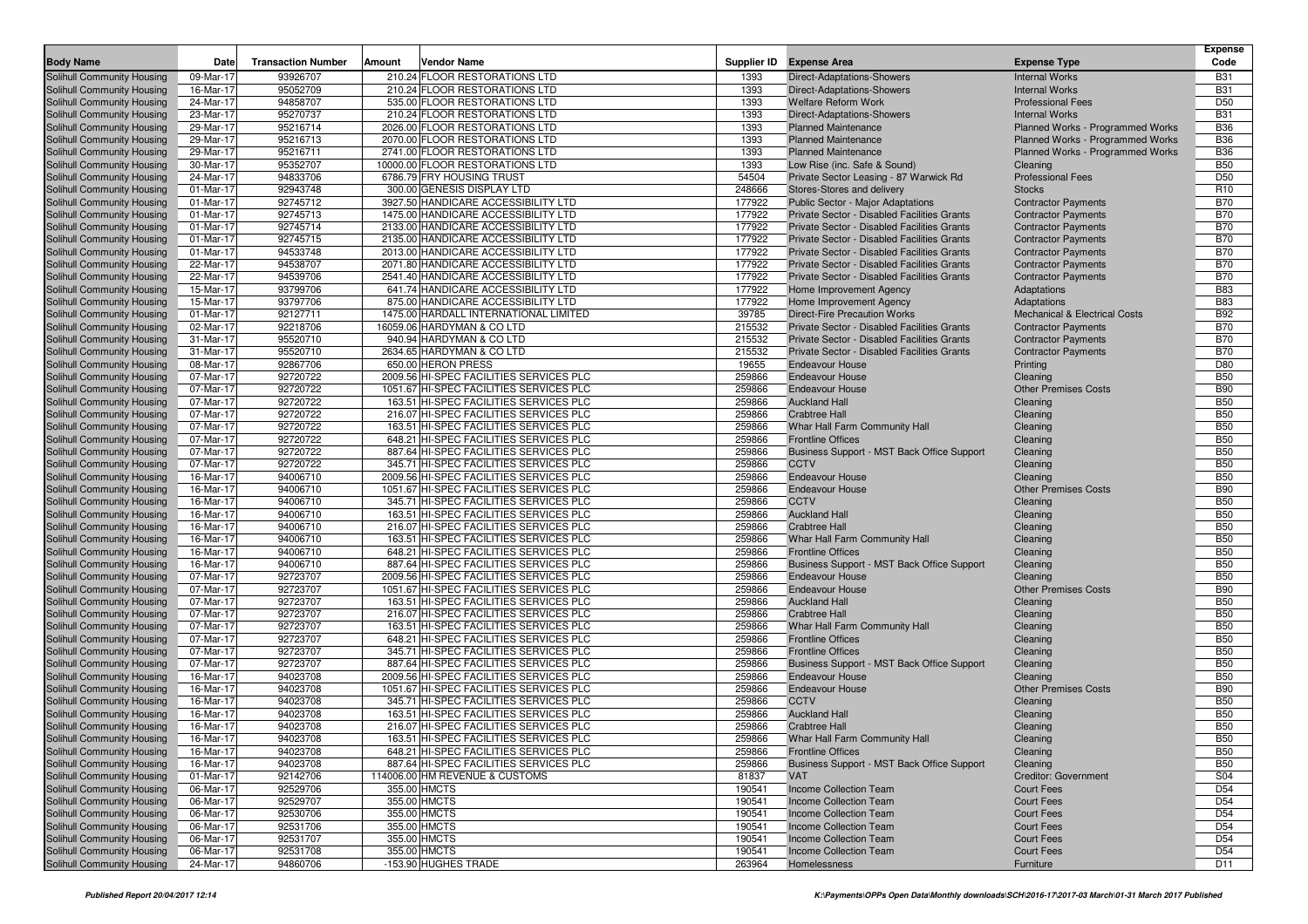| Body Name | Date | Transaction Number | Amount | Vendor Name | Supplier ID | Expense Area | Expense Type | Expense Code |
|---|---|---|---|---|---|---|---|---|
| Solihull Community Housing | 09-Mar-17 | 93926707 | 210.24 | FLOOR RESTORATIONS LTD | 1393 | Direct-Adaptations-Showers | Internal Works | B31 |
| Solihull Community Housing | 16-Mar-17 | 95052709 | 210.24 | FLOOR RESTORATIONS LTD | 1393 | Direct-Adaptations-Showers | Internal Works | B31 |
| Solihull Community Housing | 24-Mar-17 | 94858707 | 535.00 | FLOOR RESTORATIONS LTD | 1393 | Welfare Reform Work | Professional Fees | D50 |
| Solihull Community Housing | 23-Mar-17 | 95270737 | 210.24 | FLOOR RESTORATIONS LTD | 1393 | Direct-Adaptations-Showers | Internal Works | B31 |
| Solihull Community Housing | 29-Mar-17 | 95216714 | 2026.00 | FLOOR RESTORATIONS LTD | 1393 | Planned Maintenance | Planned Works - Programmed Works | B36 |
| Solihull Community Housing | 29-Mar-17 | 95216713 | 2070.00 | FLOOR RESTORATIONS LTD | 1393 | Planned Maintenance | Planned Works - Programmed Works | B36 |
| Solihull Community Housing | 29-Mar-17 | 95216711 | 2741.00 | FLOOR RESTORATIONS LTD | 1393 | Planned Maintenance | Planned Works - Programmed Works | B36 |
| Solihull Community Housing | 30-Mar-17 | 95352707 | 10000.00 | FLOOR RESTORATIONS LTD | 1393 | Low Rise (inc. Safe & Sound) | Cleaning | B50 |
| Solihull Community Housing | 24-Mar-17 | 94833706 | 6786.79 | FRY HOUSING TRUST | 54504 | Private Sector Leasing - 87 Warwick Rd | Professional Fees | D50 |
| Solihull Community Housing | 01-Mar-17 | 92943748 | 300.00 | GENESIS DISPLAY LTD | 248666 | Stores-Stores and delivery | Stocks | R10 |
| Solihull Community Housing | 01-Mar-17 | 92745712 | 3927.50 | HANDICARE ACCESSIBILITY LTD | 177922 | Public Sector - Major Adaptations | Contractor Payments | B70 |
| Solihull Community Housing | 01-Mar-17 | 92745713 | 1475.00 | HANDICARE ACCESSIBILITY LTD | 177922 | Private Sector - Disabled Facilities Grants | Contractor Payments | B70 |
| Solihull Community Housing | 01-Mar-17 | 92745714 | 2133.00 | HANDICARE ACCESSIBILITY LTD | 177922 | Private Sector - Disabled Facilities Grants | Contractor Payments | B70 |
| Solihull Community Housing | 01-Mar-17 | 92745715 | 2135.00 | HANDICARE ACCESSIBILITY LTD | 177922 | Private Sector - Disabled Facilities Grants | Contractor Payments | B70 |
| Solihull Community Housing | 01-Mar-17 | 94533748 | 2013.00 | HANDICARE ACCESSIBILITY LTD | 177922 | Private Sector - Disabled Facilities Grants | Contractor Payments | B70 |
| Solihull Community Housing | 22-Mar-17 | 94538707 | 2071.80 | HANDICARE ACCESSIBILITY LTD | 177922 | Private Sector - Disabled Facilities Grants | Contractor Payments | B70 |
| Solihull Community Housing | 22-Mar-17 | 94539706 | 2541.40 | HANDICARE ACCESSIBILITY LTD | 177922 | Private Sector - Disabled Facilities Grants | Contractor Payments | B70 |
| Solihull Community Housing | 15-Mar-17 | 93799706 | 641.74 | HANDICARE ACCESSIBILITY LTD | 177922 | Home Improvement Agency | Adaptations | B83 |
| Solihull Community Housing | 15-Mar-17 | 93797706 | 875.00 | HANDICARE ACCESSIBILITY LTD | 177922 | Home Improvement Agency | Adaptations | B83 |
| Solihull Community Housing | 01-Mar-17 | 92127711 | 1475.00 | HARDALL INTERNATIONAL LIMITED | 39785 | Direct-Fire Precaution Works | Mechanical & Electrical Costs | B92 |
| Solihull Community Housing | 02-Mar-17 | 92218706 | 16059.06 | HARDYMAN & CO LTD | 215532 | Private Sector - Disabled Facilities Grants | Contractor Payments | B70 |
| Solihull Community Housing | 31-Mar-17 | 95520710 | 940.94 | HARDYMAN & CO LTD | 215532 | Private Sector - Disabled Facilities Grants | Contractor Payments | B70 |
| Solihull Community Housing | 31-Mar-17 | 95520710 | 2634.65 | HARDYMAN & CO LTD | 215532 | Private Sector - Disabled Facilities Grants | Contractor Payments | B70 |
| Solihull Community Housing | 08-Mar-17 | 92867706 | 650.00 | HERON PRESS | 19655 | Endeavour House | Printing | D80 |
| Solihull Community Housing | 07-Mar-17 | 92720722 | 2009.56 | HI-SPEC FACILITIES SERVICES PLC | 259866 | Endeavour House | Cleaning | B50 |
| Solihull Community Housing | 07-Mar-17 | 92720722 | 1051.67 | HI-SPEC FACILITIES SERVICES PLC | 259866 | Endeavour House | Other Premises Costs | B90 |
| Solihull Community Housing | 07-Mar-17 | 92720722 | 163.51 | HI-SPEC FACILITIES SERVICES PLC | 259866 | Auckland Hall | Cleaning | B50 |
| Solihull Community Housing | 07-Mar-17 | 92720722 | 216.07 | HI-SPEC FACILITIES SERVICES PLC | 259866 | Crabtree Hall | Cleaning | B50 |
| Solihull Community Housing | 07-Mar-17 | 92720722 | 163.51 | HI-SPEC FACILITIES SERVICES PLC | 259866 | Whar Hall Farm Community Hall | Cleaning | B50 |
| Solihull Community Housing | 07-Mar-17 | 92720722 | 648.21 | HI-SPEC FACILITIES SERVICES PLC | 259866 | Frontline Offices | Cleaning | B50 |
| Solihull Community Housing | 07-Mar-17 | 92720722 | 887.64 | HI-SPEC FACILITIES SERVICES PLC | 259866 | Business Support - MST Back Office Support | Cleaning | B50 |
| Solihull Community Housing | 07-Mar-17 | 92720722 | 345.71 | HI-SPEC FACILITIES SERVICES PLC | 259866 | CCTV | Cleaning | B50 |
| Solihull Community Housing | 16-Mar-17 | 94006710 | 2009.56 | HI-SPEC FACILITIES SERVICES PLC | 259866 | Endeavour House | Cleaning | B50 |
| Solihull Community Housing | 16-Mar-17 | 94006710 | 1051.67 | HI-SPEC FACILITIES SERVICES PLC | 259866 | Endeavour House | Other Premises Costs | B90 |
| Solihull Community Housing | 16-Mar-17 | 94006710 | 345.71 | HI-SPEC FACILITIES SERVICES PLC | 259866 | CCTV | Cleaning | B50 |
| Solihull Community Housing | 16-Mar-17 | 94006710 | 163.51 | HI-SPEC FACILITIES SERVICES PLC | 259866 | Auckland Hall | Cleaning | B50 |
| Solihull Community Housing | 16-Mar-17 | 94006710 | 216.07 | HI-SPEC FACILITIES SERVICES PLC | 259866 | Crabtree Hall | Cleaning | B50 |
| Solihull Community Housing | 16-Mar-17 | 94006710 | 163.51 | HI-SPEC FACILITIES SERVICES PLC | 259866 | Whar Hall Farm Community Hall | Cleaning | B50 |
| Solihull Community Housing | 16-Mar-17 | 94006710 | 648.21 | HI-SPEC FACILITIES SERVICES PLC | 259866 | Frontline Offices | Cleaning | B50 |
| Solihull Community Housing | 16-Mar-17 | 94006710 | 887.64 | HI-SPEC FACILITIES SERVICES PLC | 259866 | Business Support - MST Back Office Support | Cleaning | B50 |
| Solihull Community Housing | 07-Mar-17 | 92723707 | 2009.56 | HI-SPEC FACILITIES SERVICES PLC | 259866 | Endeavour House | Cleaning | B50 |
| Solihull Community Housing | 07-Mar-17 | 92723707 | 1051.67 | HI-SPEC FACILITIES SERVICES PLC | 259866 | Endeavour House | Other Premises Costs | B90 |
| Solihull Community Housing | 07-Mar-17 | 92723707 | 163.51 | HI-SPEC FACILITIES SERVICES PLC | 259866 | Auckland Hall | Cleaning | B50 |
| Solihull Community Housing | 07-Mar-17 | 92723707 | 216.07 | HI-SPEC FACILITIES SERVICES PLC | 259866 | Crabtree Hall | Cleaning | B50 |
| Solihull Community Housing | 07-Mar-17 | 92723707 | 163.51 | HI-SPEC FACILITIES SERVICES PLC | 259866 | Whar Hall Farm Community Hall | Cleaning | B50 |
| Solihull Community Housing | 07-Mar-17 | 92723707 | 648.21 | HI-SPEC FACILITIES SERVICES PLC | 259866 | Frontline Offices | Cleaning | B50 |
| Solihull Community Housing | 07-Mar-17 | 92723707 | 345.71 | HI-SPEC FACILITIES SERVICES PLC | 259866 | Frontline Offices | Cleaning | B50 |
| Solihull Community Housing | 07-Mar-17 | 92723707 | 887.64 | HI-SPEC FACILITIES SERVICES PLC | 259866 | Business Support - MST Back Office Support | Cleaning | B50 |
| Solihull Community Housing | 16-Mar-17 | 94023708 | 2009.56 | HI-SPEC FACILITIES SERVICES PLC | 259866 | Endeavour House | Cleaning | B50 |
| Solihull Community Housing | 16-Mar-17 | 94023708 | 1051.67 | HI-SPEC FACILITIES SERVICES PLC | 259866 | Endeavour House | Other Premises Costs | B90 |
| Solihull Community Housing | 16-Mar-17 | 94023708 | 345.71 | HI-SPEC FACILITIES SERVICES PLC | 259866 | CCTV | Cleaning | B50 |
| Solihull Community Housing | 16-Mar-17 | 94023708 | 163.51 | HI-SPEC FACILITIES SERVICES PLC | 259866 | Auckland Hall | Cleaning | B50 |
| Solihull Community Housing | 16-Mar-17 | 94023708 | 216.07 | HI-SPEC FACILITIES SERVICES PLC | 259866 | Crabtree Hall | Cleaning | B50 |
| Solihull Community Housing | 16-Mar-17 | 94023708 | 163.51 | HI-SPEC FACILITIES SERVICES PLC | 259866 | Whar Hall Farm Community Hall | Cleaning | B50 |
| Solihull Community Housing | 16-Mar-17 | 94023708 | 648.21 | HI-SPEC FACILITIES SERVICES PLC | 259866 | Frontline Offices | Cleaning | B50 |
| Solihull Community Housing | 16-Mar-17 | 94023708 | 887.64 | HI-SPEC FACILITIES SERVICES PLC | 259866 | Business Support - MST Back Office Support | Cleaning | B50 |
| Solihull Community Housing | 01-Mar-17 | 92142706 | 114006.00 | HM REVENUE & CUSTOMS | 81837 | VAT | Creditor: Government | S04 |
| Solihull Community Housing | 06-Mar-17 | 92529706 | 355.00 | HMCTS | 190541 | Income Collection Team | Court Fees | D54 |
| Solihull Community Housing | 06-Mar-17 | 92529707 | 355.00 | HMCTS | 190541 | Income Collection Team | Court Fees | D54 |
| Solihull Community Housing | 06-Mar-17 | 92530706 | 355.00 | HMCTS | 190541 | Income Collection Team | Court Fees | D54 |
| Solihull Community Housing | 06-Mar-17 | 92531706 | 355.00 | HMCTS | 190541 | Income Collection Team | Court Fees | D54 |
| Solihull Community Housing | 06-Mar-17 | 92531707 | 355.00 | HMCTS | 190541 | Income Collection Team | Court Fees | D54 |
| Solihull Community Housing | 06-Mar-17 | 92531708 | 355.00 | HMCTS | 190541 | Income Collection Team | Court Fees | D54 |
| Solihull Community Housing | 24-Mar-17 | 94860706 | -153.90 | HUGHES TRADE | 263964 | Homelessness | Furniture | D11 |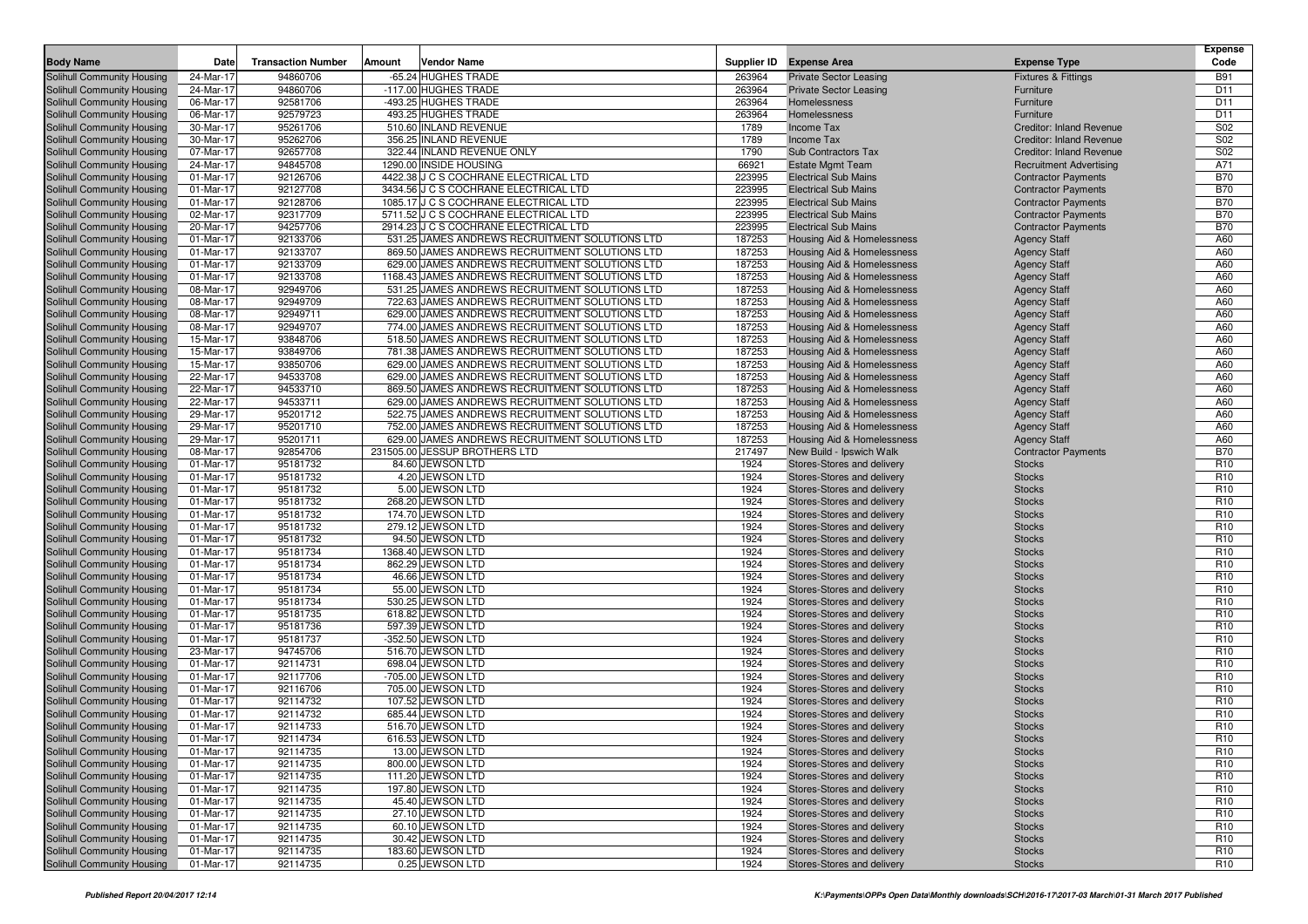| Body Name | Date | Transaction Number | Amount | Vendor Name | Supplier ID | Expense Area | Expense Type | Expense Code |
|---|---|---|---|---|---|---|---|---|
| Solihull Community Housing | 24-Mar-17 | 94860706 | -65.24 | HUGHES TRADE | 263964 | Private Sector Leasing | Fixtures & Fittings | B91 |
| Solihull Community Housing | 24-Mar-17 | 94860706 | -117.00 | HUGHES TRADE | 263964 | Private Sector Leasing | Furniture | D11 |
| Solihull Community Housing | 06-Mar-17 | 92581706 | -493.25 | HUGHES TRADE | 263964 | Homelessness | Furniture | D11 |
| Solihull Community Housing | 06-Mar-17 | 92579723 | 493.25 | HUGHES TRADE | 263964 | Homelessness | Furniture | D11 |
| Solihull Community Housing | 30-Mar-17 | 95261706 | 510.60 | INLAND REVENUE | 1789 | Income Tax | Creditor: Inland Revenue | S02 |
| Solihull Community Housing | 30-Mar-17 | 95262706 | 356.25 | INLAND REVENUE | 1789 | Income Tax | Creditor: Inland Revenue | S02 |
| Solihull Community Housing | 07-Mar-17 | 92657708 | 322.44 | INLAND REVENUE ONLY | 1790 | Sub Contractors Tax | Creditor: Inland Revenue | S02 |
| Solihull Community Housing | 24-Mar-17 | 94845708 | 1290.00 | INSIDE HOUSING | 66921 | Estate Mgmt Team | Recruitment Advertising | A71 |
| Solihull Community Housing | 01-Mar-17 | 92126706 | 4422.38 | J C S COCHRANE ELECTRICAL LTD | 223995 | Electrical Sub Mains | Contractor Payments | B70 |
| Solihull Community Housing | 01-Mar-17 | 92127708 | 3434.56 | J C S COCHRANE ELECTRICAL LTD | 223995 | Electrical Sub Mains | Contractor Payments | B70 |
| Solihull Community Housing | 01-Mar-17 | 92128706 | 1085.17 | J C S COCHRANE ELECTRICAL LTD | 223995 | Electrical Sub Mains | Contractor Payments | B70 |
| Solihull Community Housing | 02-Mar-17 | 92317709 | 5711.52 | J C S COCHRANE ELECTRICAL LTD | 223995 | Electrical Sub Mains | Contractor Payments | B70 |
| Solihull Community Housing | 20-Mar-17 | 94257706 | 2914.23 | J C S COCHRANE ELECTRICAL LTD | 223995 | Electrical Sub Mains | Contractor Payments | B70 |
| Solihull Community Housing | 01-Mar-17 | 92133706 | 531.25 | JAMES ANDREWS RECRUITMENT SOLUTIONS LTD | 187253 | Housing Aid & Homelessness | Agency Staff | A60 |
| Solihull Community Housing | 01-Mar-17 | 92133707 | 869.50 | JAMES ANDREWS RECRUITMENT SOLUTIONS LTD | 187253 | Housing Aid & Homelessness | Agency Staff | A60 |
| Solihull Community Housing | 01-Mar-17 | 92133709 | 629.00 | JAMES ANDREWS RECRUITMENT SOLUTIONS LTD | 187253 | Housing Aid & Homelessness | Agency Staff | A60 |
| Solihull Community Housing | 01-Mar-17 | 92133708 | 1168.43 | JAMES ANDREWS RECRUITMENT SOLUTIONS LTD | 187253 | Housing Aid & Homelessness | Agency Staff | A60 |
| Solihull Community Housing | 08-Mar-17 | 92949706 | 531.25 | JAMES ANDREWS RECRUITMENT SOLUTIONS LTD | 187253 | Housing Aid & Homelessness | Agency Staff | A60 |
| Solihull Community Housing | 08-Mar-17 | 92949709 | 722.63 | JAMES ANDREWS RECRUITMENT SOLUTIONS LTD | 187253 | Housing Aid & Homelessness | Agency Staff | A60 |
| Solihull Community Housing | 08-Mar-17 | 92949711 | 629.00 | JAMES ANDREWS RECRUITMENT SOLUTIONS LTD | 187253 | Housing Aid & Homelessness | Agency Staff | A60 |
| Solihull Community Housing | 08-Mar-17 | 92949707 | 774.00 | JAMES ANDREWS RECRUITMENT SOLUTIONS LTD | 187253 | Housing Aid & Homelessness | Agency Staff | A60 |
| Solihull Community Housing | 15-Mar-17 | 93848706 | 518.50 | JAMES ANDREWS RECRUITMENT SOLUTIONS LTD | 187253 | Housing Aid & Homelessness | Agency Staff | A60 |
| Solihull Community Housing | 15-Mar-17 | 93849706 | 781.38 | JAMES ANDREWS RECRUITMENT SOLUTIONS LTD | 187253 | Housing Aid & Homelessness | Agency Staff | A60 |
| Solihull Community Housing | 15-Mar-17 | 93850706 | 629.00 | JAMES ANDREWS RECRUITMENT SOLUTIONS LTD | 187253 | Housing Aid & Homelessness | Agency Staff | A60 |
| Solihull Community Housing | 22-Mar-17 | 94533708 | 629.00 | JAMES ANDREWS RECRUITMENT SOLUTIONS LTD | 187253 | Housing Aid & Homelessness | Agency Staff | A60 |
| Solihull Community Housing | 22-Mar-17 | 94533710 | 869.50 | JAMES ANDREWS RECRUITMENT SOLUTIONS LTD | 187253 | Housing Aid & Homelessness | Agency Staff | A60 |
| Solihull Community Housing | 22-Mar-17 | 94533711 | 629.00 | JAMES ANDREWS RECRUITMENT SOLUTIONS LTD | 187253 | Housing Aid & Homelessness | Agency Staff | A60 |
| Solihull Community Housing | 29-Mar-17 | 95201712 | 522.75 | JAMES ANDREWS RECRUITMENT SOLUTIONS LTD | 187253 | Housing Aid & Homelessness | Agency Staff | A60 |
| Solihull Community Housing | 29-Mar-17 | 95201710 | 752.00 | JAMES ANDREWS RECRUITMENT SOLUTIONS LTD | 187253 | Housing Aid & Homelessness | Agency Staff | A60 |
| Solihull Community Housing | 29-Mar-17 | 95201711 | 629.00 | JAMES ANDREWS RECRUITMENT SOLUTIONS LTD | 187253 | Housing Aid & Homelessness | Agency Staff | A60 |
| Solihull Community Housing | 08-Mar-17 | 92854706 | 231505.00 | JESSUP BROTHERS LTD | 217497 | New Build - Ipswich Walk | Contractor Payments | B70 |
| Solihull Community Housing | 01-Mar-17 | 95181732 | 84.60 | JEWSON LTD | 1924 | Stores-Stores and delivery | Stocks | R10 |
| Solihull Community Housing | 01-Mar-17 | 95181732 | 4.20 | JEWSON LTD | 1924 | Stores-Stores and delivery | Stocks | R10 |
| Solihull Community Housing | 01-Mar-17 | 95181732 | 5.00 | JEWSON LTD | 1924 | Stores-Stores and delivery | Stocks | R10 |
| Solihull Community Housing | 01-Mar-17 | 95181732 | 268.20 | JEWSON LTD | 1924 | Stores-Stores and delivery | Stocks | R10 |
| Solihull Community Housing | 01-Mar-17 | 95181732 | 174.70 | JEWSON LTD | 1924 | Stores-Stores and delivery | Stocks | R10 |
| Solihull Community Housing | 01-Mar-17 | 95181732 | 279.12 | JEWSON LTD | 1924 | Stores-Stores and delivery | Stocks | R10 |
| Solihull Community Housing | 01-Mar-17 | 95181732 | 94.50 | JEWSON LTD | 1924 | Stores-Stores and delivery | Stocks | R10 |
| Solihull Community Housing | 01-Mar-17 | 95181734 | 1368.40 | JEWSON LTD | 1924 | Stores-Stores and delivery | Stocks | R10 |
| Solihull Community Housing | 01-Mar-17 | 95181734 | 862.29 | JEWSON LTD | 1924 | Stores-Stores and delivery | Stocks | R10 |
| Solihull Community Housing | 01-Mar-17 | 95181734 | 46.66 | JEWSON LTD | 1924 | Stores-Stores and delivery | Stocks | R10 |
| Solihull Community Housing | 01-Mar-17 | 95181734 | 55.00 | JEWSON LTD | 1924 | Stores-Stores and delivery | Stocks | R10 |
| Solihull Community Housing | 01-Mar-17 | 95181734 | 530.25 | JEWSON LTD | 1924 | Stores-Stores and delivery | Stocks | R10 |
| Solihull Community Housing | 01-Mar-17 | 95181735 | 618.82 | JEWSON LTD | 1924 | Stores-Stores and delivery | Stocks | R10 |
| Solihull Community Housing | 01-Mar-17 | 95181736 | 597.39 | JEWSON LTD | 1924 | Stores-Stores and delivery | Stocks | R10 |
| Solihull Community Housing | 01-Mar-17 | 95181737 | -352.50 | JEWSON LTD | 1924 | Stores-Stores and delivery | Stocks | R10 |
| Solihull Community Housing | 23-Mar-17 | 94745706 | 516.70 | JEWSON LTD | 1924 | Stores-Stores and delivery | Stocks | R10 |
| Solihull Community Housing | 01-Mar-17 | 92114731 | 698.04 | JEWSON LTD | 1924 | Stores-Stores and delivery | Stocks | R10 |
| Solihull Community Housing | 01-Mar-17 | 92117706 | -705.00 | JEWSON LTD | 1924 | Stores-Stores and delivery | Stocks | R10 |
| Solihull Community Housing | 01-Mar-17 | 92116706 | 705.00 | JEWSON LTD | 1924 | Stores-Stores and delivery | Stocks | R10 |
| Solihull Community Housing | 01-Mar-17 | 92114732 | 107.52 | JEWSON LTD | 1924 | Stores-Stores and delivery | Stocks | R10 |
| Solihull Community Housing | 01-Mar-17 | 92114732 | 685.44 | JEWSON LTD | 1924 | Stores-Stores and delivery | Stocks | R10 |
| Solihull Community Housing | 01-Mar-17 | 92114733 | 516.70 | JEWSON LTD | 1924 | Stores-Stores and delivery | Stocks | R10 |
| Solihull Community Housing | 01-Mar-17 | 92114734 | 616.53 | JEWSON LTD | 1924 | Stores-Stores and delivery | Stocks | R10 |
| Solihull Community Housing | 01-Mar-17 | 92114735 | 13.00 | JEWSON LTD | 1924 | Stores-Stores and delivery | Stocks | R10 |
| Solihull Community Housing | 01-Mar-17 | 92114735 | 800.00 | JEWSON LTD | 1924 | Stores-Stores and delivery | Stocks | R10 |
| Solihull Community Housing | 01-Mar-17 | 92114735 | 111.20 | JEWSON LTD | 1924 | Stores-Stores and delivery | Stocks | R10 |
| Solihull Community Housing | 01-Mar-17 | 92114735 | 197.80 | JEWSON LTD | 1924 | Stores-Stores and delivery | Stocks | R10 |
| Solihull Community Housing | 01-Mar-17 | 92114735 | 45.40 | JEWSON LTD | 1924 | Stores-Stores and delivery | Stocks | R10 |
| Solihull Community Housing | 01-Mar-17 | 92114735 | 27.10 | JEWSON LTD | 1924 | Stores-Stores and delivery | Stocks | R10 |
| Solihull Community Housing | 01-Mar-17 | 92114735 | 60.10 | JEWSON LTD | 1924 | Stores-Stores and delivery | Stocks | R10 |
| Solihull Community Housing | 01-Mar-17 | 92114735 | 30.42 | JEWSON LTD | 1924 | Stores-Stores and delivery | Stocks | R10 |
| Solihull Community Housing | 01-Mar-17 | 92114735 | 183.60 | JEWSON LTD | 1924 | Stores-Stores and delivery | Stocks | R10 |
| Solihull Community Housing | 01-Mar-17 | 92114735 | 0.25 | JEWSON LTD | 1924 | Stores-Stores and delivery | Stocks | R10 |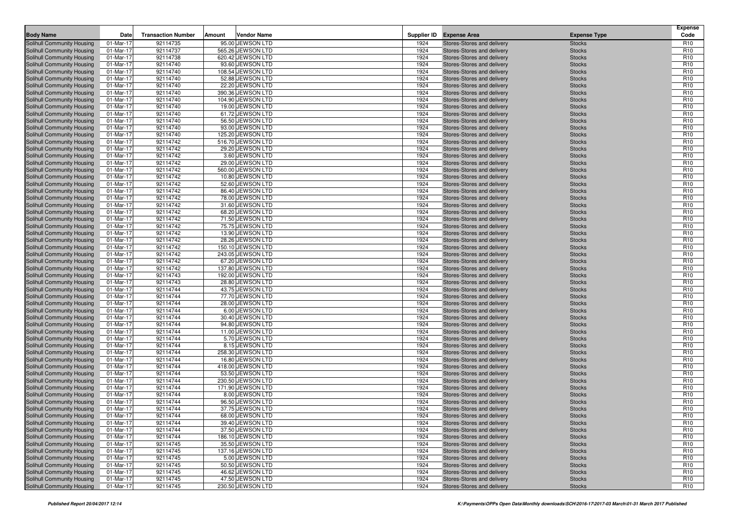| Body Name | Date | Transaction Number | Amount | Vendor Name | Supplier ID | Expense Area | Expense Type | Expense Code |
|---|---|---|---|---|---|---|---|---|
| Solihull Community Housing | 01-Mar-17 | 92114735 | 95.00 | JEWSON LTD | 1924 | Stores-Stores and delivery | Stocks | R10 |
| Solihull Community Housing | 01-Mar-17 | 92114737 | 565.26 | JEWSON LTD | 1924 | Stores-Stores and delivery | Stocks | R10 |
| Solihull Community Housing | 01-Mar-17 | 92114738 | 620.42 | JEWSON LTD | 1924 | Stores-Stores and delivery | Stocks | R10 |
| Solihull Community Housing | 01-Mar-17 | 92114740 | 93.60 | JEWSON LTD | 1924 | Stores-Stores and delivery | Stocks | R10 |
| Solihull Community Housing | 01-Mar-17 | 92114740 | 108.54 | JEWSON LTD | 1924 | Stores-Stores and delivery | Stocks | R10 |
| Solihull Community Housing | 01-Mar-17 | 92114740 | 52.88 | JEWSON LTD | 1924 | Stores-Stores and delivery | Stocks | R10 |
| Solihull Community Housing | 01-Mar-17 | 92114740 | 22.20 | JEWSON LTD | 1924 | Stores-Stores and delivery | Stocks | R10 |
| Solihull Community Housing | 01-Mar-17 | 92114740 | 390.36 | JEWSON LTD | 1924 | Stores-Stores and delivery | Stocks | R10 |
| Solihull Community Housing | 01-Mar-17 | 92114740 | 104.90 | JEWSON LTD | 1924 | Stores-Stores and delivery | Stocks | R10 |
| Solihull Community Housing | 01-Mar-17 | 92114740 | 19.00 | JEWSON LTD | 1924 | Stores-Stores and delivery | Stocks | R10 |
| Solihull Community Housing | 01-Mar-17 | 92114740 | 61.72 | JEWSON LTD | 1924 | Stores-Stores and delivery | Stocks | R10 |
| Solihull Community Housing | 01-Mar-17 | 92114740 | 56.50 | JEWSON LTD | 1924 | Stores-Stores and delivery | Stocks | R10 |
| Solihull Community Housing | 01-Mar-17 | 92114740 | 93.00 | JEWSON LTD | 1924 | Stores-Stores and delivery | Stocks | R10 |
| Solihull Community Housing | 01-Mar-17 | 92114740 | 125.20 | JEWSON LTD | 1924 | Stores-Stores and delivery | Stocks | R10 |
| Solihull Community Housing | 01-Mar-17 | 92114742 | 516.70 | JEWSON LTD | 1924 | Stores-Stores and delivery | Stocks | R10 |
| Solihull Community Housing | 01-Mar-17 | 92114742 | 29.20 | JEWSON LTD | 1924 | Stores-Stores and delivery | Stocks | R10 |
| Solihull Community Housing | 01-Mar-17 | 92114742 | 3.60 | JEWSON LTD | 1924 | Stores-Stores and delivery | Stocks | R10 |
| Solihull Community Housing | 01-Mar-17 | 92114742 | 29.00 | JEWSON LTD | 1924 | Stores-Stores and delivery | Stocks | R10 |
| Solihull Community Housing | 01-Mar-17 | 92114742 | 560.00 | JEWSON LTD | 1924 | Stores-Stores and delivery | Stocks | R10 |
| Solihull Community Housing | 01-Mar-17 | 92114742 | 10.80 | JEWSON LTD | 1924 | Stores-Stores and delivery | Stocks | R10 |
| Solihull Community Housing | 01-Mar-17 | 92114742 | 52.60 | JEWSON LTD | 1924 | Stores-Stores and delivery | Stocks | R10 |
| Solihull Community Housing | 01-Mar-17 | 92114742 | 86.40 | JEWSON LTD | 1924 | Stores-Stores and delivery | Stocks | R10 |
| Solihull Community Housing | 01-Mar-17 | 92114742 | 78.00 | JEWSON LTD | 1924 | Stores-Stores and delivery | Stocks | R10 |
| Solihull Community Housing | 01-Mar-17 | 92114742 | 31.60 | JEWSON LTD | 1924 | Stores-Stores and delivery | Stocks | R10 |
| Solihull Community Housing | 01-Mar-17 | 92114742 | 68.20 | JEWSON LTD | 1924 | Stores-Stores and delivery | Stocks | R10 |
| Solihull Community Housing | 01-Mar-17 | 92114742 | 71.50 | JEWSON LTD | 1924 | Stores-Stores and delivery | Stocks | R10 |
| Solihull Community Housing | 01-Mar-17 | 92114742 | 75.75 | JEWSON LTD | 1924 | Stores-Stores and delivery | Stocks | R10 |
| Solihull Community Housing | 01-Mar-17 | 92114742 | 13.90 | JEWSON LTD | 1924 | Stores-Stores and delivery | Stocks | R10 |
| Solihull Community Housing | 01-Mar-17 | 92114742 | 28.26 | JEWSON LTD | 1924 | Stores-Stores and delivery | Stocks | R10 |
| Solihull Community Housing | 01-Mar-17 | 92114742 | 150.10 | JEWSON LTD | 1924 | Stores-Stores and delivery | Stocks | R10 |
| Solihull Community Housing | 01-Mar-17 | 92114742 | 243.05 | JEWSON LTD | 1924 | Stores-Stores and delivery | Stocks | R10 |
| Solihull Community Housing | 01-Mar-17 | 92114742 | 67.20 | JEWSON LTD | 1924 | Stores-Stores and delivery | Stocks | R10 |
| Solihull Community Housing | 01-Mar-17 | 92114742 | 137.80 | JEWSON LTD | 1924 | Stores-Stores and delivery | Stocks | R10 |
| Solihull Community Housing | 01-Mar-17 | 92114743 | 192.00 | JEWSON LTD | 1924 | Stores-Stores and delivery | Stocks | R10 |
| Solihull Community Housing | 01-Mar-17 | 92114743 | 28.80 | JEWSON LTD | 1924 | Stores-Stores and delivery | Stocks | R10 |
| Solihull Community Housing | 01-Mar-17 | 92114744 | 43.75 | JEWSON LTD | 1924 | Stores-Stores and delivery | Stocks | R10 |
| Solihull Community Housing | 01-Mar-17 | 92114744 | 77.70 | JEWSON LTD | 1924 | Stores-Stores and delivery | Stocks | R10 |
| Solihull Community Housing | 01-Mar-17 | 92114744 | 28.00 | JEWSON LTD | 1924 | Stores-Stores and delivery | Stocks | R10 |
| Solihull Community Housing | 01-Mar-17 | 92114744 | 6.00 | JEWSON LTD | 1924 | Stores-Stores and delivery | Stocks | R10 |
| Solihull Community Housing | 01-Mar-17 | 92114744 | 30.40 | JEWSON LTD | 1924 | Stores-Stores and delivery | Stocks | R10 |
| Solihull Community Housing | 01-Mar-17 | 92114744 | 94.80 | JEWSON LTD | 1924 | Stores-Stores and delivery | Stocks | R10 |
| Solihull Community Housing | 01-Mar-17 | 92114744 | 11.00 | JEWSON LTD | 1924 | Stores-Stores and delivery | Stocks | R10 |
| Solihull Community Housing | 01-Mar-17 | 92114744 | 5.70 | JEWSON LTD | 1924 | Stores-Stores and delivery | Stocks | R10 |
| Solihull Community Housing | 01-Mar-17 | 92114744 | 8.15 | JEWSON LTD | 1924 | Stores-Stores and delivery | Stocks | R10 |
| Solihull Community Housing | 01-Mar-17 | 92114744 | 258.30 | JEWSON LTD | 1924 | Stores-Stores and delivery | Stocks | R10 |
| Solihull Community Housing | 01-Mar-17 | 92114744 | 16.80 | JEWSON LTD | 1924 | Stores-Stores and delivery | Stocks | R10 |
| Solihull Community Housing | 01-Mar-17 | 92114744 | 418.00 | JEWSON LTD | 1924 | Stores-Stores and delivery | Stocks | R10 |
| Solihull Community Housing | 01-Mar-17 | 92114744 | 53.50 | JEWSON LTD | 1924 | Stores-Stores and delivery | Stocks | R10 |
| Solihull Community Housing | 01-Mar-17 | 92114744 | 230.50 | JEWSON LTD | 1924 | Stores-Stores and delivery | Stocks | R10 |
| Solihull Community Housing | 01-Mar-17 | 92114744 | 171.90 | JEWSON LTD | 1924 | Stores-Stores and delivery | Stocks | R10 |
| Solihull Community Housing | 01-Mar-17 | 92114744 | 8.00 | JEWSON LTD | 1924 | Stores-Stores and delivery | Stocks | R10 |
| Solihull Community Housing | 01-Mar-17 | 92114744 | 96.50 | JEWSON LTD | 1924 | Stores-Stores and delivery | Stocks | R10 |
| Solihull Community Housing | 01-Mar-17 | 92114744 | 37.75 | JEWSON LTD | 1924 | Stores-Stores and delivery | Stocks | R10 |
| Solihull Community Housing | 01-Mar-17 | 92114744 | 68.00 | JEWSON LTD | 1924 | Stores-Stores and delivery | Stocks | R10 |
| Solihull Community Housing | 01-Mar-17 | 92114744 | 39.40 | JEWSON LTD | 1924 | Stores-Stores and delivery | Stocks | R10 |
| Solihull Community Housing | 01-Mar-17 | 92114744 | 37.50 | JEWSON LTD | 1924 | Stores-Stores and delivery | Stocks | R10 |
| Solihull Community Housing | 01-Mar-17 | 92114744 | 186.10 | JEWSON LTD | 1924 | Stores-Stores and delivery | Stocks | R10 |
| Solihull Community Housing | 01-Mar-17 | 92114745 | 35.50 | JEWSON LTD | 1924 | Stores-Stores and delivery | Stocks | R10 |
| Solihull Community Housing | 01-Mar-17 | 92114745 | 137.16 | JEWSON LTD | 1924 | Stores-Stores and delivery | Stocks | R10 |
| Solihull Community Housing | 01-Mar-17 | 92114745 | 5.00 | JEWSON LTD | 1924 | Stores-Stores and delivery | Stocks | R10 |
| Solihull Community Housing | 01-Mar-17 | 92114745 | 50.50 | JEWSON LTD | 1924 | Stores-Stores and delivery | Stocks | R10 |
| Solihull Community Housing | 01-Mar-17 | 92114745 | 46.62 | JEWSON LTD | 1924 | Stores-Stores and delivery | Stocks | R10 |
| Solihull Community Housing | 01-Mar-17 | 92114745 | 47.50 | JEWSON LTD | 1924 | Stores-Stores and delivery | Stocks | R10 |
| Solihull Community Housing | 01-Mar-17 | 92114745 | 230.50 | JEWSON LTD | 1924 | Stores-Stores and delivery | Stocks | R10 |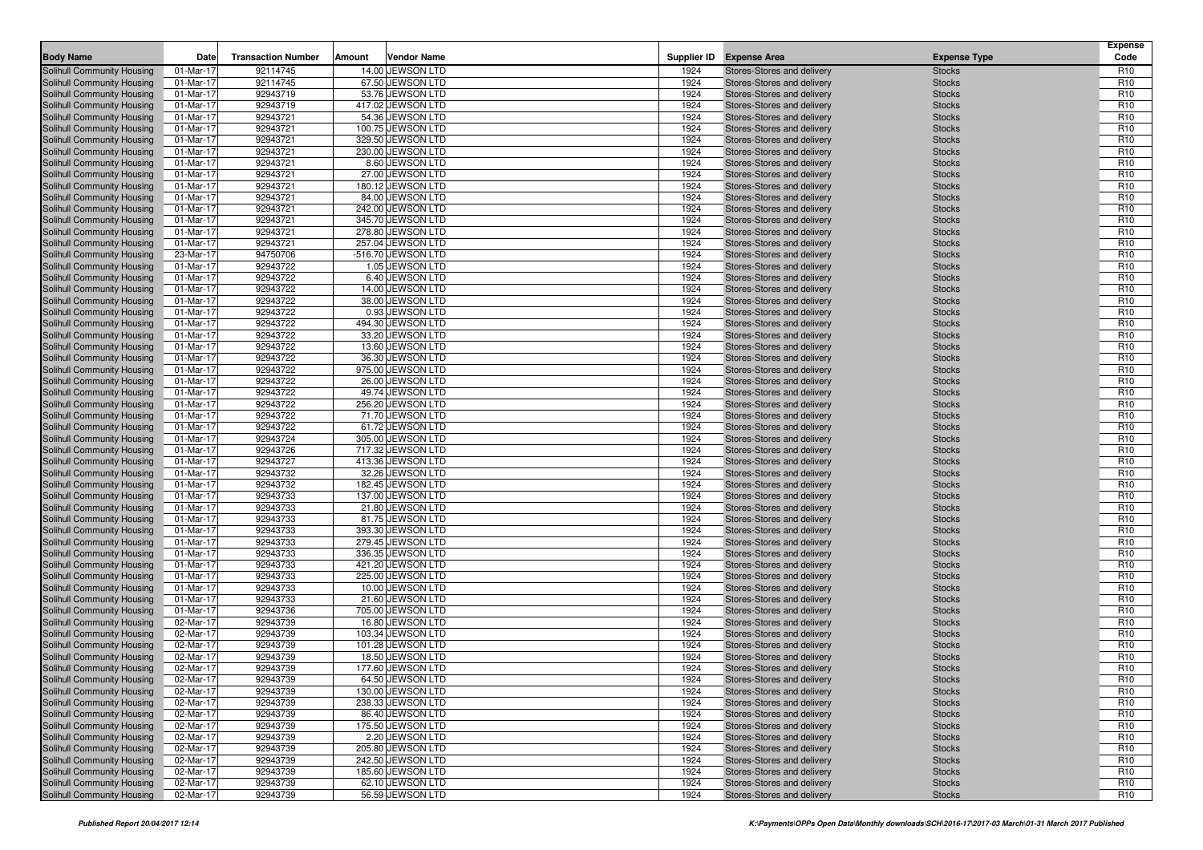| Body Name | Date | Transaction Number | Amount | Vendor Name | Supplier ID | Expense Area | Expense Type | Expense Code |
|---|---|---|---|---|---|---|---|---|
| Solihull Community Housing | 01-Mar-17 | 92114745 | 14.00 | JEWSON LTD | 1924 | Stores-Stores and delivery | Stocks | R10 |
| Solihull Community Housing | 01-Mar-17 | 92114745 | 67.50 | JEWSON LTD | 1924 | Stores-Stores and delivery | Stocks | R10 |
| Solihull Community Housing | 01-Mar-17 | 92943719 | 53.76 | JEWSON LTD | 1924 | Stores-Stores and delivery | Stocks | R10 |
| Solihull Community Housing | 01-Mar-17 | 92943719 | 417.02 | JEWSON LTD | 1924 | Stores-Stores and delivery | Stocks | R10 |
| Solihull Community Housing | 01-Mar-17 | 92943721 | 54.36 | JEWSON LTD | 1924 | Stores-Stores and delivery | Stocks | R10 |
| Solihull Community Housing | 01-Mar-17 | 92943721 | 100.75 | JEWSON LTD | 1924 | Stores-Stores and delivery | Stocks | R10 |
| Solihull Community Housing | 01-Mar-17 | 92943721 | 329.50 | JEWSON LTD | 1924 | Stores-Stores and delivery | Stocks | R10 |
| Solihull Community Housing | 01-Mar-17 | 92943721 | 230.00 | JEWSON LTD | 1924 | Stores-Stores and delivery | Stocks | R10 |
| Solihull Community Housing | 01-Mar-17 | 92943721 | 8.60 | JEWSON LTD | 1924 | Stores-Stores and delivery | Stocks | R10 |
| Solihull Community Housing | 01-Mar-17 | 92943721 | 27.00 | JEWSON LTD | 1924 | Stores-Stores and delivery | Stocks | R10 |
| Solihull Community Housing | 01-Mar-17 | 92943721 | 180.12 | JEWSON LTD | 1924 | Stores-Stores and delivery | Stocks | R10 |
| Solihull Community Housing | 01-Mar-17 | 92943721 | 84.00 | JEWSON LTD | 1924 | Stores-Stores and delivery | Stocks | R10 |
| Solihull Community Housing | 01-Mar-17 | 92943721 | 242.00 | JEWSON LTD | 1924 | Stores-Stores and delivery | Stocks | R10 |
| Solihull Community Housing | 01-Mar-17 | 92943721 | 345.70 | JEWSON LTD | 1924 | Stores-Stores and delivery | Stocks | R10 |
| Solihull Community Housing | 01-Mar-17 | 92943721 | 278.80 | JEWSON LTD | 1924 | Stores-Stores and delivery | Stocks | R10 |
| Solihull Community Housing | 01-Mar-17 | 92943721 | 257.04 | JEWSON LTD | 1924 | Stores-Stores and delivery | Stocks | R10 |
| Solihull Community Housing | 23-Mar-17 | 94750706 | -516.70 | JEWSON LTD | 1924 | Stores-Stores and delivery | Stocks | R10 |
| Solihull Community Housing | 01-Mar-17 | 92943722 | 1.05 | JEWSON LTD | 1924 | Stores-Stores and delivery | Stocks | R10 |
| Solihull Community Housing | 01-Mar-17 | 92943722 | 6.40 | JEWSON LTD | 1924 | Stores-Stores and delivery | Stocks | R10 |
| Solihull Community Housing | 01-Mar-17 | 92943722 | 14.00 | JEWSON LTD | 1924 | Stores-Stores and delivery | Stocks | R10 |
| Solihull Community Housing | 01-Mar-17 | 92943722 | 38.00 | JEWSON LTD | 1924 | Stores-Stores and delivery | Stocks | R10 |
| Solihull Community Housing | 01-Mar-17 | 92943722 | 0.93 | JEWSON LTD | 1924 | Stores-Stores and delivery | Stocks | R10 |
| Solihull Community Housing | 01-Mar-17 | 92943722 | 494.30 | JEWSON LTD | 1924 | Stores-Stores and delivery | Stocks | R10 |
| Solihull Community Housing | 01-Mar-17 | 92943722 | 33.20 | JEWSON LTD | 1924 | Stores-Stores and delivery | Stocks | R10 |
| Solihull Community Housing | 01-Mar-17 | 92943722 | 13.60 | JEWSON LTD | 1924 | Stores-Stores and delivery | Stocks | R10 |
| Solihull Community Housing | 01-Mar-17 | 92943722 | 36.30 | JEWSON LTD | 1924 | Stores-Stores and delivery | Stocks | R10 |
| Solihull Community Housing | 01-Mar-17 | 92943722 | 975.00 | JEWSON LTD | 1924 | Stores-Stores and delivery | Stocks | R10 |
| Solihull Community Housing | 01-Mar-17 | 92943722 | 26.00 | JEWSON LTD | 1924 | Stores-Stores and delivery | Stocks | R10 |
| Solihull Community Housing | 01-Mar-17 | 92943722 | 49.74 | JEWSON LTD | 1924 | Stores-Stores and delivery | Stocks | R10 |
| Solihull Community Housing | 01-Mar-17 | 92943722 | 256.20 | JEWSON LTD | 1924 | Stores-Stores and delivery | Stocks | R10 |
| Solihull Community Housing | 01-Mar-17 | 92943722 | 71.70 | JEWSON LTD | 1924 | Stores-Stores and delivery | Stocks | R10 |
| Solihull Community Housing | 01-Mar-17 | 92943722 | 61.72 | JEWSON LTD | 1924 | Stores-Stores and delivery | Stocks | R10 |
| Solihull Community Housing | 01-Mar-17 | 92943724 | 305.00 | JEWSON LTD | 1924 | Stores-Stores and delivery | Stocks | R10 |
| Solihull Community Housing | 01-Mar-17 | 92943726 | 717.32 | JEWSON LTD | 1924 | Stores-Stores and delivery | Stocks | R10 |
| Solihull Community Housing | 01-Mar-17 | 92943727 | 413.36 | JEWSON LTD | 1924 | Stores-Stores and delivery | Stocks | R10 |
| Solihull Community Housing | 01-Mar-17 | 92943732 | 32.26 | JEWSON LTD | 1924 | Stores-Stores and delivery | Stocks | R10 |
| Solihull Community Housing | 01-Mar-17 | 92943732 | 182.45 | JEWSON LTD | 1924 | Stores-Stores and delivery | Stocks | R10 |
| Solihull Community Housing | 01-Mar-17 | 92943733 | 137.00 | JEWSON LTD | 1924 | Stores-Stores and delivery | Stocks | R10 |
| Solihull Community Housing | 01-Mar-17 | 92943733 | 21.80 | JEWSON LTD | 1924 | Stores-Stores and delivery | Stocks | R10 |
| Solihull Community Housing | 01-Mar-17 | 92943733 | 81.75 | JEWSON LTD | 1924 | Stores-Stores and delivery | Stocks | R10 |
| Solihull Community Housing | 01-Mar-17 | 92943733 | 393.30 | JEWSON LTD | 1924 | Stores-Stores and delivery | Stocks | R10 |
| Solihull Community Housing | 01-Mar-17 | 92943733 | 279.45 | JEWSON LTD | 1924 | Stores-Stores and delivery | Stocks | R10 |
| Solihull Community Housing | 01-Mar-17 | 92943733 | 336.35 | JEWSON LTD | 1924 | Stores-Stores and delivery | Stocks | R10 |
| Solihull Community Housing | 01-Mar-17 | 92943733 | 421.20 | JEWSON LTD | 1924 | Stores-Stores and delivery | Stocks | R10 |
| Solihull Community Housing | 01-Mar-17 | 92943733 | 225.00 | JEWSON LTD | 1924 | Stores-Stores and delivery | Stocks | R10 |
| Solihull Community Housing | 01-Mar-17 | 92943733 | 10.00 | JEWSON LTD | 1924 | Stores-Stores and delivery | Stocks | R10 |
| Solihull Community Housing | 01-Mar-17 | 92943733 | 21.60 | JEWSON LTD | 1924 | Stores-Stores and delivery | Stocks | R10 |
| Solihull Community Housing | 01-Mar-17 | 92943736 | 705.00 | JEWSON LTD | 1924 | Stores-Stores and delivery | Stocks | R10 |
| Solihull Community Housing | 02-Mar-17 | 92943739 | 16.80 | JEWSON LTD | 1924 | Stores-Stores and delivery | Stocks | R10 |
| Solihull Community Housing | 02-Mar-17 | 92943739 | 103.34 | JEWSON LTD | 1924 | Stores-Stores and delivery | Stocks | R10 |
| Solihull Community Housing | 02-Mar-17 | 92943739 | 101.28 | JEWSON LTD | 1924 | Stores-Stores and delivery | Stocks | R10 |
| Solihull Community Housing | 02-Mar-17 | 92943739 | 18.50 | JEWSON LTD | 1924 | Stores-Stores and delivery | Stocks | R10 |
| Solihull Community Housing | 02-Mar-17 | 92943739 | 177.60 | JEWSON LTD | 1924 | Stores-Stores and delivery | Stocks | R10 |
| Solihull Community Housing | 02-Mar-17 | 92943739 | 64.50 | JEWSON LTD | 1924 | Stores-Stores and delivery | Stocks | R10 |
| Solihull Community Housing | 02-Mar-17 | 92943739 | 130.00 | JEWSON LTD | 1924 | Stores-Stores and delivery | Stocks | R10 |
| Solihull Community Housing | 02-Mar-17 | 92943739 | 238.33 | JEWSON LTD | 1924 | Stores-Stores and delivery | Stocks | R10 |
| Solihull Community Housing | 02-Mar-17 | 92943739 | 86.40 | JEWSON LTD | 1924 | Stores-Stores and delivery | Stocks | R10 |
| Solihull Community Housing | 02-Mar-17 | 92943739 | 175.50 | JEWSON LTD | 1924 | Stores-Stores and delivery | Stocks | R10 |
| Solihull Community Housing | 02-Mar-17 | 92943739 | 2.20 | JEWSON LTD | 1924 | Stores-Stores and delivery | Stocks | R10 |
| Solihull Community Housing | 02-Mar-17 | 92943739 | 205.80 | JEWSON LTD | 1924 | Stores-Stores and delivery | Stocks | R10 |
| Solihull Community Housing | 02-Mar-17 | 92943739 | 242.50 | JEWSON LTD | 1924 | Stores-Stores and delivery | Stocks | R10 |
| Solihull Community Housing | 02-Mar-17 | 92943739 | 185.60 | JEWSON LTD | 1924 | Stores-Stores and delivery | Stocks | R10 |
| Solihull Community Housing | 02-Mar-17 | 92943739 | 62.10 | JEWSON LTD | 1924 | Stores-Stores and delivery | Stocks | R10 |
| Solihull Community Housing | 02-Mar-17 | 92943739 | 56.59 | JEWSON LTD | 1924 | Stores-Stores and delivery | Stocks | R10 |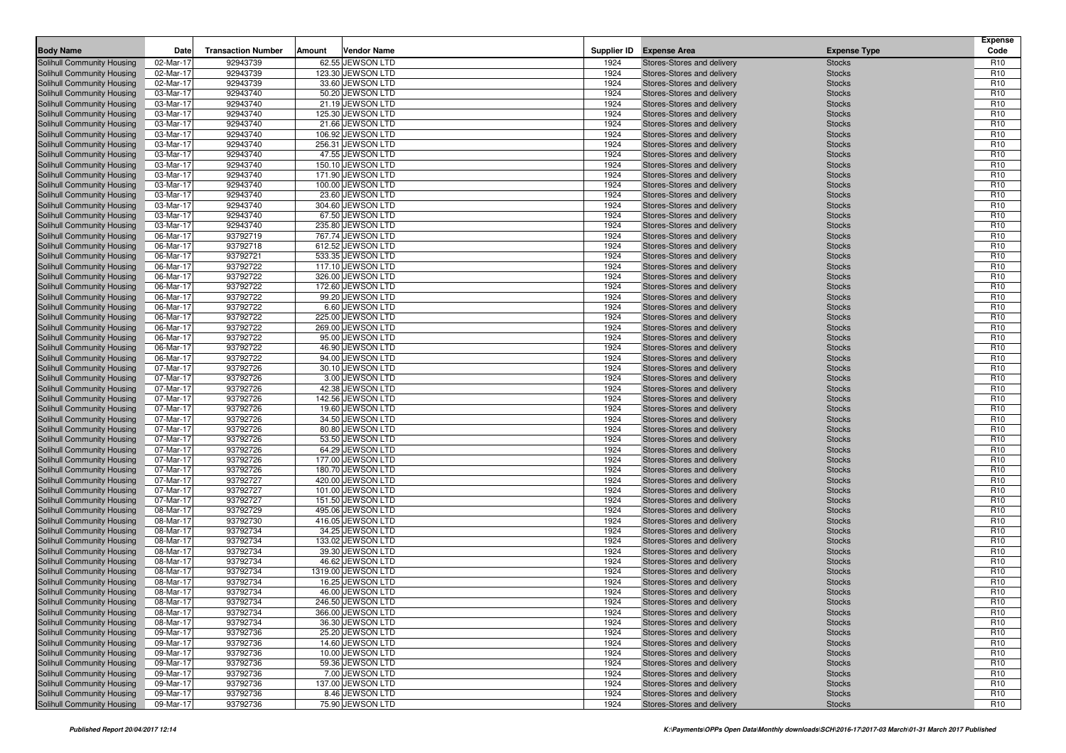| Body Name | Date | Transaction Number | Amount | Vendor Name | Supplier ID | Expense Area | Expense Type | Expense Code |
|---|---|---|---|---|---|---|---|---|
| Solihull Community Housing | 02-Mar-17 | 92943739 | 62.55 | JEWSON LTD | 1924 | Stores-Stores and delivery | Stocks | R10 |
| Solihull Community Housing | 02-Mar-17 | 92943739 | 123.30 | JEWSON LTD | 1924 | Stores-Stores and delivery | Stocks | R10 |
| Solihull Community Housing | 02-Mar-17 | 92943739 | 33.60 | JEWSON LTD | 1924 | Stores-Stores and delivery | Stocks | R10 |
| Solihull Community Housing | 03-Mar-17 | 92943740 | 50.20 | JEWSON LTD | 1924 | Stores-Stores and delivery | Stocks | R10 |
| Solihull Community Housing | 03-Mar-17 | 92943740 | 21.19 | JEWSON LTD | 1924 | Stores-Stores and delivery | Stocks | R10 |
| Solihull Community Housing | 03-Mar-17 | 92943740 | 125.30 | JEWSON LTD | 1924 | Stores-Stores and delivery | Stocks | R10 |
| Solihull Community Housing | 03-Mar-17 | 92943740 | 21.66 | JEWSON LTD | 1924 | Stores-Stores and delivery | Stocks | R10 |
| Solihull Community Housing | 03-Mar-17 | 92943740 | 106.92 | JEWSON LTD | 1924 | Stores-Stores and delivery | Stocks | R10 |
| Solihull Community Housing | 03-Mar-17 | 92943740 | 256.31 | JEWSON LTD | 1924 | Stores-Stores and delivery | Stocks | R10 |
| Solihull Community Housing | 03-Mar-17 | 92943740 | 47.55 | JEWSON LTD | 1924 | Stores-Stores and delivery | Stocks | R10 |
| Solihull Community Housing | 03-Mar-17 | 92943740 | 150.10 | JEWSON LTD | 1924 | Stores-Stores and delivery | Stocks | R10 |
| Solihull Community Housing | 03-Mar-17 | 92943740 | 171.90 | JEWSON LTD | 1924 | Stores-Stores and delivery | Stocks | R10 |
| Solihull Community Housing | 03-Mar-17 | 92943740 | 100.00 | JEWSON LTD | 1924 | Stores-Stores and delivery | Stocks | R10 |
| Solihull Community Housing | 03-Mar-17 | 92943740 | 23.60 | JEWSON LTD | 1924 | Stores-Stores and delivery | Stocks | R10 |
| Solihull Community Housing | 03-Mar-17 | 92943740 | 304.60 | JEWSON LTD | 1924 | Stores-Stores and delivery | Stocks | R10 |
| Solihull Community Housing | 03-Mar-17 | 92943740 | 67.50 | JEWSON LTD | 1924 | Stores-Stores and delivery | Stocks | R10 |
| Solihull Community Housing | 03-Mar-17 | 92943740 | 235.80 | JEWSON LTD | 1924 | Stores-Stores and delivery | Stocks | R10 |
| Solihull Community Housing | 06-Mar-17 | 93792719 | 767.74 | JEWSON LTD | 1924 | Stores-Stores and delivery | Stocks | R10 |
| Solihull Community Housing | 06-Mar-17 | 93792718 | 612.52 | JEWSON LTD | 1924 | Stores-Stores and delivery | Stocks | R10 |
| Solihull Community Housing | 06-Mar-17 | 93792721 | 533.35 | JEWSON LTD | 1924 | Stores-Stores and delivery | Stocks | R10 |
| Solihull Community Housing | 06-Mar-17 | 93792722 | 117.10 | JEWSON LTD | 1924 | Stores-Stores and delivery | Stocks | R10 |
| Solihull Community Housing | 06-Mar-17 | 93792722 | 326.00 | JEWSON LTD | 1924 | Stores-Stores and delivery | Stocks | R10 |
| Solihull Community Housing | 06-Mar-17 | 93792722 | 172.60 | JEWSON LTD | 1924 | Stores-Stores and delivery | Stocks | R10 |
| Solihull Community Housing | 06-Mar-17 | 93792722 | 99.20 | JEWSON LTD | 1924 | Stores-Stores and delivery | Stocks | R10 |
| Solihull Community Housing | 06-Mar-17 | 93792722 | 6.60 | JEWSON LTD | 1924 | Stores-Stores and delivery | Stocks | R10 |
| Solihull Community Housing | 06-Mar-17 | 93792722 | 225.00 | JEWSON LTD | 1924 | Stores-Stores and delivery | Stocks | R10 |
| Solihull Community Housing | 06-Mar-17 | 93792722 | 269.00 | JEWSON LTD | 1924 | Stores-Stores and delivery | Stocks | R10 |
| Solihull Community Housing | 06-Mar-17 | 93792722 | 95.00 | JEWSON LTD | 1924 | Stores-Stores and delivery | Stocks | R10 |
| Solihull Community Housing | 06-Mar-17 | 93792722 | 46.90 | JEWSON LTD | 1924 | Stores-Stores and delivery | Stocks | R10 |
| Solihull Community Housing | 06-Mar-17 | 93792722 | 94.00 | JEWSON LTD | 1924 | Stores-Stores and delivery | Stocks | R10 |
| Solihull Community Housing | 07-Mar-17 | 93792726 | 30.10 | JEWSON LTD | 1924 | Stores-Stores and delivery | Stocks | R10 |
| Solihull Community Housing | 07-Mar-17 | 93792726 | 3.00 | JEWSON LTD | 1924 | Stores-Stores and delivery | Stocks | R10 |
| Solihull Community Housing | 07-Mar-17 | 93792726 | 42.38 | JEWSON LTD | 1924 | Stores-Stores and delivery | Stocks | R10 |
| Solihull Community Housing | 07-Mar-17 | 93792726 | 142.56 | JEWSON LTD | 1924 | Stores-Stores and delivery | Stocks | R10 |
| Solihull Community Housing | 07-Mar-17 | 93792726 | 19.60 | JEWSON LTD | 1924 | Stores-Stores and delivery | Stocks | R10 |
| Solihull Community Housing | 07-Mar-17 | 93792726 | 34.50 | JEWSON LTD | 1924 | Stores-Stores and delivery | Stocks | R10 |
| Solihull Community Housing | 07-Mar-17 | 93792726 | 80.80 | JEWSON LTD | 1924 | Stores-Stores and delivery | Stocks | R10 |
| Solihull Community Housing | 07-Mar-17 | 93792726 | 53.50 | JEWSON LTD | 1924 | Stores-Stores and delivery | Stocks | R10 |
| Solihull Community Housing | 07-Mar-17 | 93792726 | 64.29 | JEWSON LTD | 1924 | Stores-Stores and delivery | Stocks | R10 |
| Solihull Community Housing | 07-Mar-17 | 93792726 | 177.00 | JEWSON LTD | 1924 | Stores-Stores and delivery | Stocks | R10 |
| Solihull Community Housing | 07-Mar-17 | 93792726 | 180.70 | JEWSON LTD | 1924 | Stores-Stores and delivery | Stocks | R10 |
| Solihull Community Housing | 07-Mar-17 | 93792727 | 420.00 | JEWSON LTD | 1924 | Stores-Stores and delivery | Stocks | R10 |
| Solihull Community Housing | 07-Mar-17 | 93792727 | 101.00 | JEWSON LTD | 1924 | Stores-Stores and delivery | Stocks | R10 |
| Solihull Community Housing | 07-Mar-17 | 93792727 | 151.50 | JEWSON LTD | 1924 | Stores-Stores and delivery | Stocks | R10 |
| Solihull Community Housing | 08-Mar-17 | 93792729 | 495.06 | JEWSON LTD | 1924 | Stores-Stores and delivery | Stocks | R10 |
| Solihull Community Housing | 08-Mar-17 | 93792730 | 416.05 | JEWSON LTD | 1924 | Stores-Stores and delivery | Stocks | R10 |
| Solihull Community Housing | 08-Mar-17 | 93792734 | 34.25 | JEWSON LTD | 1924 | Stores-Stores and delivery | Stocks | R10 |
| Solihull Community Housing | 08-Mar-17 | 93792734 | 133.02 | JEWSON LTD | 1924 | Stores-Stores and delivery | Stocks | R10 |
| Solihull Community Housing | 08-Mar-17 | 93792734 | 39.30 | JEWSON LTD | 1924 | Stores-Stores and delivery | Stocks | R10 |
| Solihull Community Housing | 08-Mar-17 | 93792734 | 46.62 | JEWSON LTD | 1924 | Stores-Stores and delivery | Stocks | R10 |
| Solihull Community Housing | 08-Mar-17 | 93792734 | 1319.00 | JEWSON LTD | 1924 | Stores-Stores and delivery | Stocks | R10 |
| Solihull Community Housing | 08-Mar-17 | 93792734 | 16.25 | JEWSON LTD | 1924 | Stores-Stores and delivery | Stocks | R10 |
| Solihull Community Housing | 08-Mar-17 | 93792734 | 46.00 | JEWSON LTD | 1924 | Stores-Stores and delivery | Stocks | R10 |
| Solihull Community Housing | 08-Mar-17 | 93792734 | 246.50 | JEWSON LTD | 1924 | Stores-Stores and delivery | Stocks | R10 |
| Solihull Community Housing | 08-Mar-17 | 93792734 | 366.00 | JEWSON LTD | 1924 | Stores-Stores and delivery | Stocks | R10 |
| Solihull Community Housing | 08-Mar-17 | 93792734 | 36.30 | JEWSON LTD | 1924 | Stores-Stores and delivery | Stocks | R10 |
| Solihull Community Housing | 09-Mar-17 | 93792736 | 25.20 | JEWSON LTD | 1924 | Stores-Stores and delivery | Stocks | R10 |
| Solihull Community Housing | 09-Mar-17 | 93792736 | 14.60 | JEWSON LTD | 1924 | Stores-Stores and delivery | Stocks | R10 |
| Solihull Community Housing | 09-Mar-17 | 93792736 | 10.00 | JEWSON LTD | 1924 | Stores-Stores and delivery | Stocks | R10 |
| Solihull Community Housing | 09-Mar-17 | 93792736 | 59.36 | JEWSON LTD | 1924 | Stores-Stores and delivery | Stocks | R10 |
| Solihull Community Housing | 09-Mar-17 | 93792736 | 7.00 | JEWSON LTD | 1924 | Stores-Stores and delivery | Stocks | R10 |
| Solihull Community Housing | 09-Mar-17 | 93792736 | 137.00 | JEWSON LTD | 1924 | Stores-Stores and delivery | Stocks | R10 |
| Solihull Community Housing | 09-Mar-17 | 93792736 | 8.46 | JEWSON LTD | 1924 | Stores-Stores and delivery | Stocks | R10 |
| Solihull Community Housing | 09-Mar-17 | 93792736 | 75.90 | JEWSON LTD | 1924 | Stores-Stores and delivery | Stocks | R10 |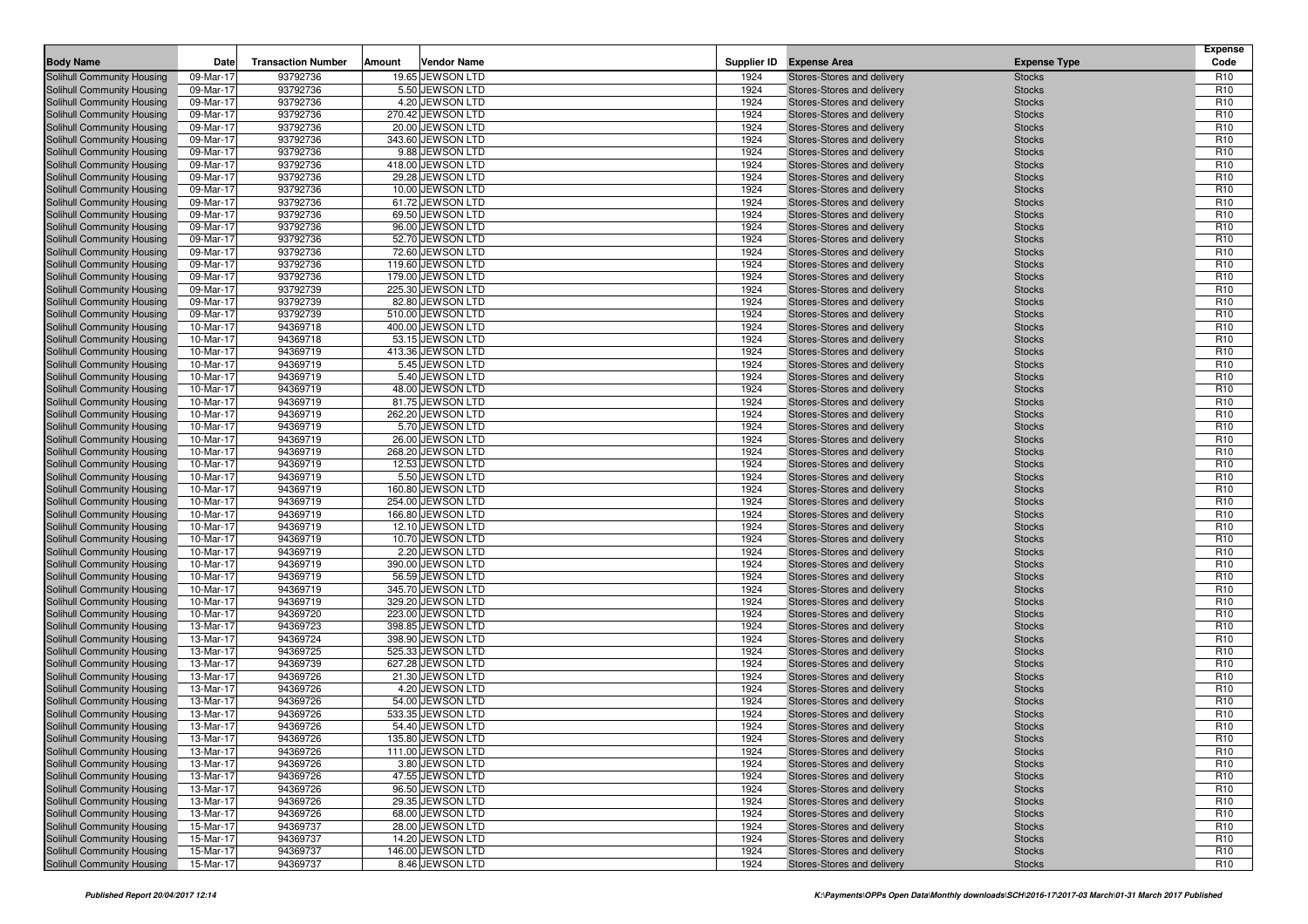| Body Name | Date | Transaction Number | Amount | Vendor Name | Supplier ID | Expense Area | Expense Type | Expense Code |
|---|---|---|---|---|---|---|---|---|
| Solihull Community Housing | 09-Mar-17 | 93792736 | 19.65 | JEWSON LTD | 1924 | Stores-Stores and delivery | Stocks | R10 |
| Solihull Community Housing | 09-Mar-17 | 93792736 | 5.50 | JEWSON LTD | 1924 | Stores-Stores and delivery | Stocks | R10 |
| Solihull Community Housing | 09-Mar-17 | 93792736 | 4.20 | JEWSON LTD | 1924 | Stores-Stores and delivery | Stocks | R10 |
| Solihull Community Housing | 09-Mar-17 | 93792736 | 270.42 | JEWSON LTD | 1924 | Stores-Stores and delivery | Stocks | R10 |
| Solihull Community Housing | 09-Mar-17 | 93792736 | 20.00 | JEWSON LTD | 1924 | Stores-Stores and delivery | Stocks | R10 |
| Solihull Community Housing | 09-Mar-17 | 93792736 | 343.60 | JEWSON LTD | 1924 | Stores-Stores and delivery | Stocks | R10 |
| Solihull Community Housing | 09-Mar-17 | 93792736 | 9.88 | JEWSON LTD | 1924 | Stores-Stores and delivery | Stocks | R10 |
| Solihull Community Housing | 09-Mar-17 | 93792736 | 418.00 | JEWSON LTD | 1924 | Stores-Stores and delivery | Stocks | R10 |
| Solihull Community Housing | 09-Mar-17 | 93792736 | 29.28 | JEWSON LTD | 1924 | Stores-Stores and delivery | Stocks | R10 |
| Solihull Community Housing | 09-Mar-17 | 93792736 | 10.00 | JEWSON LTD | 1924 | Stores-Stores and delivery | Stocks | R10 |
| Solihull Community Housing | 09-Mar-17 | 93792736 | 61.72 | JEWSON LTD | 1924 | Stores-Stores and delivery | Stocks | R10 |
| Solihull Community Housing | 09-Mar-17 | 93792736 | 69.50 | JEWSON LTD | 1924 | Stores-Stores and delivery | Stocks | R10 |
| Solihull Community Housing | 09-Mar-17 | 93792736 | 96.00 | JEWSON LTD | 1924 | Stores-Stores and delivery | Stocks | R10 |
| Solihull Community Housing | 09-Mar-17 | 93792736 | 52.70 | JEWSON LTD | 1924 | Stores-Stores and delivery | Stocks | R10 |
| Solihull Community Housing | 09-Mar-17 | 93792736 | 72.60 | JEWSON LTD | 1924 | Stores-Stores and delivery | Stocks | R10 |
| Solihull Community Housing | 09-Mar-17 | 93792736 | 119.60 | JEWSON LTD | 1924 | Stores-Stores and delivery | Stocks | R10 |
| Solihull Community Housing | 09-Mar-17 | 93792736 | 179.00 | JEWSON LTD | 1924 | Stores-Stores and delivery | Stocks | R10 |
| Solihull Community Housing | 09-Mar-17 | 93792739 | 225.30 | JEWSON LTD | 1924 | Stores-Stores and delivery | Stocks | R10 |
| Solihull Community Housing | 09-Mar-17 | 93792739 | 82.80 | JEWSON LTD | 1924 | Stores-Stores and delivery | Stocks | R10 |
| Solihull Community Housing | 09-Mar-17 | 93792739 | 510.00 | JEWSON LTD | 1924 | Stores-Stores and delivery | Stocks | R10 |
| Solihull Community Housing | 10-Mar-17 | 94369718 | 400.00 | JEWSON LTD | 1924 | Stores-Stores and delivery | Stocks | R10 |
| Solihull Community Housing | 10-Mar-17 | 94369718 | 53.15 | JEWSON LTD | 1924 | Stores-Stores and delivery | Stocks | R10 |
| Solihull Community Housing | 10-Mar-17 | 94369719 | 413.36 | JEWSON LTD | 1924 | Stores-Stores and delivery | Stocks | R10 |
| Solihull Community Housing | 10-Mar-17 | 94369719 | 5.45 | JEWSON LTD | 1924 | Stores-Stores and delivery | Stocks | R10 |
| Solihull Community Housing | 10-Mar-17 | 94369719 | 5.40 | JEWSON LTD | 1924 | Stores-Stores and delivery | Stocks | R10 |
| Solihull Community Housing | 10-Mar-17 | 94369719 | 48.00 | JEWSON LTD | 1924 | Stores-Stores and delivery | Stocks | R10 |
| Solihull Community Housing | 10-Mar-17 | 94369719 | 81.75 | JEWSON LTD | 1924 | Stores-Stores and delivery | Stocks | R10 |
| Solihull Community Housing | 10-Mar-17 | 94369719 | 262.20 | JEWSON LTD | 1924 | Stores-Stores and delivery | Stocks | R10 |
| Solihull Community Housing | 10-Mar-17 | 94369719 | 5.70 | JEWSON LTD | 1924 | Stores-Stores and delivery | Stocks | R10 |
| Solihull Community Housing | 10-Mar-17 | 94369719 | 26.00 | JEWSON LTD | 1924 | Stores-Stores and delivery | Stocks | R10 |
| Solihull Community Housing | 10-Mar-17 | 94369719 | 268.20 | JEWSON LTD | 1924 | Stores-Stores and delivery | Stocks | R10 |
| Solihull Community Housing | 10-Mar-17 | 94369719 | 12.53 | JEWSON LTD | 1924 | Stores-Stores and delivery | Stocks | R10 |
| Solihull Community Housing | 10-Mar-17 | 94369719 | 5.50 | JEWSON LTD | 1924 | Stores-Stores and delivery | Stocks | R10 |
| Solihull Community Housing | 10-Mar-17 | 94369719 | 160.80 | JEWSON LTD | 1924 | Stores-Stores and delivery | Stocks | R10 |
| Solihull Community Housing | 10-Mar-17 | 94369719 | 254.00 | JEWSON LTD | 1924 | Stores-Stores and delivery | Stocks | R10 |
| Solihull Community Housing | 10-Mar-17 | 94369719 | 166.80 | JEWSON LTD | 1924 | Stores-Stores and delivery | Stocks | R10 |
| Solihull Community Housing | 10-Mar-17 | 94369719 | 12.10 | JEWSON LTD | 1924 | Stores-Stores and delivery | Stocks | R10 |
| Solihull Community Housing | 10-Mar-17 | 94369719 | 10.70 | JEWSON LTD | 1924 | Stores-Stores and delivery | Stocks | R10 |
| Solihull Community Housing | 10-Mar-17 | 94369719 | 2.20 | JEWSON LTD | 1924 | Stores-Stores and delivery | Stocks | R10 |
| Solihull Community Housing | 10-Mar-17 | 94369719 | 390.00 | JEWSON LTD | 1924 | Stores-Stores and delivery | Stocks | R10 |
| Solihull Community Housing | 10-Mar-17 | 94369719 | 56.59 | JEWSON LTD | 1924 | Stores-Stores and delivery | Stocks | R10 |
| Solihull Community Housing | 10-Mar-17 | 94369719 | 345.70 | JEWSON LTD | 1924 | Stores-Stores and delivery | Stocks | R10 |
| Solihull Community Housing | 10-Mar-17 | 94369719 | 329.20 | JEWSON LTD | 1924 | Stores-Stores and delivery | Stocks | R10 |
| Solihull Community Housing | 10-Mar-17 | 94369720 | 223.00 | JEWSON LTD | 1924 | Stores-Stores and delivery | Stocks | R10 |
| Solihull Community Housing | 13-Mar-17 | 94369723 | 398.85 | JEWSON LTD | 1924 | Stores-Stores and delivery | Stocks | R10 |
| Solihull Community Housing | 13-Mar-17 | 94369724 | 398.90 | JEWSON LTD | 1924 | Stores-Stores and delivery | Stocks | R10 |
| Solihull Community Housing | 13-Mar-17 | 94369725 | 525.33 | JEWSON LTD | 1924 | Stores-Stores and delivery | Stocks | R10 |
| Solihull Community Housing | 13-Mar-17 | 94369739 | 627.28 | JEWSON LTD | 1924 | Stores-Stores and delivery | Stocks | R10 |
| Solihull Community Housing | 13-Mar-17 | 94369726 | 21.30 | JEWSON LTD | 1924 | Stores-Stores and delivery | Stocks | R10 |
| Solihull Community Housing | 13-Mar-17 | 94369726 | 4.20 | JEWSON LTD | 1924 | Stores-Stores and delivery | Stocks | R10 |
| Solihull Community Housing | 13-Mar-17 | 94369726 | 54.00 | JEWSON LTD | 1924 | Stores-Stores and delivery | Stocks | R10 |
| Solihull Community Housing | 13-Mar-17 | 94369726 | 533.35 | JEWSON LTD | 1924 | Stores-Stores and delivery | Stocks | R10 |
| Solihull Community Housing | 13-Mar-17 | 94369726 | 54.40 | JEWSON LTD | 1924 | Stores-Stores and delivery | Stocks | R10 |
| Solihull Community Housing | 13-Mar-17 | 94369726 | 135.80 | JEWSON LTD | 1924 | Stores-Stores and delivery | Stocks | R10 |
| Solihull Community Housing | 13-Mar-17 | 94369726 | 111.00 | JEWSON LTD | 1924 | Stores-Stores and delivery | Stocks | R10 |
| Solihull Community Housing | 13-Mar-17 | 94369726 | 3.80 | JEWSON LTD | 1924 | Stores-Stores and delivery | Stocks | R10 |
| Solihull Community Housing | 13-Mar-17 | 94369726 | 47.55 | JEWSON LTD | 1924 | Stores-Stores and delivery | Stocks | R10 |
| Solihull Community Housing | 13-Mar-17 | 94369726 | 96.50 | JEWSON LTD | 1924 | Stores-Stores and delivery | Stocks | R10 |
| Solihull Community Housing | 13-Mar-17 | 94369726 | 29.35 | JEWSON LTD | 1924 | Stores-Stores and delivery | Stocks | R10 |
| Solihull Community Housing | 13-Mar-17 | 94369726 | 68.00 | JEWSON LTD | 1924 | Stores-Stores and delivery | Stocks | R10 |
| Solihull Community Housing | 15-Mar-17 | 94369737 | 28.00 | JEWSON LTD | 1924 | Stores-Stores and delivery | Stocks | R10 |
| Solihull Community Housing | 15-Mar-17 | 94369737 | 14.20 | JEWSON LTD | 1924 | Stores-Stores and delivery | Stocks | R10 |
| Solihull Community Housing | 15-Mar-17 | 94369737 | 146.00 | JEWSON LTD | 1924 | Stores-Stores and delivery | Stocks | R10 |
| Solihull Community Housing | 15-Mar-17 | 94369737 | 8.46 | JEWSON LTD | 1924 | Stores-Stores and delivery | Stocks | R10 |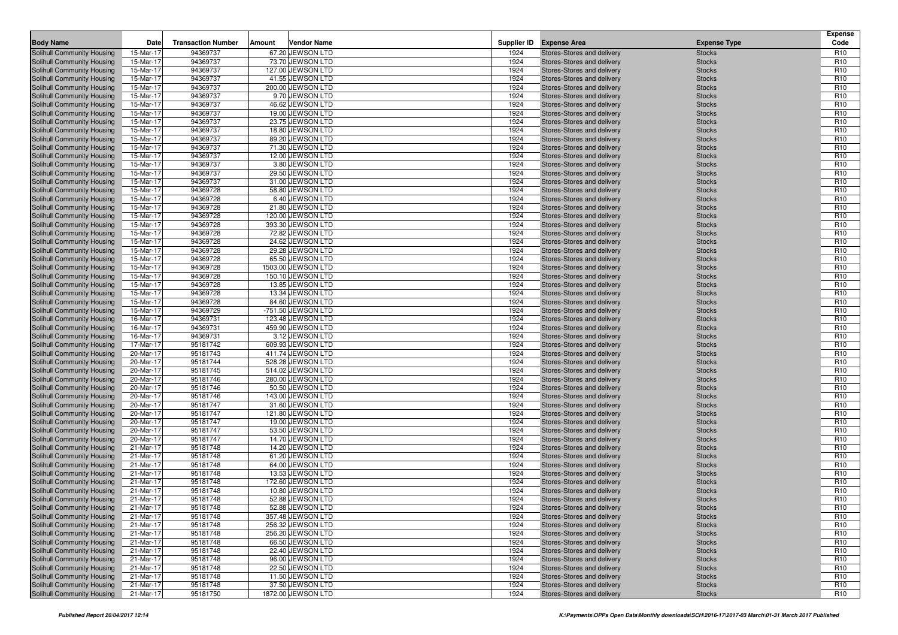| Body Name | Date | Transaction Number | Amount | Vendor Name | Supplier ID | Expense Area | Expense Type | Expense Code |
|---|---|---|---|---|---|---|---|---|
| Solihull Community Housing | 15-Mar-17 | 94369737 | 67.20 | JEWSON LTD | 1924 | Stores-Stores and delivery | Stocks | R10 |
| Solihull Community Housing | 15-Mar-17 | 94369737 | 73.70 | JEWSON LTD | 1924 | Stores-Stores and delivery | Stocks | R10 |
| Solihull Community Housing | 15-Mar-17 | 94369737 | 127.00 | JEWSON LTD | 1924 | Stores-Stores and delivery | Stocks | R10 |
| Solihull Community Housing | 15-Mar-17 | 94369737 | 41.55 | JEWSON LTD | 1924 | Stores-Stores and delivery | Stocks | R10 |
| Solihull Community Housing | 15-Mar-17 | 94369737 | 200.00 | JEWSON LTD | 1924 | Stores-Stores and delivery | Stocks | R10 |
| Solihull Community Housing | 15-Mar-17 | 94369737 | 9.70 | JEWSON LTD | 1924 | Stores-Stores and delivery | Stocks | R10 |
| Solihull Community Housing | 15-Mar-17 | 94369737 | 46.62 | JEWSON LTD | 1924 | Stores-Stores and delivery | Stocks | R10 |
| Solihull Community Housing | 15-Mar-17 | 94369737 | 19.00 | JEWSON LTD | 1924 | Stores-Stores and delivery | Stocks | R10 |
| Solihull Community Housing | 15-Mar-17 | 94369737 | 23.75 | JEWSON LTD | 1924 | Stores-Stores and delivery | Stocks | R10 |
| Solihull Community Housing | 15-Mar-17 | 94369737 | 18.80 | JEWSON LTD | 1924 | Stores-Stores and delivery | Stocks | R10 |
| Solihull Community Housing | 15-Mar-17 | 94369737 | 89.20 | JEWSON LTD | 1924 | Stores-Stores and delivery | Stocks | R10 |
| Solihull Community Housing | 15-Mar-17 | 94369737 | 71.30 | JEWSON LTD | 1924 | Stores-Stores and delivery | Stocks | R10 |
| Solihull Community Housing | 15-Mar-17 | 94369737 | 12.00 | JEWSON LTD | 1924 | Stores-Stores and delivery | Stocks | R10 |
| Solihull Community Housing | 15-Mar-17 | 94369737 | 3.80 | JEWSON LTD | 1924 | Stores-Stores and delivery | Stocks | R10 |
| Solihull Community Housing | 15-Mar-17 | 94369737 | 29.50 | JEWSON LTD | 1924 | Stores-Stores and delivery | Stocks | R10 |
| Solihull Community Housing | 15-Mar-17 | 94369737 | 31.00 | JEWSON LTD | 1924 | Stores-Stores and delivery | Stocks | R10 |
| Solihull Community Housing | 15-Mar-17 | 94369728 | 58.80 | JEWSON LTD | 1924 | Stores-Stores and delivery | Stocks | R10 |
| Solihull Community Housing | 15-Mar-17 | 94369728 | 6.40 | JEWSON LTD | 1924 | Stores-Stores and delivery | Stocks | R10 |
| Solihull Community Housing | 15-Mar-17 | 94369728 | 21.80 | JEWSON LTD | 1924 | Stores-Stores and delivery | Stocks | R10 |
| Solihull Community Housing | 15-Mar-17 | 94369728 | 120.00 | JEWSON LTD | 1924 | Stores-Stores and delivery | Stocks | R10 |
| Solihull Community Housing | 15-Mar-17 | 94369728 | 393.30 | JEWSON LTD | 1924 | Stores-Stores and delivery | Stocks | R10 |
| Solihull Community Housing | 15-Mar-17 | 94369728 | 72.82 | JEWSON LTD | 1924 | Stores-Stores and delivery | Stocks | R10 |
| Solihull Community Housing | 15-Mar-17 | 94369728 | 24.62 | JEWSON LTD | 1924 | Stores-Stores and delivery | Stocks | R10 |
| Solihull Community Housing | 15-Mar-17 | 94369728 | 29.28 | JEWSON LTD | 1924 | Stores-Stores and delivery | Stocks | R10 |
| Solihull Community Housing | 15-Mar-17 | 94369728 | 65.50 | JEWSON LTD | 1924 | Stores-Stores and delivery | Stocks | R10 |
| Solihull Community Housing | 15-Mar-17 | 94369728 | 1503.00 | JEWSON LTD | 1924 | Stores-Stores and delivery | Stocks | R10 |
| Solihull Community Housing | 15-Mar-17 | 94369728 | 150.10 | JEWSON LTD | 1924 | Stores-Stores and delivery | Stocks | R10 |
| Solihull Community Housing | 15-Mar-17 | 94369728 | 13.85 | JEWSON LTD | 1924 | Stores-Stores and delivery | Stocks | R10 |
| Solihull Community Housing | 15-Mar-17 | 94369728 | 13.34 | JEWSON LTD | 1924 | Stores-Stores and delivery | Stocks | R10 |
| Solihull Community Housing | 15-Mar-17 | 94369728 | 84.60 | JEWSON LTD | 1924 | Stores-Stores and delivery | Stocks | R10 |
| Solihull Community Housing | 15-Mar-17 | 94369729 | -751.50 | JEWSON LTD | 1924 | Stores-Stores and delivery | Stocks | R10 |
| Solihull Community Housing | 16-Mar-17 | 94369731 | 123.48 | JEWSON LTD | 1924 | Stores-Stores and delivery | Stocks | R10 |
| Solihull Community Housing | 16-Mar-17 | 94369731 | 459.90 | JEWSON LTD | 1924 | Stores-Stores and delivery | Stocks | R10 |
| Solihull Community Housing | 16-Mar-17 | 94369731 | 3.12 | JEWSON LTD | 1924 | Stores-Stores and delivery | Stocks | R10 |
| Solihull Community Housing | 17-Mar-17 | 95181742 | 609.93 | JEWSON LTD | 1924 | Stores-Stores and delivery | Stocks | R10 |
| Solihull Community Housing | 20-Mar-17 | 95181743 | 411.74 | JEWSON LTD | 1924 | Stores-Stores and delivery | Stocks | R10 |
| Solihull Community Housing | 20-Mar-17 | 95181744 | 528.28 | JEWSON LTD | 1924 | Stores-Stores and delivery | Stocks | R10 |
| Solihull Community Housing | 20-Mar-17 | 95181745 | 514.02 | JEWSON LTD | 1924 | Stores-Stores and delivery | Stocks | R10 |
| Solihull Community Housing | 20-Mar-17 | 95181746 | 280.00 | JEWSON LTD | 1924 | Stores-Stores and delivery | Stocks | R10 |
| Solihull Community Housing | 20-Mar-17 | 95181746 | 50.50 | JEWSON LTD | 1924 | Stores-Stores and delivery | Stocks | R10 |
| Solihull Community Housing | 20-Mar-17 | 95181746 | 143.00 | JEWSON LTD | 1924 | Stores-Stores and delivery | Stocks | R10 |
| Solihull Community Housing | 20-Mar-17 | 95181747 | 31.60 | JEWSON LTD | 1924 | Stores-Stores and delivery | Stocks | R10 |
| Solihull Community Housing | 20-Mar-17 | 95181747 | 121.80 | JEWSON LTD | 1924 | Stores-Stores and delivery | Stocks | R10 |
| Solihull Community Housing | 20-Mar-17 | 95181747 | 19.00 | JEWSON LTD | 1924 | Stores-Stores and delivery | Stocks | R10 |
| Solihull Community Housing | 20-Mar-17 | 95181747 | 53.50 | JEWSON LTD | 1924 | Stores-Stores and delivery | Stocks | R10 |
| Solihull Community Housing | 20-Mar-17 | 95181747 | 14.70 | JEWSON LTD | 1924 | Stores-Stores and delivery | Stocks | R10 |
| Solihull Community Housing | 21-Mar-17 | 95181748 | 14.20 | JEWSON LTD | 1924 | Stores-Stores and delivery | Stocks | R10 |
| Solihull Community Housing | 21-Mar-17 | 95181748 | 61.20 | JEWSON LTD | 1924 | Stores-Stores and delivery | Stocks | R10 |
| Solihull Community Housing | 21-Mar-17 | 95181748 | 64.00 | JEWSON LTD | 1924 | Stores-Stores and delivery | Stocks | R10 |
| Solihull Community Housing | 21-Mar-17 | 95181748 | 13.53 | JEWSON LTD | 1924 | Stores-Stores and delivery | Stocks | R10 |
| Solihull Community Housing | 21-Mar-17 | 95181748 | 172.60 | JEWSON LTD | 1924 | Stores-Stores and delivery | Stocks | R10 |
| Solihull Community Housing | 21-Mar-17 | 95181748 | 10.80 | JEWSON LTD | 1924 | Stores-Stores and delivery | Stocks | R10 |
| Solihull Community Housing | 21-Mar-17 | 95181748 | 52.88 | JEWSON LTD | 1924 | Stores-Stores and delivery | Stocks | R10 |
| Solihull Community Housing | 21-Mar-17 | 95181748 | 52.88 | JEWSON LTD | 1924 | Stores-Stores and delivery | Stocks | R10 |
| Solihull Community Housing | 21-Mar-17 | 95181748 | 357.48 | JEWSON LTD | 1924 | Stores-Stores and delivery | Stocks | R10 |
| Solihull Community Housing | 21-Mar-17 | 95181748 | 256.32 | JEWSON LTD | 1924 | Stores-Stores and delivery | Stocks | R10 |
| Solihull Community Housing | 21-Mar-17 | 95181748 | 256.20 | JEWSON LTD | 1924 | Stores-Stores and delivery | Stocks | R10 |
| Solihull Community Housing | 21-Mar-17 | 95181748 | 66.50 | JEWSON LTD | 1924 | Stores-Stores and delivery | Stocks | R10 |
| Solihull Community Housing | 21-Mar-17 | 95181748 | 22.40 | JEWSON LTD | 1924 | Stores-Stores and delivery | Stocks | R10 |
| Solihull Community Housing | 21-Mar-17 | 95181748 | 96.00 | JEWSON LTD | 1924 | Stores-Stores and delivery | Stocks | R10 |
| Solihull Community Housing | 21-Mar-17 | 95181748 | 22.50 | JEWSON LTD | 1924 | Stores-Stores and delivery | Stocks | R10 |
| Solihull Community Housing | 21-Mar-17 | 95181748 | 11.50 | JEWSON LTD | 1924 | Stores-Stores and delivery | Stocks | R10 |
| Solihull Community Housing | 21-Mar-17 | 95181748 | 37.50 | JEWSON LTD | 1924 | Stores-Stores and delivery | Stocks | R10 |
| Solihull Community Housing | 21-Mar-17 | 95181750 | 1872.00 | JEWSON LTD | 1924 | Stores-Stores and delivery | Stocks | R10 |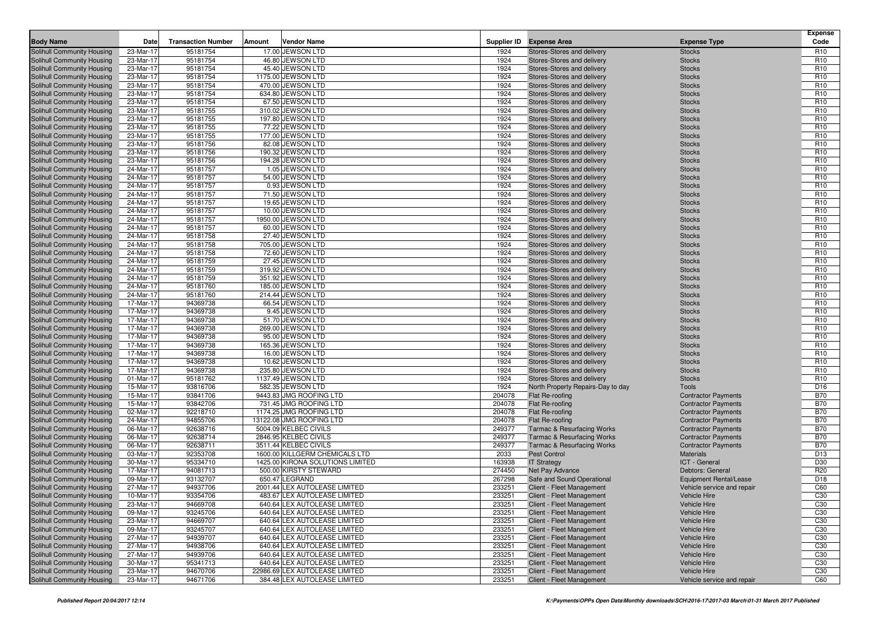| Body Name | Date | Transaction Number | Amount | Vendor Name | Supplier ID | Expense Area | Expense Type | Expense Code |
|---|---|---|---|---|---|---|---|---|
| Solihull Community Housing | 23-Mar-17 | 95181754 | 17.00 | JEWSON LTD | 1924 | Stores-Stores and delivery | Stocks | R10 |
| Solihull Community Housing | 23-Mar-17 | 95181754 | 46.80 | JEWSON LTD | 1924 | Stores-Stores and delivery | Stocks | R10 |
| Solihull Community Housing | 23-Mar-17 | 95181754 | 45.40 | JEWSON LTD | 1924 | Stores-Stores and delivery | Stocks | R10 |
| Solihull Community Housing | 23-Mar-17 | 95181754 | 1175.00 | JEWSON LTD | 1924 | Stores-Stores and delivery | Stocks | R10 |
| Solihull Community Housing | 23-Mar-17 | 95181754 | 470.00 | JEWSON LTD | 1924 | Stores-Stores and delivery | Stocks | R10 |
| Solihull Community Housing | 23-Mar-17 | 95181754 | 634.80 | JEWSON LTD | 1924 | Stores-Stores and delivery | Stocks | R10 |
| Solihull Community Housing | 23-Mar-17 | 95181754 | 67.50 | JEWSON LTD | 1924 | Stores-Stores and delivery | Stocks | R10 |
| Solihull Community Housing | 23-Mar-17 | 95181755 | 310.02 | JEWSON LTD | 1924 | Stores-Stores and delivery | Stocks | R10 |
| Solihull Community Housing | 23-Mar-17 | 95181755 | 197.80 | JEWSON LTD | 1924 | Stores-Stores and delivery | Stocks | R10 |
| Solihull Community Housing | 23-Mar-17 | 95181755 | 77.22 | JEWSON LTD | 1924 | Stores-Stores and delivery | Stocks | R10 |
| Solihull Community Housing | 23-Mar-17 | 95181755 | 177.00 | JEWSON LTD | 1924 | Stores-Stores and delivery | Stocks | R10 |
| Solihull Community Housing | 23-Mar-17 | 95181756 | 82.08 | JEWSON LTD | 1924 | Stores-Stores and delivery | Stocks | R10 |
| Solihull Community Housing | 23-Mar-17 | 95181756 | 190.32 | JEWSON LTD | 1924 | Stores-Stores and delivery | Stocks | R10 |
| Solihull Community Housing | 23-Mar-17 | 95181756 | 194.28 | JEWSON LTD | 1924 | Stores-Stores and delivery | Stocks | R10 |
| Solihull Community Housing | 24-Mar-17 | 95181757 | 1.05 | JEWSON LTD | 1924 | Stores-Stores and delivery | Stocks | R10 |
| Solihull Community Housing | 24-Mar-17 | 95181757 | 54.00 | JEWSON LTD | 1924 | Stores-Stores and delivery | Stocks | R10 |
| Solihull Community Housing | 24-Mar-17 | 95181757 | 0.93 | JEWSON LTD | 1924 | Stores-Stores and delivery | Stocks | R10 |
| Solihull Community Housing | 24-Mar-17 | 95181757 | 71.50 | JEWSON LTD | 1924 | Stores-Stores and delivery | Stocks | R10 |
| Solihull Community Housing | 24-Mar-17 | 95181757 | 19.65 | JEWSON LTD | 1924 | Stores-Stores and delivery | Stocks | R10 |
| Solihull Community Housing | 24-Mar-17 | 95181757 | 10.00 | JEWSON LTD | 1924 | Stores-Stores and delivery | Stocks | R10 |
| Solihull Community Housing | 24-Mar-17 | 95181757 | 1950.00 | JEWSON LTD | 1924 | Stores-Stores and delivery | Stocks | R10 |
| Solihull Community Housing | 24-Mar-17 | 95181757 | 60.00 | JEWSON LTD | 1924 | Stores-Stores and delivery | Stocks | R10 |
| Solihull Community Housing | 24-Mar-17 | 95181758 | 27.40 | JEWSON LTD | 1924 | Stores-Stores and delivery | Stocks | R10 |
| Solihull Community Housing | 24-Mar-17 | 95181758 | 705.00 | JEWSON LTD | 1924 | Stores-Stores and delivery | Stocks | R10 |
| Solihull Community Housing | 24-Mar-17 | 95181758 | 72.60 | JEWSON LTD | 1924 | Stores-Stores and delivery | Stocks | R10 |
| Solihull Community Housing | 24-Mar-17 | 95181759 | 27.45 | JEWSON LTD | 1924 | Stores-Stores and delivery | Stocks | R10 |
| Solihull Community Housing | 24-Mar-17 | 95181759 | 319.92 | JEWSON LTD | 1924 | Stores-Stores and delivery | Stocks | R10 |
| Solihull Community Housing | 24-Mar-17 | 95181759 | 351.92 | JEWSON LTD | 1924 | Stores-Stores and delivery | Stocks | R10 |
| Solihull Community Housing | 24-Mar-17 | 95181760 | 185.00 | JEWSON LTD | 1924 | Stores-Stores and delivery | Stocks | R10 |
| Solihull Community Housing | 24-Mar-17 | 95181760 | 214.44 | JEWSON LTD | 1924 | Stores-Stores and delivery | Stocks | R10 |
| Solihull Community Housing | 17-Mar-17 | 94369738 | 66.54 | JEWSON LTD | 1924 | Stores-Stores and delivery | Stocks | R10 |
| Solihull Community Housing | 17-Mar-17 | 94369738 | 9.45 | JEWSON LTD | 1924 | Stores-Stores and delivery | Stocks | R10 |
| Solihull Community Housing | 17-Mar-17 | 94369738 | 51.70 | JEWSON LTD | 1924 | Stores-Stores and delivery | Stocks | R10 |
| Solihull Community Housing | 17-Mar-17 | 94369738 | 269.00 | JEWSON LTD | 1924 | Stores-Stores and delivery | Stocks | R10 |
| Solihull Community Housing | 17-Mar-17 | 94369738 | 95.00 | JEWSON LTD | 1924 | Stores-Stores and delivery | Stocks | R10 |
| Solihull Community Housing | 17-Mar-17 | 94369738 | 165.36 | JEWSON LTD | 1924 | Stores-Stores and delivery | Stocks | R10 |
| Solihull Community Housing | 17-Mar-17 | 94369738 | 16.00 | JEWSON LTD | 1924 | Stores-Stores and delivery | Stocks | R10 |
| Solihull Community Housing | 17-Mar-17 | 94369738 | 10.62 | JEWSON LTD | 1924 | Stores-Stores and delivery | Stocks | R10 |
| Solihull Community Housing | 17-Mar-17 | 94369738 | 235.80 | JEWSON LTD | 1924 | Stores-Stores and delivery | Stocks | R10 |
| Solihull Community Housing | 01-Mar-17 | 95181762 | 1137.49 | JEWSON LTD | 1924 | Stores-Stores and delivery | Stocks | R10 |
| Solihull Community Housing | 15-Mar-17 | 93816706 | 582.35 | JEWSON LTD | 1924 | North Property Repairs-Day to day | Tools | D16 |
| Solihull Community Housing | 15-Mar-17 | 93841706 | 9443.83 | JMG ROOFING LTD | 204078 | Flat Re-roofing | Contractor Payments | B70 |
| Solihull Community Housing | 15-Mar-17 | 93842706 | 731.45 | JMG ROOFING LTD | 204078 | Flat Re-roofing | Contractor Payments | B70 |
| Solihull Community Housing | 02-Mar-17 | 92218710 | 1174.25 | JMG ROOFING LTD | 204078 | Flat Re-roofing | Contractor Payments | B70 |
| Solihull Community Housing | 24-Mar-17 | 94855706 | 13122.08 | JMG ROOFING LTD | 204078 | Flat Re-roofing | Contractor Payments | B70 |
| Solihull Community Housing | 06-Mar-17 | 92638716 | 5004.09 | KELBEC CIVILS | 249377 | Tarmac & Resurfacing Works | Contractor Payments | B70 |
| Solihull Community Housing | 06-Mar-17 | 92638714 | 2846.95 | KELBEC CIVILS | 249377 | Tarmac & Resurfacing Works | Contractor Payments | B70 |
| Solihull Community Housing | 06-Mar-17 | 92638711 | 3511.44 | KELBEC CIVILS | 249377 | Tarmac & Resurfacing Works | Contractor Payments | B70 |
| Solihull Community Housing | 03-Mar-17 | 92353708 | 1600.00 | KILLGERM CHEMICALS LTD | 2033 | Pest Control | Materials | D13 |
| Solihull Community Housing | 30-Mar-17 | 95334710 | 1425.00 | KIRONA SOLUTIONS LIMITED | 163938 | IT Strategy | ICT - General | D30 |
| Solihull Community Housing | 17-Mar-17 | 94081713 | 500.00 | KIRSTY STEWARD | 274450 | Net Pay Advance | Debtors: General | R20 |
| Solihull Community Housing | 09-Mar-17 | 93132707 | 650.47 | LEGRAND | 267298 | Safe and Sound Operational | Equipment Rental/Lease | D18 |
| Solihull Community Housing | 27-Mar-17 | 94937706 | 2001.44 | LEX AUTOLEASE LIMITED | 233251 | Client - Fleet Management | Vehicle service and repair | C60 |
| Solihull Community Housing | 10-Mar-17 | 93354706 | 483.67 | LEX AUTOLEASE LIMITED | 233251 | Client - Fleet Management | Vehicle Hire | C30 |
| Solihull Community Housing | 23-Mar-17 | 94669708 | 640.64 | LEX AUTOLEASE LIMITED | 233251 | Client - Fleet Management | Vehicle Hire | C30 |
| Solihull Community Housing | 09-Mar-17 | 93245706 | 640.64 | LEX AUTOLEASE LIMITED | 233251 | Client - Fleet Management | Vehicle Hire | C30 |
| Solihull Community Housing | 23-Mar-17 | 94669707 | 640.64 | LEX AUTOLEASE LIMITED | 233251 | Client - Fleet Management | Vehicle Hire | C30 |
| Solihull Community Housing | 09-Mar-17 | 93245707 | 640.64 | LEX AUTOLEASE LIMITED | 233251 | Client - Fleet Management | Vehicle Hire | C30 |
| Solihull Community Housing | 27-Mar-17 | 94939707 | 640.64 | LEX AUTOLEASE LIMITED | 233251 | Client - Fleet Management | Vehicle Hire | C30 |
| Solihull Community Housing | 27-Mar-17 | 94938706 | 640.64 | LEX AUTOLEASE LIMITED | 233251 | Client - Fleet Management | Vehicle Hire | C30 |
| Solihull Community Housing | 27-Mar-17 | 94939706 | 640.64 | LEX AUTOLEASE LIMITED | 233251 | Client - Fleet Management | Vehicle Hire | C30 |
| Solihull Community Housing | 30-Mar-17 | 95341713 | 640.64 | LEX AUTOLEASE LIMITED | 233251 | Client - Fleet Management | Vehicle Hire | C30 |
| Solihull Community Housing | 23-Mar-17 | 94670706 | 22986.69 | LEX AUTOLEASE LIMITED | 233251 | Client - Fleet Management | Vehicle Hire | C30 |
| Solihull Community Housing | 23-Mar-17 | 94671706 | 384.48 | LEX AUTOLEASE LIMITED | 233251 | Client - Fleet Management | Vehicle service and repair | C60 |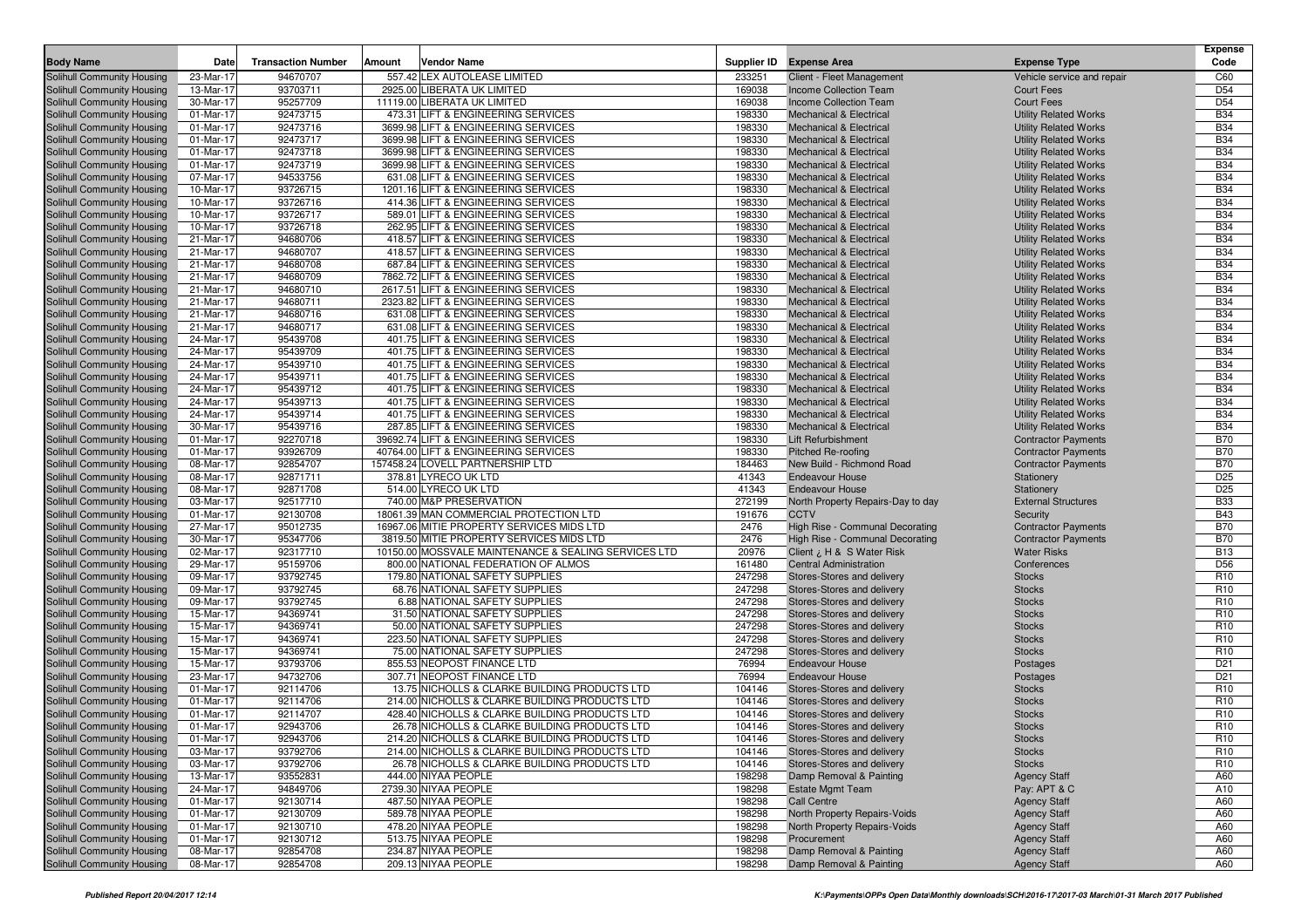| Body Name | Date | Transaction Number | Amount | Vendor Name | Supplier ID | Expense Area | Expense Type | Expense Code |
|---|---|---|---|---|---|---|---|---|
| Solihull Community Housing | 23-Mar-17 | 94670707 | 557.42 | LEX AUTOLEASE LIMITED | 233251 | Client - Fleet Management | Vehicle service and repair | C60 |
| Solihull Community Housing | 13-Mar-17 | 93703711 | 2925.00 | LIBERATA UK LIMITED | 169038 | Income Collection Team | Court Fees | D54 |
| Solihull Community Housing | 30-Mar-17 | 95257709 | 11119.00 | LIBERATA UK LIMITED | 169038 | Income Collection Team | Court Fees | D54 |
| Solihull Community Housing | 01-Mar-17 | 92473715 | 473.31 | LIFT & ENGINEERING SERVICES | 198330 | Mechanical & Electrical | Utility Related Works | B34 |
| Solihull Community Housing | 01-Mar-17 | 92473716 | 3699.98 | LIFT & ENGINEERING SERVICES | 198330 | Mechanical & Electrical | Utility Related Works | B34 |
| Solihull Community Housing | 01-Mar-17 | 92473717 | 3699.98 | LIFT & ENGINEERING SERVICES | 198330 | Mechanical & Electrical | Utility Related Works | B34 |
| Solihull Community Housing | 01-Mar-17 | 92473718 | 3699.98 | LIFT & ENGINEERING SERVICES | 198330 | Mechanical & Electrical | Utility Related Works | B34 |
| Solihull Community Housing | 01-Mar-17 | 92473719 | 3699.98 | LIFT & ENGINEERING SERVICES | 198330 | Mechanical & Electrical | Utility Related Works | B34 |
| Solihull Community Housing | 07-Mar-17 | 94533756 | 631.08 | LIFT & ENGINEERING SERVICES | 198330 | Mechanical & Electrical | Utility Related Works | B34 |
| Solihull Community Housing | 10-Mar-17 | 93726715 | 1201.16 | LIFT & ENGINEERING SERVICES | 198330 | Mechanical & Electrical | Utility Related Works | B34 |
| Solihull Community Housing | 10-Mar-17 | 93726716 | 414.36 | LIFT & ENGINEERING SERVICES | 198330 | Mechanical & Electrical | Utility Related Works | B34 |
| Solihull Community Housing | 10-Mar-17 | 93726717 | 589.01 | LIFT & ENGINEERING SERVICES | 198330 | Mechanical & Electrical | Utility Related Works | B34 |
| Solihull Community Housing | 10-Mar-17 | 93726718 | 262.95 | LIFT & ENGINEERING SERVICES | 198330 | Mechanical & Electrical | Utility Related Works | B34 |
| Solihull Community Housing | 21-Mar-17 | 94680706 | 418.57 | LIFT & ENGINEERING SERVICES | 198330 | Mechanical & Electrical | Utility Related Works | B34 |
| Solihull Community Housing | 21-Mar-17 | 94680707 | 418.57 | LIFT & ENGINEERING SERVICES | 198330 | Mechanical & Electrical | Utility Related Works | B34 |
| Solihull Community Housing | 21-Mar-17 | 94680708 | 687.84 | LIFT & ENGINEERING SERVICES | 198330 | Mechanical & Electrical | Utility Related Works | B34 |
| Solihull Community Housing | 21-Mar-17 | 94680709 | 7862.72 | LIFT & ENGINEERING SERVICES | 198330 | Mechanical & Electrical | Utility Related Works | B34 |
| Solihull Community Housing | 21-Mar-17 | 94680710 | 2617.51 | LIFT & ENGINEERING SERVICES | 198330 | Mechanical & Electrical | Utility Related Works | B34 |
| Solihull Community Housing | 21-Mar-17 | 94680711 | 2323.82 | LIFT & ENGINEERING SERVICES | 198330 | Mechanical & Electrical | Utility Related Works | B34 |
| Solihull Community Housing | 21-Mar-17 | 94680716 | 631.08 | LIFT & ENGINEERING SERVICES | 198330 | Mechanical & Electrical | Utility Related Works | B34 |
| Solihull Community Housing | 21-Mar-17 | 94680717 | 631.08 | LIFT & ENGINEERING SERVICES | 198330 | Mechanical & Electrical | Utility Related Works | B34 |
| Solihull Community Housing | 24-Mar-17 | 95439708 | 401.75 | LIFT & ENGINEERING SERVICES | 198330 | Mechanical & Electrical | Utility Related Works | B34 |
| Solihull Community Housing | 24-Mar-17 | 95439709 | 401.75 | LIFT & ENGINEERING SERVICES | 198330 | Mechanical & Electrical | Utility Related Works | B34 |
| Solihull Community Housing | 24-Mar-17 | 95439710 | 401.75 | LIFT & ENGINEERING SERVICES | 198330 | Mechanical & Electrical | Utility Related Works | B34 |
| Solihull Community Housing | 24-Mar-17 | 95439711 | 401.75 | LIFT & ENGINEERING SERVICES | 198330 | Mechanical & Electrical | Utility Related Works | B34 |
| Solihull Community Housing | 24-Mar-17 | 95439712 | 401.75 | LIFT & ENGINEERING SERVICES | 198330 | Mechanical & Electrical | Utility Related Works | B34 |
| Solihull Community Housing | 24-Mar-17 | 95439713 | 401.75 | LIFT & ENGINEERING SERVICES | 198330 | Mechanical & Electrical | Utility Related Works | B34 |
| Solihull Community Housing | 24-Mar-17 | 95439714 | 401.75 | LIFT & ENGINEERING SERVICES | 198330 | Mechanical & Electrical | Utility Related Works | B34 |
| Solihull Community Housing | 30-Mar-17 | 95439716 | 287.85 | LIFT & ENGINEERING SERVICES | 198330 | Mechanical & Electrical | Utility Related Works | B34 |
| Solihull Community Housing | 01-Mar-17 | 92270718 | 39692.74 | LIFT & ENGINEERING SERVICES | 198330 | Lift Refurbishment | Contractor Payments | B70 |
| Solihull Community Housing | 01-Mar-17 | 93926709 | 40764.00 | LIFT & ENGINEERING SERVICES | 198330 | Pitched Re-roofing | Contractor Payments | B70 |
| Solihull Community Housing | 08-Mar-17 | 92854707 | 157458.24 | LOVELL PARTNERSHIP LTD | 184463 | New Build - Richmond Road | Contractor Payments | B70 |
| Solihull Community Housing | 08-Mar-17 | 92871711 | 378.81 | LYRECO UK LTD | 41343 | Endeavour House | Stationery | D25 |
| Solihull Community Housing | 08-Mar-17 | 92871708 | 514.00 | LYRECO UK LTD | 41343 | Endeavour House | Stationery | D25 |
| Solihull Community Housing | 03-Mar-17 | 92517710 | 740.00 | M&P PRESERVATION | 272199 | North Property Repairs-Day to day | External Structures | B33 |
| Solihull Community Housing | 01-Mar-17 | 92130708 | 18061.39 | MAN COMMERCIAL PROTECTION LTD | 191676 | CCTV | Security | B43 |
| Solihull Community Housing | 27-Mar-17 | 95012735 | 16967.06 | MITIE PROPERTY SERVICES MIDS LTD | 2476 | High Rise - Communal Decorating | Contractor Payments | B70 |
| Solihull Community Housing | 30-Mar-17 | 95347706 | 3819.50 | MITIE PROPERTY SERVICES MIDS LTD | 2476 | High Rise - Communal Decorating | Contractor Payments | B70 |
| Solihull Community Housing | 02-Mar-17 | 92317710 | 10150.00 | MOSSVALE MAINTENANCE & SEALING SERVICES LTD | 20976 | Client ¿ H & S Water Risk | Water Risks | B13 |
| Solihull Community Housing | 29-Mar-17 | 95159706 | 800.00 | NATIONAL FEDERATION OF ALMOS | 161480 | Central Administration | Conferences | D56 |
| Solihull Community Housing | 09-Mar-17 | 93792745 | 179.80 | NATIONAL SAFETY SUPPLIES | 247298 | Stores-Stores and delivery | Stocks | R10 |
| Solihull Community Housing | 09-Mar-17 | 93792745 | 68.76 | NATIONAL SAFETY SUPPLIES | 247298 | Stores-Stores and delivery | Stocks | R10 |
| Solihull Community Housing | 09-Mar-17 | 93792745 | 6.88 | NATIONAL SAFETY SUPPLIES | 247298 | Stores-Stores and delivery | Stocks | R10 |
| Solihull Community Housing | 15-Mar-17 | 94369741 | 31.50 | NATIONAL SAFETY SUPPLIES | 247298 | Stores-Stores and delivery | Stocks | R10 |
| Solihull Community Housing | 15-Mar-17 | 94369741 | 50.00 | NATIONAL SAFETY SUPPLIES | 247298 | Stores-Stores and delivery | Stocks | R10 |
| Solihull Community Housing | 15-Mar-17 | 94369741 | 223.50 | NATIONAL SAFETY SUPPLIES | 247298 | Stores-Stores and delivery | Stocks | R10 |
| Solihull Community Housing | 15-Mar-17 | 94369741 | 75.00 | NATIONAL SAFETY SUPPLIES | 247298 | Stores-Stores and delivery | Stocks | R10 |
| Solihull Community Housing | 15-Mar-17 | 93793706 | 855.53 | NEOPOST FINANCE LTD | 76994 | Endeavour House | Postages | D21 |
| Solihull Community Housing | 23-Mar-17 | 94732706 | 307.71 | NEOPOST FINANCE LTD | 76994 | Endeavour House | Postages | D21 |
| Solihull Community Housing | 01-Mar-17 | 92114706 | 13.75 | NICHOLLS & CLARKE BUILDING PRODUCTS LTD | 104146 | Stores-Stores and delivery | Stocks | R10 |
| Solihull Community Housing | 01-Mar-17 | 92114706 | 214.00 | NICHOLLS & CLARKE BUILDING PRODUCTS LTD | 104146 | Stores-Stores and delivery | Stocks | R10 |
| Solihull Community Housing | 01-Mar-17 | 92114707 | 428.40 | NICHOLLS & CLARKE BUILDING PRODUCTS LTD | 104146 | Stores-Stores and delivery | Stocks | R10 |
| Solihull Community Housing | 01-Mar-17 | 92943706 | 26.78 | NICHOLLS & CLARKE BUILDING PRODUCTS LTD | 104146 | Stores-Stores and delivery | Stocks | R10 |
| Solihull Community Housing | 01-Mar-17 | 92943706 | 214.20 | NICHOLLS & CLARKE BUILDING PRODUCTS LTD | 104146 | Stores-Stores and delivery | Stocks | R10 |
| Solihull Community Housing | 03-Mar-17 | 93792706 | 214.00 | NICHOLLS & CLARKE BUILDING PRODUCTS LTD | 104146 | Stores-Stores and delivery | Stocks | R10 |
| Solihull Community Housing | 03-Mar-17 | 93792706 | 26.78 | NICHOLLS & CLARKE BUILDING PRODUCTS LTD | 104146 | Stores-Stores and delivery | Stocks | R10 |
| Solihull Community Housing | 13-Mar-17 | 93552831 | 444.00 | NIYAA PEOPLE | 198298 | Damp Removal & Painting | Agency Staff | A60 |
| Solihull Community Housing | 24-Mar-17 | 94849706 | 2739.30 | NIYAA PEOPLE | 198298 | Estate Mgmt Team | Pay: APT & C | A10 |
| Solihull Community Housing | 01-Mar-17 | 92130714 | 487.50 | NIYAA PEOPLE | 198298 | Call Centre | Agency Staff | A60 |
| Solihull Community Housing | 01-Mar-17 | 92130709 | 589.78 | NIYAA PEOPLE | 198298 | North Property Repairs-Voids | Agency Staff | A60 |
| Solihull Community Housing | 01-Mar-17 | 92130710 | 478.20 | NIYAA PEOPLE | 198298 | North Property Repairs-Voids | Agency Staff | A60 |
| Solihull Community Housing | 01-Mar-17 | 92130712 | 513.75 | NIYAA PEOPLE | 198298 | Procurement | Agency Staff | A60 |
| Solihull Community Housing | 08-Mar-17 | 92854708 | 234.87 | NIYAA PEOPLE | 198298 | Damp Removal & Painting | Agency Staff | A60 |
| Solihull Community Housing | 08-Mar-17 | 92854708 | 209.13 | NIYAA PEOPLE | 198298 | Damp Removal & Painting | Agency Staff | A60 |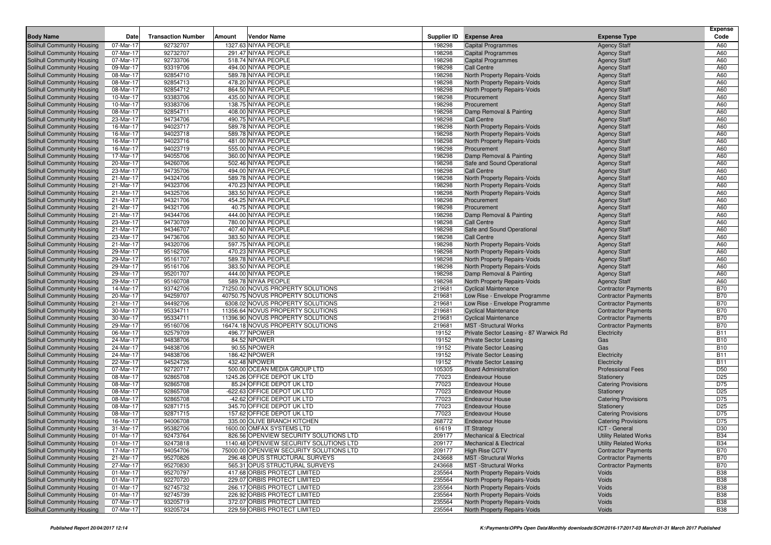| Body Name | Date | Transaction Number | Amount | Vendor Name | Supplier ID | Expense Area | Expense Type | Expense Code |
|---|---|---|---|---|---|---|---|---|
| Solihull Community Housing | 07-Mar-17 | 92732707 | 1327.63 | NIYAA PEOPLE | 198298 | Capital Programmes | Agency Staff | A60 |
| Solihull Community Housing | 07-Mar-17 | 92732707 | 291.47 | NIYAA PEOPLE | 198298 | Capital Programmes | Agency Staff | A60 |
| Solihull Community Housing | 07-Mar-17 | 92733706 | 518.74 | NIYAA PEOPLE | 198298 | Capital Programmes | Agency Staff | A60 |
| Solihull Community Housing | 09-Mar-17 | 93319706 | 494.00 | NIYAA PEOPLE | 198298 | Call Centre | Agency Staff | A60 |
| Solihull Community Housing | 08-Mar-17 | 92854710 | 589.78 | NIYAA PEOPLE | 198298 | North Property Repairs-Voids | Agency Staff | A60 |
| Solihull Community Housing | 08-Mar-17 | 92854713 | 478.20 | NIYAA PEOPLE | 198298 | North Property Repairs-Voids | Agency Staff | A60 |
| Solihull Community Housing | 08-Mar-17 | 92854712 | 864.50 | NIYAA PEOPLE | 198298 | North Property Repairs-Voids | Agency Staff | A60 |
| Solihull Community Housing | 10-Mar-17 | 93383706 | 435.00 | NIYAA PEOPLE | 198298 | Procurement | Agency Staff | A60 |
| Solihull Community Housing | 10-Mar-17 | 93383706 | 138.75 | NIYAA PEOPLE | 198298 | Procurement | Agency Staff | A60 |
| Solihull Community Housing | 08-Mar-17 | 92854711 | 408.00 | NIYAA PEOPLE | 198298 | Damp Removal & Painting | Agency Staff | A60 |
| Solihull Community Housing | 23-Mar-17 | 94734706 | 490.75 | NIYAA PEOPLE | 198298 | Call Centre | Agency Staff | A60 |
| Solihull Community Housing | 16-Mar-17 | 94023717 | 589.78 | NIYAA PEOPLE | 198298 | North Property Repairs-Voids | Agency Staff | A60 |
| Solihull Community Housing | 16-Mar-17 | 94023718 | 589.78 | NIYAA PEOPLE | 198298 | North Property Repairs-Voids | Agency Staff | A60 |
| Solihull Community Housing | 16-Mar-17 | 94023716 | 481.00 | NIYAA PEOPLE | 198298 | North Property Repairs-Voids | Agency Staff | A60 |
| Solihull Community Housing | 16-Mar-17 | 94023719 | 555.00 | NIYAA PEOPLE | 198298 | Procurement | Agency Staff | A60 |
| Solihull Community Housing | 17-Mar-17 | 94055706 | 360.00 | NIYAA PEOPLE | 198298 | Damp Removal & Painting | Agency Staff | A60 |
| Solihull Community Housing | 20-Mar-17 | 94260706 | 502.46 | NIYAA PEOPLE | 198298 | Safe and Sound Operational | Agency Staff | A60 |
| Solihull Community Housing | 23-Mar-17 | 94735706 | 494.00 | NIYAA PEOPLE | 198298 | Call Centre | Agency Staff | A60 |
| Solihull Community Housing | 21-Mar-17 | 94324706 | 589.78 | NIYAA PEOPLE | 198298 | North Property Repairs-Voids | Agency Staff | A60 |
| Solihull Community Housing | 21-Mar-17 | 94323706 | 470.23 | NIYAA PEOPLE | 198298 | North Property Repairs-Voids | Agency Staff | A60 |
| Solihull Community Housing | 21-Mar-17 | 94325706 | 383.50 | NIYAA PEOPLE | 198298 | North Property Repairs-Voids | Agency Staff | A60 |
| Solihull Community Housing | 21-Mar-17 | 94321706 | 454.25 | NIYAA PEOPLE | 198298 | Procurement | Agency Staff | A60 |
| Solihull Community Housing | 21-Mar-17 | 94321706 | 40.75 | NIYAA PEOPLE | 198298 | Procurement | Agency Staff | A60 |
| Solihull Community Housing | 21-Mar-17 | 94344706 | 444.00 | NIYAA PEOPLE | 198298 | Damp Removal & Painting | Agency Staff | A60 |
| Solihull Community Housing | 23-Mar-17 | 94730709 | 780.00 | NIYAA PEOPLE | 198298 | Call Centre | Agency Staff | A60 |
| Solihull Community Housing | 21-Mar-17 | 94346707 | 407.40 | NIYAA PEOPLE | 198298 | Safe and Sound Operational | Agency Staff | A60 |
| Solihull Community Housing | 23-Mar-17 | 94736706 | 383.50 | NIYAA PEOPLE | 198298 | Call Centre | Agency Staff | A60 |
| Solihull Community Housing | 21-Mar-17 | 94320706 | 597.75 | NIYAA PEOPLE | 198298 | North Property Repairs-Voids | Agency Staff | A60 |
| Solihull Community Housing | 29-Mar-17 | 95162706 | 470.23 | NIYAA PEOPLE | 198298 | North Property Repairs-Voids | Agency Staff | A60 |
| Solihull Community Housing | 29-Mar-17 | 95161707 | 589.78 | NIYAA PEOPLE | 198298 | North Property Repairs-Voids | Agency Staff | A60 |
| Solihull Community Housing | 29-Mar-17 | 95161706 | 383.50 | NIYAA PEOPLE | 198298 | North Property Repairs-Voids | Agency Staff | A60 |
| Solihull Community Housing | 29-Mar-17 | 95201707 | 444.00 | NIYAA PEOPLE | 198298 | Damp Removal & Painting | Agency Staff | A60 |
| Solihull Community Housing | 29-Mar-17 | 95160708 | 589.78 | NIYAA PEOPLE | 198298 | North Property Repairs-Voids | Agency Staff | A60 |
| Solihull Community Housing | 14-Mar-17 | 93742706 | 71250.00 | NOVUS PROPERTY SOLUTIONS | 219681 | Cyclical Maintenance | Contractor Payments | B70 |
| Solihull Community Housing | 20-Mar-17 | 94259707 | 40750.75 | NOVUS PROPERTY SOLUTIONS | 219681 | Low Rise - Envelope Programme | Contractor Payments | B70 |
| Solihull Community Housing | 21-Mar-17 | 94492706 | 6308.02 | NOVUS PROPERTY SOLUTIONS | 219681 | Low Rise - Envelope Programme | Contractor Payments | B70 |
| Solihull Community Housing | 30-Mar-17 | 95334711 | 11356.64 | NOVUS PROPERTY SOLUTIONS | 219681 | Cyclical Maintenance | Contractor Payments | B70 |
| Solihull Community Housing | 30-Mar-17 | 95334711 | 11396.90 | NOVUS PROPERTY SOLUTIONS | 219681 | Cyclical Maintenance | Contractor Payments | B70 |
| Solihull Community Housing | 29-Mar-17 | 95160706 | 16474.18 | NOVUS PROPERTY SOLUTIONS | 219681 | MST -Structural Works | Contractor Payments | B70 |
| Solihull Community Housing | 06-Mar-17 | 92579709 | 496.77 | NPOWER | 19152 | Private Sector Leasing - 87 Warwick Rd | Electricity | B11 |
| Solihull Community Housing | 24-Mar-17 | 94838706 | 84.52 | NPOWER | 19152 | Private Sector Leasing | Gas | B10 |
| Solihull Community Housing | 24-Mar-17 | 94838706 | 90.55 | NPOWER | 19152 | Private Sector Leasing | Gas | B10 |
| Solihull Community Housing | 24-Mar-17 | 94838706 | 186.42 | NPOWER | 19152 | Private Sector Leasing | Electricity | B11 |
| Solihull Community Housing | 22-Mar-17 | 94524726 | 432.48 | NPOWER | 19152 | Private Sector Leasing | Electricity | B11 |
| Solihull Community Housing | 07-Mar-17 | 92720717 | 500.00 | OCEAN MEDIA GROUP LTD | 105305 | Board Administration | Professional Fees | D50 |
| Solihull Community Housing | 08-Mar-17 | 92865708 | 1245.26 | OFFICE DEPOT UK LTD | 77023 | Endeavour House | Stationery | D25 |
| Solihull Community Housing | 08-Mar-17 | 92865708 | 85.24 | OFFICE DEPOT UK LTD | 77023 | Endeavour House | Catering Provisions | D75 |
| Solihull Community Housing | 08-Mar-17 | 92865708 | -622.63 | OFFICE DEPOT UK LTD | 77023 | Endeavour House | Stationery | D25 |
| Solihull Community Housing | 08-Mar-17 | 92865708 | -42.62 | OFFICE DEPOT UK LTD | 77023 | Endeavour House | Catering Provisions | D75 |
| Solihull Community Housing | 08-Mar-17 | 92871715 | 345.70 | OFFICE DEPOT UK LTD | 77023 | Endeavour House | Stationery | D25 |
| Solihull Community Housing | 08-Mar-17 | 92871715 | 157.62 | OFFICE DEPOT UK LTD | 77023 | Endeavour House | Catering Provisions | D75 |
| Solihull Community Housing | 16-Mar-17 | 94006708 | 335.00 | OLIVE BRANCH KITCHEN | 268772 | Endeavour House | Catering Provisions | D75 |
| Solihull Community Housing | 31-Mar-17 | 95382706 | 1600.00 | OMFAX SYSTEMS LTD | 61619 | IT Strategy | ICT - General | D30 |
| Solihull Community Housing | 01-Mar-17 | 92473764 | 826.56 | OPENVIEW SECURITY SOLUTIONS LTD | 209177 | Mechanical & Electrical | Utility Related Works | B34 |
| Solihull Community Housing | 01-Mar-17 | 92473818 | 1140.48 | OPENVIEW SECURITY SOLUTIONS LTD | 209177 | Mechanical & Electrical | Utility Related Works | B34 |
| Solihull Community Housing | 17-Mar-17 | 94054706 | 75000.00 | OPENVIEW SECURITY SOLUTIONS LTD | 209177 | High Rise CCTV | Contractor Payments | B70 |
| Solihull Community Housing | 21-Mar-17 | 95270826 | 296.48 | OPUS STRUCTURAL SURVEYS | 243668 | MST -Structural Works | Contractor Payments | B70 |
| Solihull Community Housing | 27-Mar-17 | 95270830 | 565.31 | OPUS STRUCTURAL SURVEYS | 243668 | MST -Structural Works | Contractor Payments | B70 |
| Solihull Community Housing | 01-Mar-17 | 95270797 | 417.68 | ORBIS PROTECT LIMITED | 235564 | North Property Repairs-Voids | Voids | B38 |
| Solihull Community Housing | 01-Mar-17 | 92270720 | 229.07 | ORBIS PROTECT LIMITED | 235564 | North Property Repairs-Voids | Voids | B38 |
| Solihull Community Housing | 01-Mar-17 | 92745732 | 266.17 | ORBIS PROTECT LIMITED | 235564 | North Property Repairs-Voids | Voids | B38 |
| Solihull Community Housing | 01-Mar-17 | 92745739 | 226.92 | ORBIS PROTECT LIMITED | 235564 | North Property Repairs-Voids | Voids | B38 |
| Solihull Community Housing | 07-Mar-17 | 93205719 | 372.07 | ORBIS PROTECT LIMITED | 235564 | North Property Repairs-Voids | Voids | B38 |
| Solihull Community Housing | 07-Mar-17 | 93205724 | 229.59 | ORBIS PROTECT LIMITED | 235564 | North Property Repairs-Voids | Voids | B38 |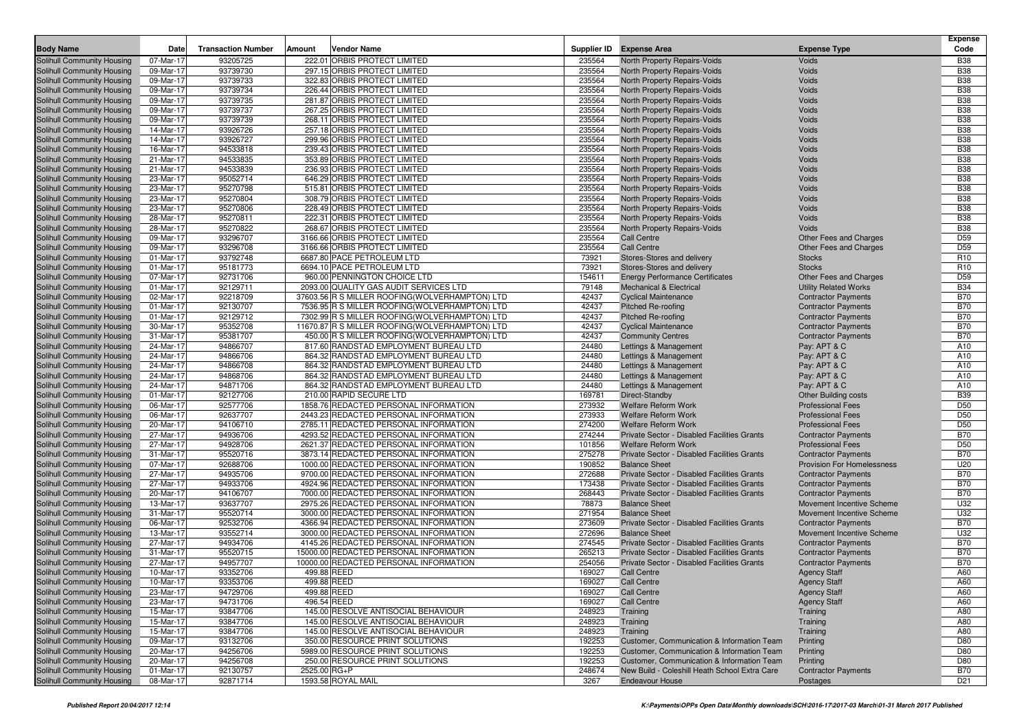| Body Name | Date | Transaction Number | Amount | Vendor Name | Supplier ID | Expense Area | Expense Type | Expense Code |
|---|---|---|---|---|---|---|---|---|
| Solihull Community Housing | 07-Mar-17 | 93205725 | 222.01 | ORBIS PROTECT LIMITED | 235564 | North Property Repairs-Voids | Voids | B38 |
| Solihull Community Housing | 09-Mar-17 | 93739730 | 297.15 | ORBIS PROTECT LIMITED | 235564 | North Property Repairs-Voids | Voids | B38 |
| Solihull Community Housing | 09-Mar-17 | 93739733 | 322.83 | ORBIS PROTECT LIMITED | 235564 | North Property Repairs-Voids | Voids | B38 |
| Solihull Community Housing | 09-Mar-17 | 93739734 | 226.44 | ORBIS PROTECT LIMITED | 235564 | North Property Repairs-Voids | Voids | B38 |
| Solihull Community Housing | 09-Mar-17 | 93739735 | 281.87 | ORBIS PROTECT LIMITED | 235564 | North Property Repairs-Voids | Voids | B38 |
| Solihull Community Housing | 09-Mar-17 | 93739737 | 267.25 | ORBIS PROTECT LIMITED | 235564 | North Property Repairs-Voids | Voids | B38 |
| Solihull Community Housing | 09-Mar-17 | 93739739 | 268.11 | ORBIS PROTECT LIMITED | 235564 | North Property Repairs-Voids | Voids | B38 |
| Solihull Community Housing | 14-Mar-17 | 93926726 | 257.18 | ORBIS PROTECT LIMITED | 235564 | North Property Repairs-Voids | Voids | B38 |
| Solihull Community Housing | 14-Mar-17 | 93926727 | 299.96 | ORBIS PROTECT LIMITED | 235564 | North Property Repairs-Voids | Voids | B38 |
| Solihull Community Housing | 16-Mar-17 | 94533818 | 239.43 | ORBIS PROTECT LIMITED | 235564 | North Property Repairs-Voids | Voids | B38 |
| Solihull Community Housing | 21-Mar-17 | 94533835 | 353.89 | ORBIS PROTECT LIMITED | 235564 | North Property Repairs-Voids | Voids | B38 |
| Solihull Community Housing | 21-Mar-17 | 94533839 | 236.93 | ORBIS PROTECT LIMITED | 235564 | North Property Repairs-Voids | Voids | B38 |
| Solihull Community Housing | 23-Mar-17 | 95052714 | 646.29 | ORBIS PROTECT LIMITED | 235564 | North Property Repairs-Voids | Voids | B38 |
| Solihull Community Housing | 23-Mar-17 | 95270798 | 515.81 | ORBIS PROTECT LIMITED | 235564 | North Property Repairs-Voids | Voids | B38 |
| Solihull Community Housing | 23-Mar-17 | 95270804 | 308.79 | ORBIS PROTECT LIMITED | 235564 | North Property Repairs-Voids | Voids | B38 |
| Solihull Community Housing | 23-Mar-17 | 95270806 | 228.49 | ORBIS PROTECT LIMITED | 235564 | North Property Repairs-Voids | Voids | B38 |
| Solihull Community Housing | 28-Mar-17 | 95270811 | 222.31 | ORBIS PROTECT LIMITED | 235564 | North Property Repairs-Voids | Voids | B38 |
| Solihull Community Housing | 28-Mar-17 | 95270822 | 268.67 | ORBIS PROTECT LIMITED | 235564 | North Property Repairs-Voids | Voids | B38 |
| Solihull Community Housing | 09-Mar-17 | 93296707 | 3166.66 | ORBIS PROTECT LIMITED | 235564 | Call Centre | Other Fees and Charges | D59 |
| Solihull Community Housing | 09-Mar-17 | 93296708 | 3166.66 | ORBIS PROTECT LIMITED | 235564 | Call Centre | Other Fees and Charges | D59 |
| Solihull Community Housing | 01-Mar-17 | 93792748 | 6687.80 | PACE PETROLEUM LTD | 73921 | Stores-Stores and delivery | Stocks | R10 |
| Solihull Community Housing | 01-Mar-17 | 95181773 | 6694.10 | PACE PETROLEUM LTD | 73921 | Stores-Stores and delivery | Stocks | R10 |
| Solihull Community Housing | 07-Mar-17 | 92731706 | 960.00 | PENNINGTON CHOICE LTD | 154611 | Energy Performance Certificates | Other Fees and Charges | D59 |
| Solihull Community Housing | 01-Mar-17 | 92129711 | 2093.00 | QUALITY GAS AUDIT SERVICES LTD | 79148 | Mechanical & Electrical | Utility Related Works | B34 |
| Solihull Community Housing | 02-Mar-17 | 92218709 | 37603.56 | R S MILLER ROOFING(WOLVERHAMPTON) LTD | 42437 | Cyclical Maintenance | Contractor Payments | B70 |
| Solihull Community Housing | 01-Mar-17 | 92130707 | 7536.95 | R S MILLER ROOFING(WOLVERHAMPTON) LTD | 42437 | Pitched Re-roofing | Contractor Payments | B70 |
| Solihull Community Housing | 01-Mar-17 | 92129712 | 7302.99 | R S MILLER ROOFING(WOLVERHAMPTON) LTD | 42437 | Pitched Re-roofing | Contractor Payments | B70 |
| Solihull Community Housing | 30-Mar-17 | 95352708 | 11670.87 | R S MILLER ROOFING(WOLVERHAMPTON) LTD | 42437 | Cyclical Maintenance | Contractor Payments | B70 |
| Solihull Community Housing | 31-Mar-17 | 95381707 | 450.00 | R S MILLER ROOFING(WOLVERHAMPTON) LTD | 42437 | Community Centres | Contractor Payments | B70 |
| Solihull Community Housing | 24-Mar-17 | 94866707 | 817.60 | RANDSTAD EMPLOYMENT BUREAU LTD | 24480 | Lettings & Management | Pay: APT & C | A10 |
| Solihull Community Housing | 24-Mar-17 | 94866706 | 864.32 | RANDSTAD EMPLOYMENT BUREAU LTD | 24480 | Lettings & Management | Pay: APT & C | A10 |
| Solihull Community Housing | 24-Mar-17 | 94866708 | 864.32 | RANDSTAD EMPLOYMENT BUREAU LTD | 24480 | Lettings & Management | Pay: APT & C | A10 |
| Solihull Community Housing | 24-Mar-17 | 94868706 | 864.32 | RANDSTAD EMPLOYMENT BUREAU LTD | 24480 | Lettings & Management | Pay: APT & C | A10 |
| Solihull Community Housing | 24-Mar-17 | 94871706 | 864.32 | RANDSTAD EMPLOYMENT BUREAU LTD | 24480 | Lettings & Management | Pay: APT & C | A10 |
| Solihull Community Housing | 01-Mar-17 | 92127706 | 210.00 | RAPID SECURE LTD | 169781 | Direct-Standby | Other Building costs | B39 |
| Solihull Community Housing | 06-Mar-17 | 92577706 | 1858.76 | REDACTED PERSONAL INFORMATION | 273932 | Welfare Reform Work | Professional Fees | D50 |
| Solihull Community Housing | 06-Mar-17 | 92637707 | 2443.23 | REDACTED PERSONAL INFORMATION | 273933 | Welfare Reform Work | Professional Fees | D50 |
| Solihull Community Housing | 20-Mar-17 | 94106710 | 2785.11 | REDACTED PERSONAL INFORMATION | 274200 | Welfare Reform Work | Professional Fees | D50 |
| Solihull Community Housing | 27-Mar-17 | 94936706 | 4293.52 | REDACTED PERSONAL INFORMATION | 274244 | Private Sector - Disabled Facilities Grants | Contractor Payments | B70 |
| Solihull Community Housing | 27-Mar-17 | 94928706 | 2621.37 | REDACTED PERSONAL INFORMATION | 101856 | Welfare Reform Work | Professional Fees | D50 |
| Solihull Community Housing | 31-Mar-17 | 95520716 | 3873.14 | REDACTED PERSONAL INFORMATION | 275278 | Private Sector - Disabled Facilities Grants | Contractor Payments | B70 |
| Solihull Community Housing | 07-Mar-17 | 92688706 | 1000.00 | REDACTED PERSONAL INFORMATION | 190852 | Balance Sheet | Provision For Homelessness | U20 |
| Solihull Community Housing | 27-Mar-17 | 94935706 | 9700.00 | REDACTED PERSONAL INFORMATION | 272688 | Private Sector - Disabled Facilities Grants | Contractor Payments | B70 |
| Solihull Community Housing | 27-Mar-17 | 94933706 | 4924.96 | REDACTED PERSONAL INFORMATION | 173438 | Private Sector - Disabled Facilities Grants | Contractor Payments | B70 |
| Solihull Community Housing | 20-Mar-17 | 94106707 | 7000.00 | REDACTED PERSONAL INFORMATION | 268443 | Private Sector - Disabled Facilities Grants | Contractor Payments | B70 |
| Solihull Community Housing | 13-Mar-17 | 93637707 | 2975.26 | REDACTED PERSONAL INFORMATION | 78873 | Balance Sheet | Movement Incentive Scheme | U32 |
| Solihull Community Housing | 31-Mar-17 | 95520714 | 3000.00 | REDACTED PERSONAL INFORMATION | 271954 | Balance Sheet | Movement Incentive Scheme | U32 |
| Solihull Community Housing | 06-Mar-17 | 92532706 | 4366.94 | REDACTED PERSONAL INFORMATION | 273609 | Private Sector - Disabled Facilities Grants | Contractor Payments | B70 |
| Solihull Community Housing | 13-Mar-17 | 93552714 | 3000.00 | REDACTED PERSONAL INFORMATION | 272696 | Balance Sheet | Movement Incentive Scheme | U32 |
| Solihull Community Housing | 27-Mar-17 | 94934706 | 4145.26 | REDACTED PERSONAL INFORMATION | 274545 | Private Sector - Disabled Facilities Grants | Contractor Payments | B70 |
| Solihull Community Housing | 31-Mar-17 | 95520715 | 15000.00 | REDACTED PERSONAL INFORMATION | 265213 | Private Sector - Disabled Facilities Grants | Contractor Payments | B70 |
| Solihull Community Housing | 27-Mar-17 | 94957707 | 10000.00 | REDACTED PERSONAL INFORMATION | 254056 | Private Sector - Disabled Facilities Grants | Contractor Payments | B70 |
| Solihull Community Housing | 10-Mar-17 | 93352706 | 499.88 | REED | 169027 | Call Centre | Agency Staff | A60 |
| Solihull Community Housing | 10-Mar-17 | 93353706 | 499.88 | REED | 169027 | Call Centre | Agency Staff | A60 |
| Solihull Community Housing | 23-Mar-17 | 94729706 | 499.88 | REED | 169027 | Call Centre | Agency Staff | A60 |
| Solihull Community Housing | 23-Mar-17 | 94731706 | 496.54 | REED | 169027 | Call Centre | Agency Staff | A60 |
| Solihull Community Housing | 15-Mar-17 | 93847706 | 145.00 | RESOLVE ANTISOCIAL BEHAVIOUR | 248923 | Training | Training | A80 |
| Solihull Community Housing | 15-Mar-17 | 93847706 | 145.00 | RESOLVE ANTISOCIAL BEHAVIOUR | 248923 | Training | Training | A80 |
| Solihull Community Housing | 15-Mar-17 | 93847706 | 145.00 | RESOLVE ANTISOCIAL BEHAVIOUR | 248923 | Training | Training | A80 |
| Solihull Community Housing | 09-Mar-17 | 93132706 | 350.00 | RESOURCE PRINT SOLUTIONS | 192253 | Customer, Communication & Information Team | Printing | D80 |
| Solihull Community Housing | 20-Mar-17 | 94256706 | 5989.00 | RESOURCE PRINT SOLUTIONS | 192253 | Customer, Communication & Information Team | Printing | D80 |
| Solihull Community Housing | 20-Mar-17 | 94256708 | 250.00 | RESOURCE PRINT SOLUTIONS | 192253 | Customer, Communication & Information Team | Printing | D80 |
| Solihull Community Housing | 01-Mar-17 | 92130757 | 2525.00 | RG+P | 248674 | New Build - Coleshill Heath School Extra Care | Contractor Payments | B70 |
| Solihull Community Housing | 08-Mar-17 | 92871714 | 1593.58 | ROYAL MAIL | 3267 | Endeavour House | Postages | D21 |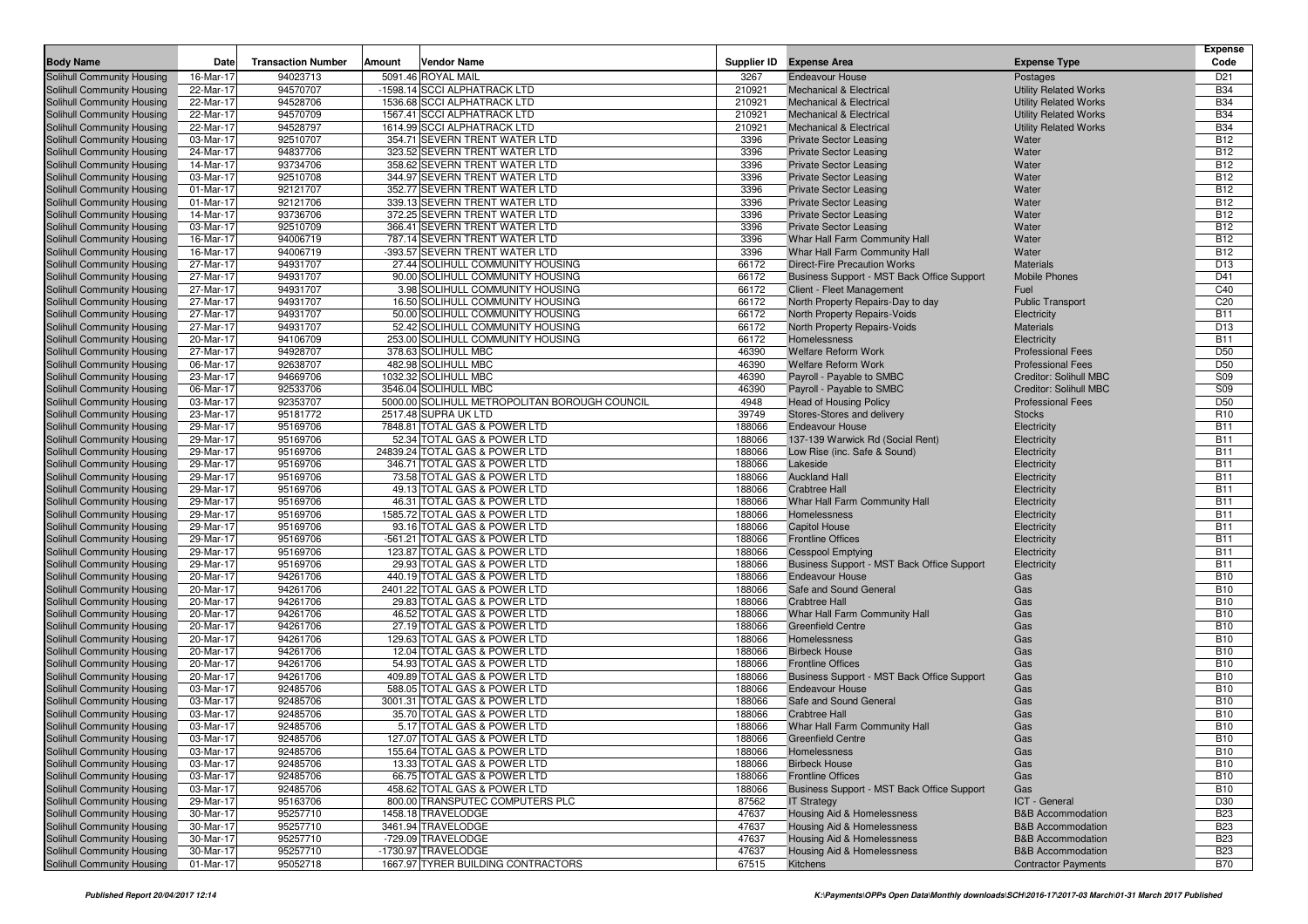| Body Name | Date | Transaction Number | Amount | Vendor Name | Supplier ID | Expense Area | Expense Type | Expense Code |
|---|---|---|---|---|---|---|---|---|
| Solihull Community Housing | 16-Mar-17 | 94023713 | 5091.46 | ROYAL MAIL | 3267 | Endeavour House | Postages | D21 |
| Solihull Community Housing | 22-Mar-17 | 94570707 | -1598.14 | SCCI ALPHATRACK LTD | 210921 | Mechanical & Electrical | Utility Related Works | B34 |
| Solihull Community Housing | 22-Mar-17 | 94528706 | 1536.68 | SCCI ALPHATRACK LTD | 210921 | Mechanical & Electrical | Utility Related Works | B34 |
| Solihull Community Housing | 22-Mar-17 | 94570709 | 1567.41 | SCCI ALPHATRACK LTD | 210921 | Mechanical & Electrical | Utility Related Works | B34 |
| Solihull Community Housing | 22-Mar-17 | 94528797 | 1614.99 | SCCI ALPHATRACK LTD | 210921 | Mechanical & Electrical | Utility Related Works | B34 |
| Solihull Community Housing | 03-Mar-17 | 92510707 | 354.71 | SEVERN TRENT WATER LTD | 3396 | Private Sector Leasing | Water | B12 |
| Solihull Community Housing | 24-Mar-17 | 94837706 | 323.52 | SEVERN TRENT WATER LTD | 3396 | Private Sector Leasing | Water | B12 |
| Solihull Community Housing | 14-Mar-17 | 93734706 | 358.62 | SEVERN TRENT WATER LTD | 3396 | Private Sector Leasing | Water | B12 |
| Solihull Community Housing | 03-Mar-17 | 92510708 | 344.97 | SEVERN TRENT WATER LTD | 3396 | Private Sector Leasing | Water | B12 |
| Solihull Community Housing | 01-Mar-17 | 92121707 | 352.77 | SEVERN TRENT WATER LTD | 3396 | Private Sector Leasing | Water | B12 |
| Solihull Community Housing | 01-Mar-17 | 92121706 | 339.13 | SEVERN TRENT WATER LTD | 3396 | Private Sector Leasing | Water | B12 |
| Solihull Community Housing | 14-Mar-17 | 93736706 | 372.25 | SEVERN TRENT WATER LTD | 3396 | Private Sector Leasing | Water | B12 |
| Solihull Community Housing | 03-Mar-17 | 92510709 | 366.41 | SEVERN TRENT WATER LTD | 3396 | Private Sector Leasing | Water | B12 |
| Solihull Community Housing | 16-Mar-17 | 94006719 | 787.14 | SEVERN TRENT WATER LTD | 3396 | Whar Hall Farm Community Hall | Water | B12 |
| Solihull Community Housing | 16-Mar-17 | 94006719 | -393.57 | SEVERN TRENT WATER LTD | 3396 | Whar Hall Farm Community Hall | Water | B12 |
| Solihull Community Housing | 27-Mar-17 | 94931707 | 27.44 | SOLIHULL COMMUNITY HOUSING | 66172 | Direct-Fire Precaution Works | Materials | D13 |
| Solihull Community Housing | 27-Mar-17 | 94931707 | 90.00 | SOLIHULL COMMUNITY HOUSING | 66172 | Business Support - MST Back Office Support | Mobile Phones | D41 |
| Solihull Community Housing | 27-Mar-17 | 94931707 | 3.98 | SOLIHULL COMMUNITY HOUSING | 66172 | Client - Fleet Management | Fuel | C40 |
| Solihull Community Housing | 27-Mar-17 | 94931707 | 16.50 | SOLIHULL COMMUNITY HOUSING | 66172 | North Property Repairs-Day to day | Public Transport | C20 |
| Solihull Community Housing | 27-Mar-17 | 94931707 | 50.00 | SOLIHULL COMMUNITY HOUSING | 66172 | North Property Repairs-Voids | Electricity | B11 |
| Solihull Community Housing | 27-Mar-17 | 94931707 | 52.42 | SOLIHULL COMMUNITY HOUSING | 66172 | North Property Repairs-Voids | Materials | D13 |
| Solihull Community Housing | 20-Mar-17 | 94106709 | 253.00 | SOLIHULL COMMUNITY HOUSING | 66172 | Homelessness | Electricity | B11 |
| Solihull Community Housing | 27-Mar-17 | 94928707 | 378.63 | SOLIHULL MBC | 46390 | Welfare Reform Work | Professional Fees | D50 |
| Solihull Community Housing | 06-Mar-17 | 92638707 | 482.98 | SOLIHULL MBC | 46390 | Welfare Reform Work | Professional Fees | D50 |
| Solihull Community Housing | 23-Mar-17 | 94669706 | 1032.32 | SOLIHULL MBC | 46390 | Payroll - Payable to SMBC | Creditor: Solihull MBC | S09 |
| Solihull Community Housing | 06-Mar-17 | 92533706 | 3546.04 | SOLIHULL MBC | 46390 | Payroll - Payable to SMBC | Creditor: Solihull MBC | S09 |
| Solihull Community Housing | 03-Mar-17 | 92353707 | 5000.00 | SOLIHULL METROPOLITAN BOROUGH COUNCIL | 4948 | Head of Housing Policy | Professional Fees | D50 |
| Solihull Community Housing | 23-Mar-17 | 95181772 | 2517.48 | SUPRA UK LTD | 39749 | Stores-Stores and delivery | Stocks | R10 |
| Solihull Community Housing | 29-Mar-17 | 95169706 | 7848.81 | TOTAL GAS & POWER LTD | 188066 | Endeavour House | Electricity | B11 |
| Solihull Community Housing | 29-Mar-17 | 95169706 | 52.34 | TOTAL GAS & POWER LTD | 188066 | 137-139 Warwick Rd (Social Rent) | Electricity | B11 |
| Solihull Community Housing | 29-Mar-17 | 95169706 | 24839.24 | TOTAL GAS & POWER LTD | 188066 | Low Rise (inc. Safe & Sound) | Electricity | B11 |
| Solihull Community Housing | 29-Mar-17 | 95169706 | 346.71 | TOTAL GAS & POWER LTD | 188066 | Lakeside | Electricity | B11 |
| Solihull Community Housing | 29-Mar-17 | 95169706 | 73.58 | TOTAL GAS & POWER LTD | 188066 | Auckland Hall | Electricity | B11 |
| Solihull Community Housing | 29-Mar-17 | 95169706 | 49.13 | TOTAL GAS & POWER LTD | 188066 | Crabtree Hall | Electricity | B11 |
| Solihull Community Housing | 29-Mar-17 | 95169706 | 46.31 | TOTAL GAS & POWER LTD | 188066 | Whar Hall Farm Community Hall | Electricity | B11 |
| Solihull Community Housing | 29-Mar-17 | 95169706 | 1585.72 | TOTAL GAS & POWER LTD | 188066 | Homelessness | Electricity | B11 |
| Solihull Community Housing | 29-Mar-17 | 95169706 | 93.16 | TOTAL GAS & POWER LTD | 188066 | Capitol House | Electricity | B11 |
| Solihull Community Housing | 29-Mar-17 | 95169706 | -561.21 | TOTAL GAS & POWER LTD | 188066 | Frontline Offices | Electricity | B11 |
| Solihull Community Housing | 29-Mar-17 | 95169706 | 123.87 | TOTAL GAS & POWER LTD | 188066 | Cesspool Emptying | Electricity | B11 |
| Solihull Community Housing | 29-Mar-17 | 95169706 | 29.93 | TOTAL GAS & POWER LTD | 188066 | Business Support - MST Back Office Support | Electricity | B11 |
| Solihull Community Housing | 20-Mar-17 | 94261706 | 440.19 | TOTAL GAS & POWER LTD | 188066 | Endeavour House | Gas | B10 |
| Solihull Community Housing | 20-Mar-17 | 94261706 | 2401.22 | TOTAL GAS & POWER LTD | 188066 | Safe and Sound General | Gas | B10 |
| Solihull Community Housing | 20-Mar-17 | 94261706 | 29.83 | TOTAL GAS & POWER LTD | 188066 | Crabtree Hall | Gas | B10 |
| Solihull Community Housing | 20-Mar-17 | 94261706 | 46.52 | TOTAL GAS & POWER LTD | 188066 | Whar Hall Farm Community Hall | Gas | B10 |
| Solihull Community Housing | 20-Mar-17 | 94261706 | 27.19 | TOTAL GAS & POWER LTD | 188066 | Greenfield Centre | Gas | B10 |
| Solihull Community Housing | 20-Mar-17 | 94261706 | 129.63 | TOTAL GAS & POWER LTD | 188066 | Homelessness | Gas | B10 |
| Solihull Community Housing | 20-Mar-17 | 94261706 | 12.04 | TOTAL GAS & POWER LTD | 188066 | Birbeck House | Gas | B10 |
| Solihull Community Housing | 20-Mar-17 | 94261706 | 54.93 | TOTAL GAS & POWER LTD | 188066 | Frontline Offices | Gas | B10 |
| Solihull Community Housing | 20-Mar-17 | 94261706 | 409.89 | TOTAL GAS & POWER LTD | 188066 | Business Support - MST Back Office Support | Gas | B10 |
| Solihull Community Housing | 03-Mar-17 | 92485706 | 588.05 | TOTAL GAS & POWER LTD | 188066 | Endeavour House | Gas | B10 |
| Solihull Community Housing | 03-Mar-17 | 92485706 | 3001.31 | TOTAL GAS & POWER LTD | 188066 | Safe and Sound General | Gas | B10 |
| Solihull Community Housing | 03-Mar-17 | 92485706 | 35.70 | TOTAL GAS & POWER LTD | 188066 | Crabtree Hall | Gas | B10 |
| Solihull Community Housing | 03-Mar-17 | 92485706 | 5.17 | TOTAL GAS & POWER LTD | 188066 | Whar Hall Farm Community Hall | Gas | B10 |
| Solihull Community Housing | 03-Mar-17 | 92485706 | 127.07 | TOTAL GAS & POWER LTD | 188066 | Greenfield Centre | Gas | B10 |
| Solihull Community Housing | 03-Mar-17 | 92485706 | 155.64 | TOTAL GAS & POWER LTD | 188066 | Homelessness | Gas | B10 |
| Solihull Community Housing | 03-Mar-17 | 92485706 | 13.33 | TOTAL GAS & POWER LTD | 188066 | Birbeck House | Gas | B10 |
| Solihull Community Housing | 03-Mar-17 | 92485706 | 66.75 | TOTAL GAS & POWER LTD | 188066 | Frontline Offices | Gas | B10 |
| Solihull Community Housing | 03-Mar-17 | 92485706 | 458.62 | TOTAL GAS & POWER LTD | 188066 | Business Support - MST Back Office Support | Gas | B10 |
| Solihull Community Housing | 29-Mar-17 | 95163706 | 800.00 | TRANSPUTEC COMPUTERS PLC | 87562 | IT Strategy | ICT - General | D30 |
| Solihull Community Housing | 30-Mar-17 | 95257710 | 1458.18 | TRAVELODGE | 47637 | Housing Aid & Homelessness | B&B Accommodation | B23 |
| Solihull Community Housing | 30-Mar-17 | 95257710 | 3461.94 | TRAVELODGE | 47637 | Housing Aid & Homelessness | B&B Accommodation | B23 |
| Solihull Community Housing | 30-Mar-17 | 95257710 | -729.09 | TRAVELODGE | 47637 | Housing Aid & Homelessness | B&B Accommodation | B23 |
| Solihull Community Housing | 30-Mar-17 | 95257710 | -1730.97 | TRAVELODGE | 47637 | Housing Aid & Homelessness | B&B Accommodation | B23 |
| Solihull Community Housing | 01-Mar-17 | 95052718 | 1667.97 | TYRER BUILDING CONTRACTORS | 67515 | Kitchens | Contractor Payments | B70 |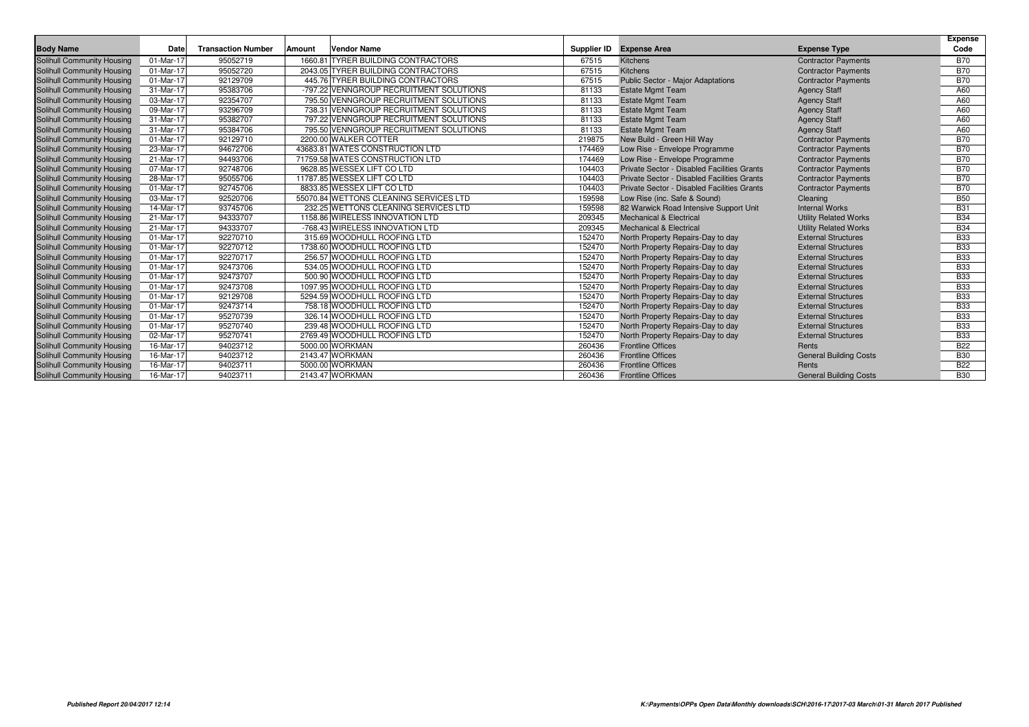| Body Name | Date | Transaction Number | Amount | Vendor Name | Supplier ID | Expense Area | Expense Type | Expense Code |
|---|---|---|---|---|---|---|---|---|
| Solihull Community Housing | 01-Mar-17 | 95052719 | 1660.81 | TYRER BUILDING CONTRACTORS | 67515 | Kitchens | Contractor Payments | B70 |
| Solihull Community Housing | 01-Mar-17 | 95052720 | 2043.05 | TYRER BUILDING CONTRACTORS | 67515 | Kitchens | Contractor Payments | B70 |
| Solihull Community Housing | 01-Mar-17 | 92129709 | 445.76 | TYRER BUILDING CONTRACTORS | 67515 | Public Sector - Major Adaptations | Contractor Payments | B70 |
| Solihull Community Housing | 31-Mar-17 | 95383706 | -797.22 | VENNGROUP RECRUITMENT SOLUTIONS | 81133 | Estate Mgmt Team | Agency Staff | A60 |
| Solihull Community Housing | 03-Mar-17 | 92354707 | 795.50 | VENNGROUP RECRUITMENT SOLUTIONS | 81133 | Estate Mgmt Team | Agency Staff | A60 |
| Solihull Community Housing | 09-Mar-17 | 93296709 | 738.31 | VENNGROUP RECRUITMENT SOLUTIONS | 81133 | Estate Mgmt Team | Agency Staff | A60 |
| Solihull Community Housing | 31-Mar-17 | 95382707 | 797.22 | VENNGROUP RECRUITMENT SOLUTIONS | 81133 | Estate Mgmt Team | Agency Staff | A60 |
| Solihull Community Housing | 31-Mar-17 | 95384706 | 795.50 | VENNGROUP RECRUITMENT SOLUTIONS | 81133 | Estate Mgmt Team | Agency Staff | A60 |
| Solihull Community Housing | 01-Mar-17 | 92129710 | 2200.00 | WALKER COTTER | 219875 | New Build - Green Hill Way | Contractor Payments | B70 |
| Solihull Community Housing | 23-Mar-17 | 94672706 | 43683.81 | WATES CONSTRUCTION LTD | 174469 | Low Rise - Envelope Programme | Contractor Payments | B70 |
| Solihull Community Housing | 21-Mar-17 | 94493706 | 71759.58 | WATES CONSTRUCTION LTD | 174469 | Low Rise - Envelope Programme | Contractor Payments | B70 |
| Solihull Community Housing | 07-Mar-17 | 92748706 | 9628.85 | WESSEX LIFT CO LTD | 104403 | Private Sector - Disabled Facilities Grants | Contractor Payments | B70 |
| Solihull Community Housing | 28-Mar-17 | 95055706 | 11787.85 | WESSEX LIFT CO LTD | 104403 | Private Sector - Disabled Facilities Grants | Contractor Payments | B70 |
| Solihull Community Housing | 01-Mar-17 | 92745706 | 8833.85 | WESSEX LIFT CO LTD | 104403 | Private Sector - Disabled Facilities Grants | Contractor Payments | B70 |
| Solihull Community Housing | 03-Mar-17 | 92520706 | 55070.84 | WETTONS CLEANING SERVICES LTD | 159598 | Low Rise (inc. Safe & Sound) | Cleaning | B50 |
| Solihull Community Housing | 14-Mar-17 | 93745706 | 232.25 | WETTONS CLEANING SERVICES LTD | 159598 | 82 Warwick Road Intensive Support Unit | Internal Works | B31 |
| Solihull Community Housing | 21-Mar-17 | 94333707 | 1158.86 | WIRELESS INNOVATION LTD | 209345 | Mechanical & Electrical | Utility Related Works | B34 |
| Solihull Community Housing | 21-Mar-17 | 94333707 | -768.43 | WIRELESS INNOVATION LTD | 209345 | Mechanical & Electrical | Utility Related Works | B34 |
| Solihull Community Housing | 01-Mar-17 | 92270710 | 315.69 | WOODHULL ROOFING LTD | 152470 | North Property Repairs-Day to day | External Structures | B33 |
| Solihull Community Housing | 01-Mar-17 | 92270712 | 1738.60 | WOODHULL ROOFING LTD | 152470 | North Property Repairs-Day to day | External Structures | B33 |
| Solihull Community Housing | 01-Mar-17 | 92270717 | 256.57 | WOODHULL ROOFING LTD | 152470 | North Property Repairs-Day to day | External Structures | B33 |
| Solihull Community Housing | 01-Mar-17 | 92473706 | 534.05 | WOODHULL ROOFING LTD | 152470 | North Property Repairs-Day to day | External Structures | B33 |
| Solihull Community Housing | 01-Mar-17 | 92473707 | 500.90 | WOODHULL ROOFING LTD | 152470 | North Property Repairs-Day to day | External Structures | B33 |
| Solihull Community Housing | 01-Mar-17 | 92473708 | 1097.95 | WOODHULL ROOFING LTD | 152470 | North Property Repairs-Day to day | External Structures | B33 |
| Solihull Community Housing | 01-Mar-17 | 92129708 | 5294.59 | WOODHULL ROOFING LTD | 152470 | North Property Repairs-Day to day | External Structures | B33 |
| Solihull Community Housing | 01-Mar-17 | 92473714 | 758.18 | WOODHULL ROOFING LTD | 152470 | North Property Repairs-Day to day | External Structures | B33 |
| Solihull Community Housing | 01-Mar-17 | 95270739 | 326.14 | WOODHULL ROOFING LTD | 152470 | North Property Repairs-Day to day | External Structures | B33 |
| Solihull Community Housing | 01-Mar-17 | 95270740 | 239.48 | WOODHULL ROOFING LTD | 152470 | North Property Repairs-Day to day | External Structures | B33 |
| Solihull Community Housing | 02-Mar-17 | 95270741 | 2769.49 | WOODHULL ROOFING LTD | 152470 | North Property Repairs-Day to day | External Structures | B33 |
| Solihull Community Housing | 16-Mar-17 | 94023712 | 5000.00 | WORKMAN | 260436 | Frontline Offices | Rents | B22 |
| Solihull Community Housing | 16-Mar-17 | 94023712 | 2143.47 | WORKMAN | 260436 | Frontline Offices | General Building Costs | B30 |
| Solihull Community Housing | 16-Mar-17 | 94023711 | 5000.00 | WORKMAN | 260436 | Frontline Offices | Rents | B22 |
| Solihull Community Housing | 16-Mar-17 | 94023711 | 2143.47 | WORKMAN | 260436 | Frontline Offices | General Building Costs | B30 |

*Published Report 20/04/2017 12:14*

*K:\Payments\OPPs Open Data\Monthly downloads\SCH\2016-17\2017-03 March\01-31 March 2017 Published*